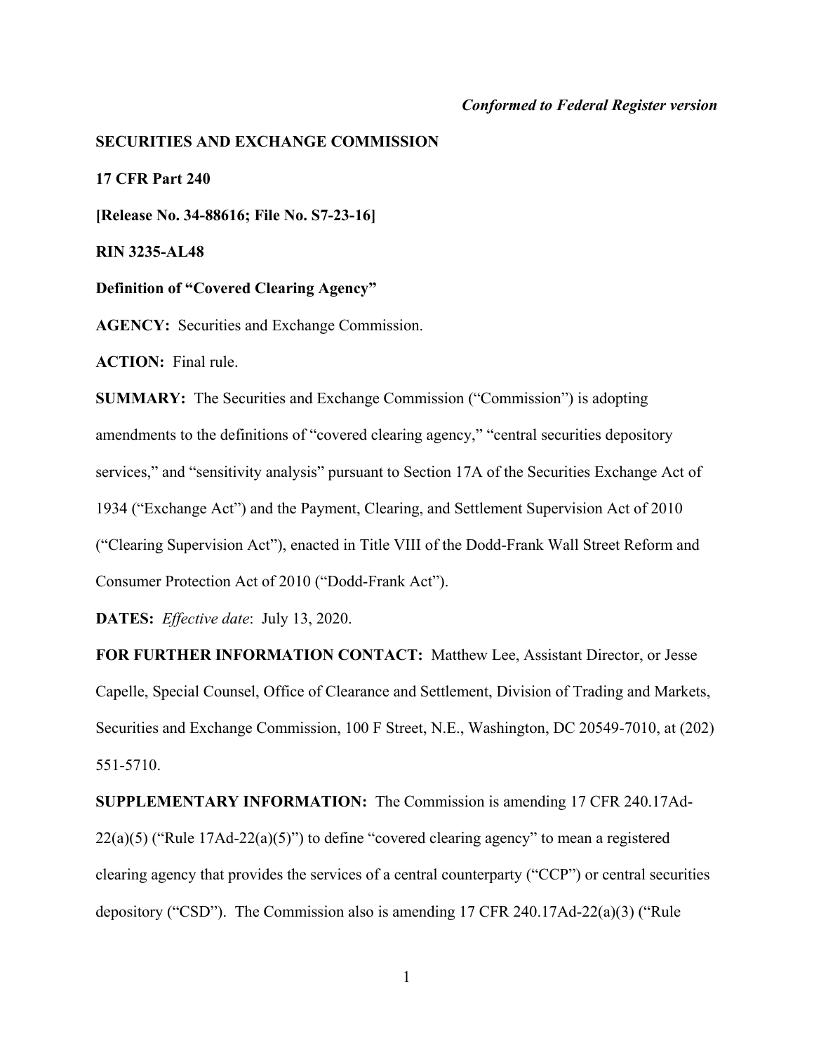*Conformed to Federal Register version*

**SECURITIES AND EXCHANGE COMMISSION**

**17 CFR Part 240**

**[Release No. 34-88616; File No. S7-23-16]**

**RIN 3235-AL48**

**Definition of "Covered Clearing Agency"**

**AGENCY:** Securities and Exchange Commission.

**ACTION:** Final rule.

**SUMMARY:** The Securities and Exchange Commission ("Commission") is adopting amendments to the definitions of "covered clearing agency," "central securities depository services," and "sensitivity analysis" pursuant to Section 17A of the Securities Exchange Act of 1934 ("Exchange Act") and the Payment, Clearing, and Settlement Supervision Act of 2010 ("Clearing Supervision Act"), enacted in Title VIII of the Dodd-Frank Wall Street Reform and Consumer Protection Act of 2010 ("Dodd-Frank Act").

**DATES:** *Effective date*: July 13, 2020.

**FOR FURTHER INFORMATION CONTACT:** Matthew Lee, Assistant Director, or Jesse Capelle, Special Counsel, Office of Clearance and Settlement, Division of Trading and Markets, Securities and Exchange Commission, 100 F Street, N.E., Washington, DC 20549-7010, at (202) 551-5710.

**SUPPLEMENTARY INFORMATION:** The Commission is amending 17 CFR 240.17Ad-22(a)(5) ("Rule 17Ad-22(a)(5)") to define "covered clearing agency" to mean a registered clearing agency that provides the services of a central counterparty ("CCP") or central securities depository ("CSD"). The Commission also is amending 17 CFR 240.17Ad-22(a)(3) ("Rule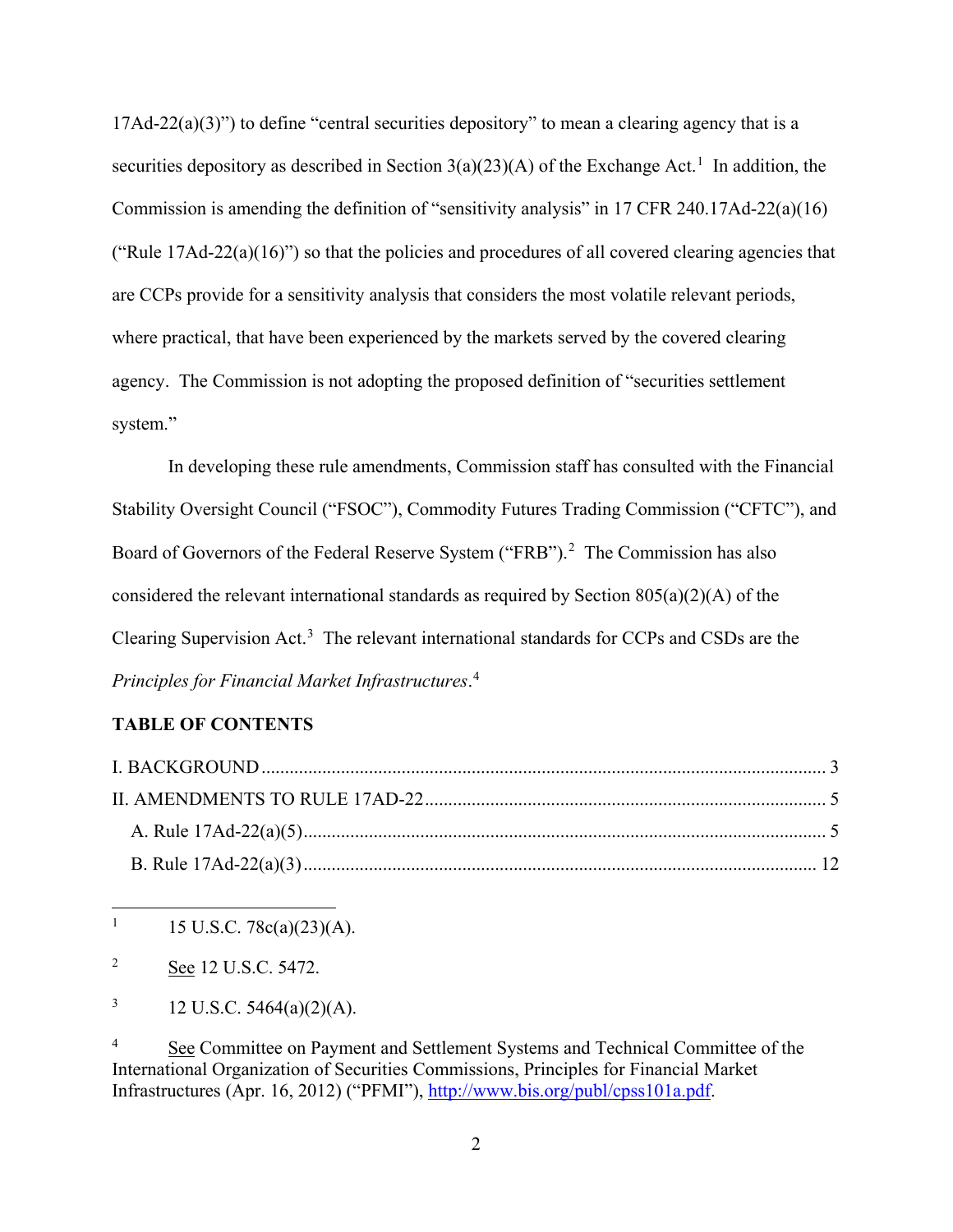17Ad-22(a)(3)") to define "central securities depository" to mean a clearing agency that is a securities depository as described in Section 3(a)(23)(A) of the Exchange Act.[1] In addition, the Commission is amending the definition of "sensitivity analysis" in 17 CFR 240.17Ad-22(a)(16) ("Rule 17Ad-22(a)(16)") so that the policies and procedures of all covered clearing agencies that are CCPs provide for a sensitivity analysis that considers the most volatile relevant periods, where practical, that have been experienced by the markets served by the covered clearing agency. The Commission is not adopting the proposed definition of "securities settlement system."

In developing these rule amendments, Commission staff has consulted with the Financial Stability Oversight Council ("FSOC"), Commodity Futures Trading Commission ("CFTC"), and Board of Governors of the Federal Reserve System ("FRB").[2] The Commission has also considered the relevant international standards as required by Section 805(a)(2)(A) of the Clearing Supervision Act.[3] The relevant international standards for CCPs and CSDs are the *Principles for Financial Market Infrastructures*.[4]

**TABLE OF CONTENTS**

I. BACKGROUND ........ 3
II. AMENDMENTS TO RULE 17AD-22 ........ 5
  A. Rule 17Ad-22(a)(5) ........ 5
  B. Rule 17Ad-22(a)(3) ........ 12

---

[1] 15 U.S.C. 78c(a)(23)(A).

[2] See 12 U.S.C. 5472.

[3] 12 U.S.C. 5464(a)(2)(A).

[4] See Committee on Payment and Settlement Systems and Technical Committee of the International Organization of Securities Commissions, Principles for Financial Market Infrastructures (Apr. 16, 2012) ("PFMI"), http://www.bis.org/publ/cpss101a.pdf.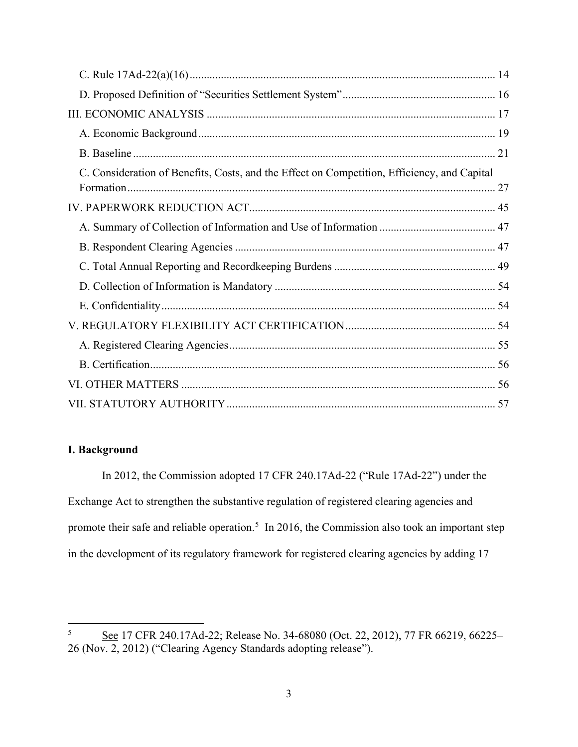C. Rule 17Ad-22(a)(16) ........................................................................................................... 14

D. Proposed Definition of "Securities Settlement System" ...................................................... 16

III. ECONOMIC ANALYSIS ..................................................................................................... 17

A. Economic Background ........................................................................................................ 19

B. Baseline ............................................................................................................................... 21

C. Consideration of Benefits, Costs, and the Effect on Competition, Efficiency, and Capital Formation ................................................................................................................................ 27

IV. PAPERWORK REDUCTION ACT ...................................................................................... 45

A. Summary of Collection of Information and Use of Information ......................................... 47

B. Respondent Clearing Agencies ............................................................................................ 47

C. Total Annual Reporting and Recordkeeping Burdens ......................................................... 49

D. Collection of Information is Mandatory ............................................................................. 54

E. Confidentiality ...................................................................................................................... 54

V. REGULATORY FLEXIBILITY ACT CERTIFICATION .................................................... 54

A. Registered Clearing Agencies ............................................................................................. 55

B. Certification .......................................................................................................................... 56

VI. OTHER MATTERS .............................................................................................................. 56

VII. STATUTORY AUTHORITY .............................................................................................. 57

## I. Background

In 2012, the Commission adopted 17 CFR 240.17Ad-22 ("Rule 17Ad-22") under the Exchange Act to strengthen the substantive regulation of registered clearing agencies and promote their safe and reliable operation.[5] In 2016, the Commission also took an important step in the development of its regulatory framework for registered clearing agencies by adding 17

---

[5] See 17 CFR 240.17Ad-22; Release No. 34-68080 (Oct. 22, 2012), 77 FR 66219, 66225–26 (Nov. 2, 2012) ("Clearing Agency Standards adopting release").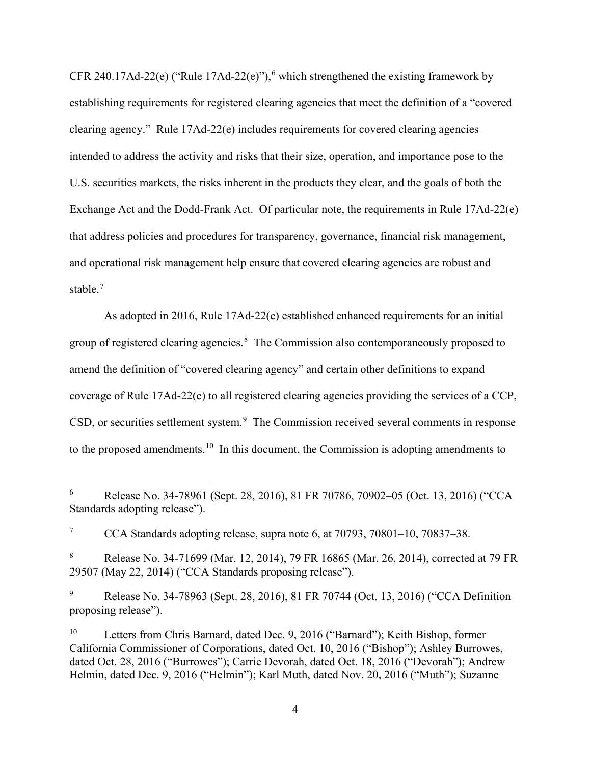CFR 240.17Ad-22(e) ("Rule 17Ad-22(e)"),[6] which strengthened the existing framework by establishing requirements for registered clearing agencies that meet the definition of a "covered clearing agency." Rule 17Ad-22(e) includes requirements for covered clearing agencies intended to address the activity and risks that their size, operation, and importance pose to the U.S. securities markets, the risks inherent in the products they clear, and the goals of both the Exchange Act and the Dodd-Frank Act. Of particular note, the requirements in Rule 17Ad-22(e) that address policies and procedures for transparency, governance, financial risk management, and operational risk management help ensure that covered clearing agencies are robust and stable.[7]

As adopted in 2016, Rule 17Ad-22(e) established enhanced requirements for an initial group of registered clearing agencies.[8] The Commission also contemporaneously proposed to amend the definition of "covered clearing agency" and certain other definitions to expand coverage of Rule 17Ad-22(e) to all registered clearing agencies providing the services of a CCP, CSD, or securities settlement system.[9] The Commission received several comments in response to the proposed amendments.[10] In this document, the Commission is adopting amendments to

---

[6] Release No. 34-78961 (Sept. 28, 2016), 81 FR 70786, 70902–05 (Oct. 13, 2016) ("CCA Standards adopting release").

[7] CCA Standards adopting release, supra note 6, at 70793, 70801–10, 70837–38.

[8] Release No. 34-71699 (Mar. 12, 2014), 79 FR 16865 (Mar. 26, 2014), corrected at 79 FR 29507 (May 22, 2014) ("CCA Standards proposing release").

[9] Release No. 34-78963 (Sept. 28, 2016), 81 FR 70744 (Oct. 13, 2016) ("CCA Definition proposing release").

[10] Letters from Chris Barnard, dated Dec. 9, 2016 ("Barnard"); Keith Bishop, former California Commissioner of Corporations, dated Oct. 10, 2016 ("Bishop"); Ashley Burrowes, dated Oct. 28, 2016 ("Burrowes"); Carrie Devorah, dated Oct. 18, 2016 ("Devorah"); Andrew Helmin, dated Dec. 9, 2016 ("Helmin"); Karl Muth, dated Nov. 20, 2016 ("Muth"); Suzanne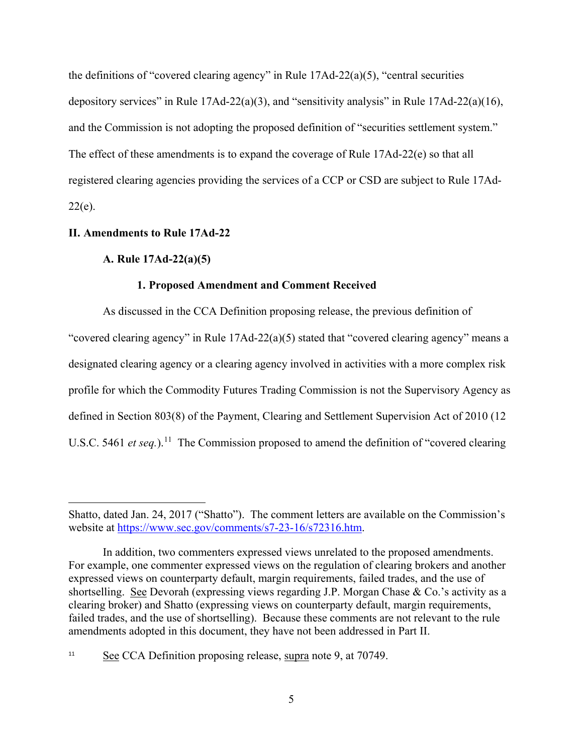the definitions of "covered clearing agency" in Rule 17Ad-22(a)(5), "central securities depository services" in Rule 17Ad-22(a)(3), and "sensitivity analysis" in Rule 17Ad-22(a)(16), and the Commission is not adopting the proposed definition of "securities settlement system." The effect of these amendments is to expand the coverage of Rule 17Ad-22(e) so that all registered clearing agencies providing the services of a CCP or CSD are subject to Rule 17Ad-22(e).

## II. Amendments to Rule 17Ad-22

### A. Rule 17Ad-22(a)(5)

#### 1. Proposed Amendment and Comment Received

As discussed in the CCA Definition proposing release, the previous definition of "covered clearing agency" in Rule 17Ad-22(a)(5) stated that "covered clearing agency" means a designated clearing agency or a clearing agency involved in activities with a more complex risk profile for which the Commodity Futures Trading Commission is not the Supervisory Agency as defined in Section 803(8) of the Payment, Clearing and Settlement Supervision Act of 2010 (12 U.S.C. 5461 *et seq.*).[11] The Commission proposed to amend the definition of "covered clearing

---

Shatto, dated Jan. 24, 2017 ("Shatto"). The comment letters are available on the Commission's website at https://www.sec.gov/comments/s7-23-16/s72316.htm.

In addition, two commenters expressed views unrelated to the proposed amendments. For example, one commenter expressed views on the regulation of clearing brokers and another expressed views on counterparty default, margin requirements, failed trades, and the use of shortselling. See Devorah (expressing views regarding J.P. Morgan Chase & Co.'s activity as a clearing broker) and Shatto (expressing views on counterparty default, margin requirements, failed trades, and the use of shortselling). Because these comments are not relevant to the rule amendments adopted in this document, they have not been addressed in Part II.

[11] See CCA Definition proposing release, supra note 9, at 70749.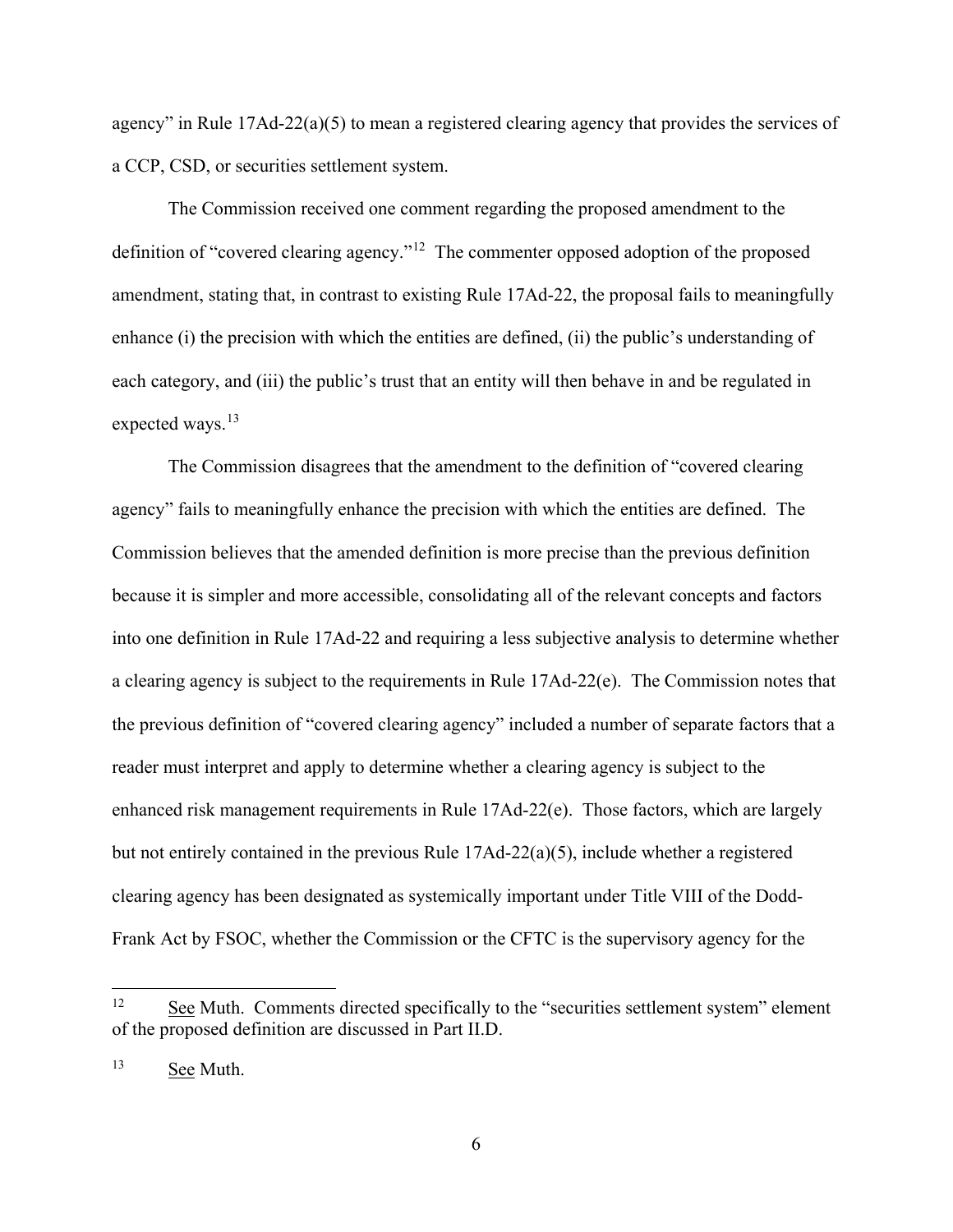agency" in Rule 17Ad-22(a)(5) to mean a registered clearing agency that provides the services of a CCP, CSD, or securities settlement system.

The Commission received one comment regarding the proposed amendment to the definition of "covered clearing agency."[12] The commenter opposed adoption of the proposed amendment, stating that, in contrast to existing Rule 17Ad-22, the proposal fails to meaningfully enhance (i) the precision with which the entities are defined, (ii) the public's understanding of each category, and (iii) the public's trust that an entity will then behave in and be regulated in expected ways.[13]

The Commission disagrees that the amendment to the definition of "covered clearing agency" fails to meaningfully enhance the precision with which the entities are defined. The Commission believes that the amended definition is more precise than the previous definition because it is simpler and more accessible, consolidating all of the relevant concepts and factors into one definition in Rule 17Ad-22 and requiring a less subjective analysis to determine whether a clearing agency is subject to the requirements in Rule 17Ad-22(e). The Commission notes that the previous definition of "covered clearing agency" included a number of separate factors that a reader must interpret and apply to determine whether a clearing agency is subject to the enhanced risk management requirements in Rule 17Ad-22(e). Those factors, which are largely but not entirely contained in the previous Rule 17Ad-22(a)(5), include whether a registered clearing agency has been designated as systemically important under Title VIII of the Dodd-Frank Act by FSOC, whether the Commission or the CFTC is the supervisory agency for the

---

[12] See Muth. Comments directed specifically to the "securities settlement system" element of the proposed definition are discussed in Part II.D.

[13] See Muth.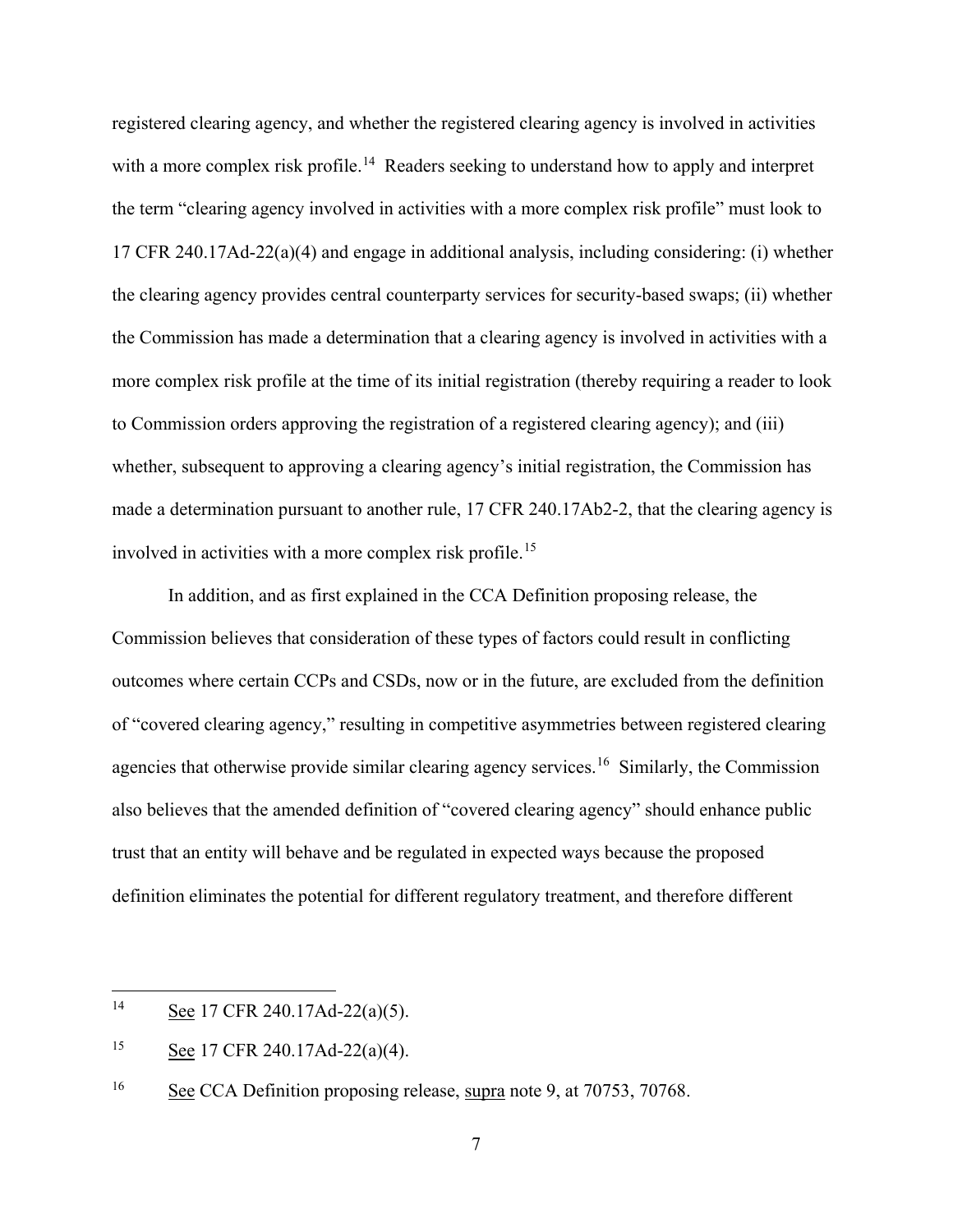registered clearing agency, and whether the registered clearing agency is involved in activities with a more complex risk profile.[14] Readers seeking to understand how to apply and interpret the term "clearing agency involved in activities with a more complex risk profile" must look to 17 CFR 240.17Ad-22(a)(4) and engage in additional analysis, including considering: (i) whether the clearing agency provides central counterparty services for security-based swaps; (ii) whether the Commission has made a determination that a clearing agency is involved in activities with a more complex risk profile at the time of its initial registration (thereby requiring a reader to look to Commission orders approving the registration of a registered clearing agency); and (iii) whether, subsequent to approving a clearing agency's initial registration, the Commission has made a determination pursuant to another rule, 17 CFR 240.17Ab2-2, that the clearing agency is involved in activities with a more complex risk profile.[15]

In addition, and as first explained in the CCA Definition proposing release, the Commission believes that consideration of these types of factors could result in conflicting outcomes where certain CCPs and CSDs, now or in the future, are excluded from the definition of "covered clearing agency," resulting in competitive asymmetries between registered clearing agencies that otherwise provide similar clearing agency services.[16] Similarly, the Commission also believes that the amended definition of "covered clearing agency" should enhance public trust that an entity will behave and be regulated in expected ways because the proposed definition eliminates the potential for different regulatory treatment, and therefore different

---

[14] See 17 CFR 240.17Ad-22(a)(5).

[15] See 17 CFR 240.17Ad-22(a)(4).

[16] See CCA Definition proposing release, supra note 9, at 70753, 70768.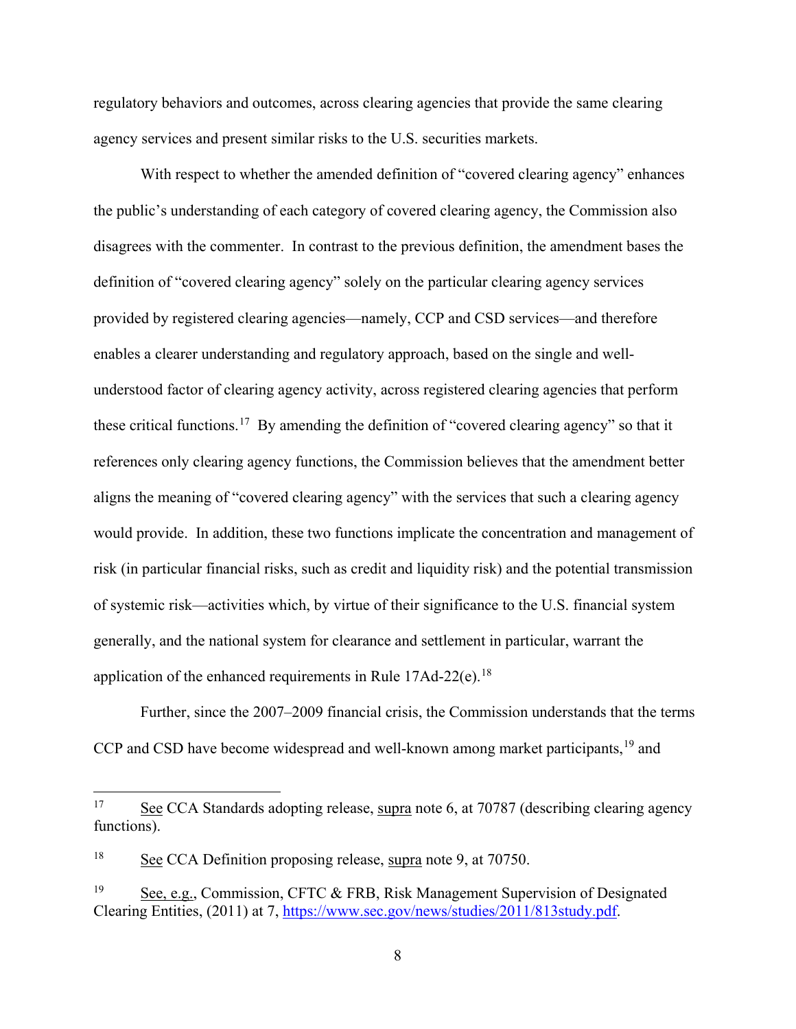regulatory behaviors and outcomes, across clearing agencies that provide the same clearing agency services and present similar risks to the U.S. securities markets.

With respect to whether the amended definition of "covered clearing agency" enhances the public's understanding of each category of covered clearing agency, the Commission also disagrees with the commenter. In contrast to the previous definition, the amendment bases the definition of "covered clearing agency" solely on the particular clearing agency services provided by registered clearing agencies—namely, CCP and CSD services—and therefore enables a clearer understanding and regulatory approach, based on the single and well-understood factor of clearing agency activity, across registered clearing agencies that perform these critical functions.[17] By amending the definition of "covered clearing agency" so that it references only clearing agency functions, the Commission believes that the amendment better aligns the meaning of "covered clearing agency" with the services that such a clearing agency would provide. In addition, these two functions implicate the concentration and management of risk (in particular financial risks, such as credit and liquidity risk) and the potential transmission of systemic risk—activities which, by virtue of their significance to the U.S. financial system generally, and the national system for clearance and settlement in particular, warrant the application of the enhanced requirements in Rule 17Ad-22(e).[18]

Further, since the 2007–2009 financial crisis, the Commission understands that the terms CCP and CSD have become widespread and well-known among market participants,[19] and

---

[17] See CCA Standards adopting release, supra note 6, at 70787 (describing clearing agency functions).

[18] See CCA Definition proposing release, supra note 9, at 70750.

[19] See, e.g., Commission, CFTC & FRB, Risk Management Supervision of Designated Clearing Entities, (2011) at 7, https://www.sec.gov/news/studies/2011/813study.pdf.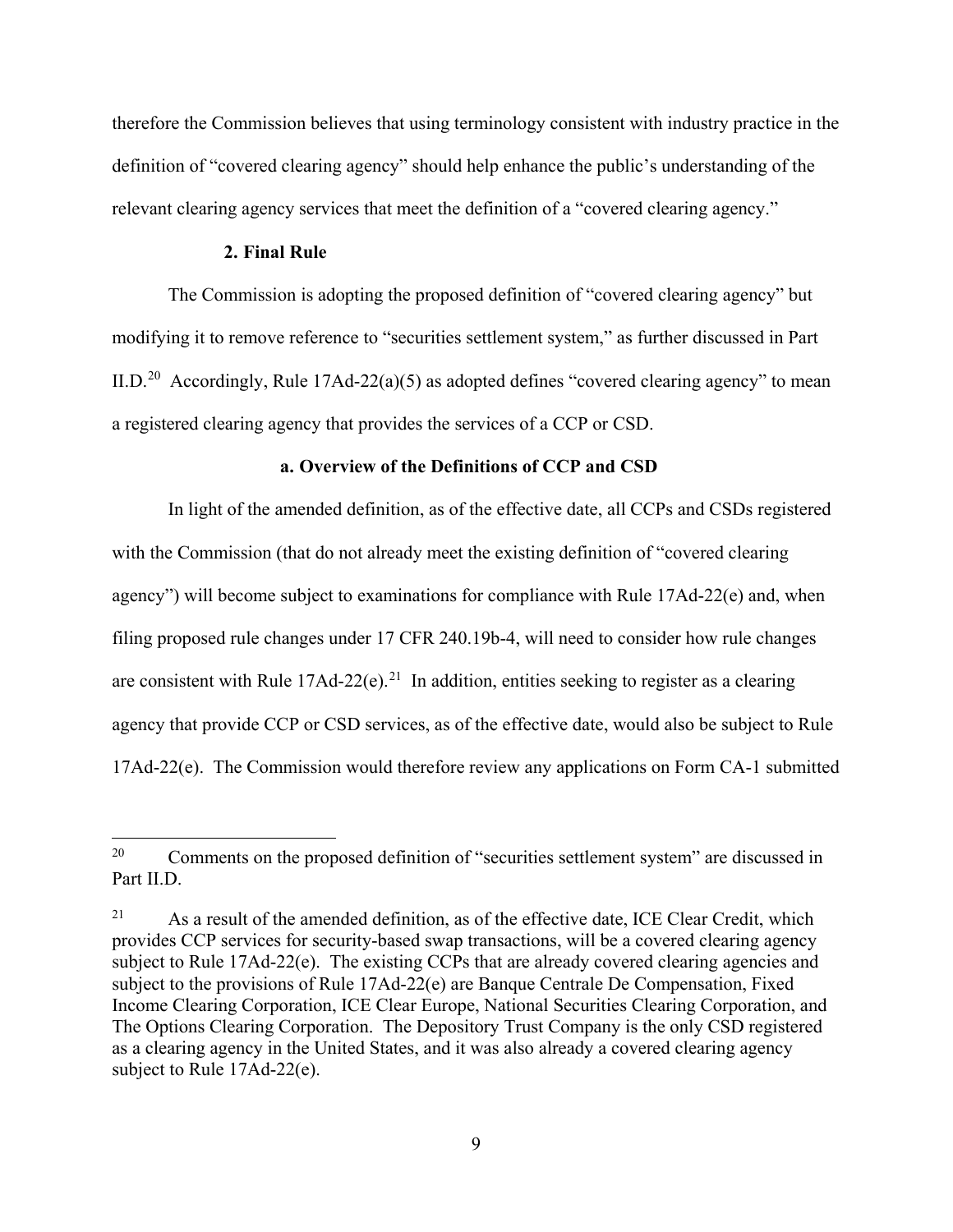therefore the Commission believes that using terminology consistent with industry practice in the definition of "covered clearing agency" should help enhance the public's understanding of the relevant clearing agency services that meet the definition of a "covered clearing agency."

### 2. Final Rule

The Commission is adopting the proposed definition of "covered clearing agency" but modifying it to remove reference to "securities settlement system," as further discussed in Part II.D.[20] Accordingly, Rule 17Ad-22(a)(5) as adopted defines "covered clearing agency" to mean a registered clearing agency that provides the services of a CCP or CSD.

#### a. Overview of the Definitions of CCP and CSD

In light of the amended definition, as of the effective date, all CCPs and CSDs registered with the Commission (that do not already meet the existing definition of "covered clearing agency") will become subject to examinations for compliance with Rule 17Ad-22(e) and, when filing proposed rule changes under 17 CFR 240.19b-4, will need to consider how rule changes are consistent with Rule 17Ad-22(e).[21] In addition, entities seeking to register as a clearing agency that provide CCP or CSD services, as of the effective date, would also be subject to Rule 17Ad-22(e). The Commission would therefore review any applications on Form CA-1 submitted

---

[20] Comments on the proposed definition of "securities settlement system" are discussed in Part II.D.

[21] As a result of the amended definition, as of the effective date, ICE Clear Credit, which provides CCP services for security-based swap transactions, will be a covered clearing agency subject to Rule 17Ad-22(e). The existing CCPs that are already covered clearing agencies and subject to the provisions of Rule 17Ad-22(e) are Banque Centrale De Compensation, Fixed Income Clearing Corporation, ICE Clear Europe, National Securities Clearing Corporation, and The Options Clearing Corporation. The Depository Trust Company is the only CSD registered as a clearing agency in the United States, and it was also already a covered clearing agency subject to Rule 17Ad-22(e).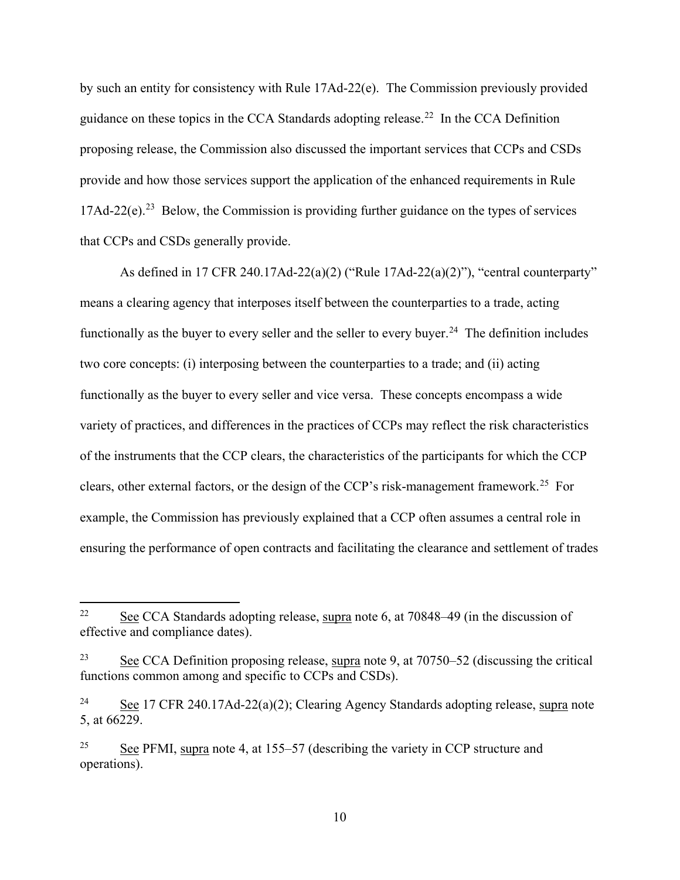by such an entity for consistency with Rule 17Ad-22(e). The Commission previously provided guidance on these topics in the CCA Standards adopting release.[22] In the CCA Definition proposing release, the Commission also discussed the important services that CCPs and CSDs provide and how those services support the application of the enhanced requirements in Rule 17Ad-22(e).[23] Below, the Commission is providing further guidance on the types of services that CCPs and CSDs generally provide.

As defined in 17 CFR 240.17Ad-22(a)(2) ("Rule 17Ad-22(a)(2)"), "central counterparty" means a clearing agency that interposes itself between the counterparties to a trade, acting functionally as the buyer to every seller and the seller to every buyer.[24] The definition includes two core concepts: (i) interposing between the counterparties to a trade; and (ii) acting functionally as the buyer to every seller and vice versa. These concepts encompass a wide variety of practices, and differences in the practices of CCPs may reflect the risk characteristics of the instruments that the CCP clears, the characteristics of the participants for which the CCP clears, other external factors, or the design of the CCP's risk-management framework.[25] For example, the Commission has previously explained that a CCP often assumes a central role in ensuring the performance of open contracts and facilitating the clearance and settlement of trades

---

[22] See CCA Standards adopting release, supra note 6, at 70848–49 (in the discussion of effective and compliance dates).

[23] See CCA Definition proposing release, supra note 9, at 70750–52 (discussing the critical functions common among and specific to CCPs and CSDs).

[24] See 17 CFR 240.17Ad-22(a)(2); Clearing Agency Standards adopting release, supra note 5, at 66229.

[25] See PFMI, supra note 4, at 155–57 (describing the variety in CCP structure and operations).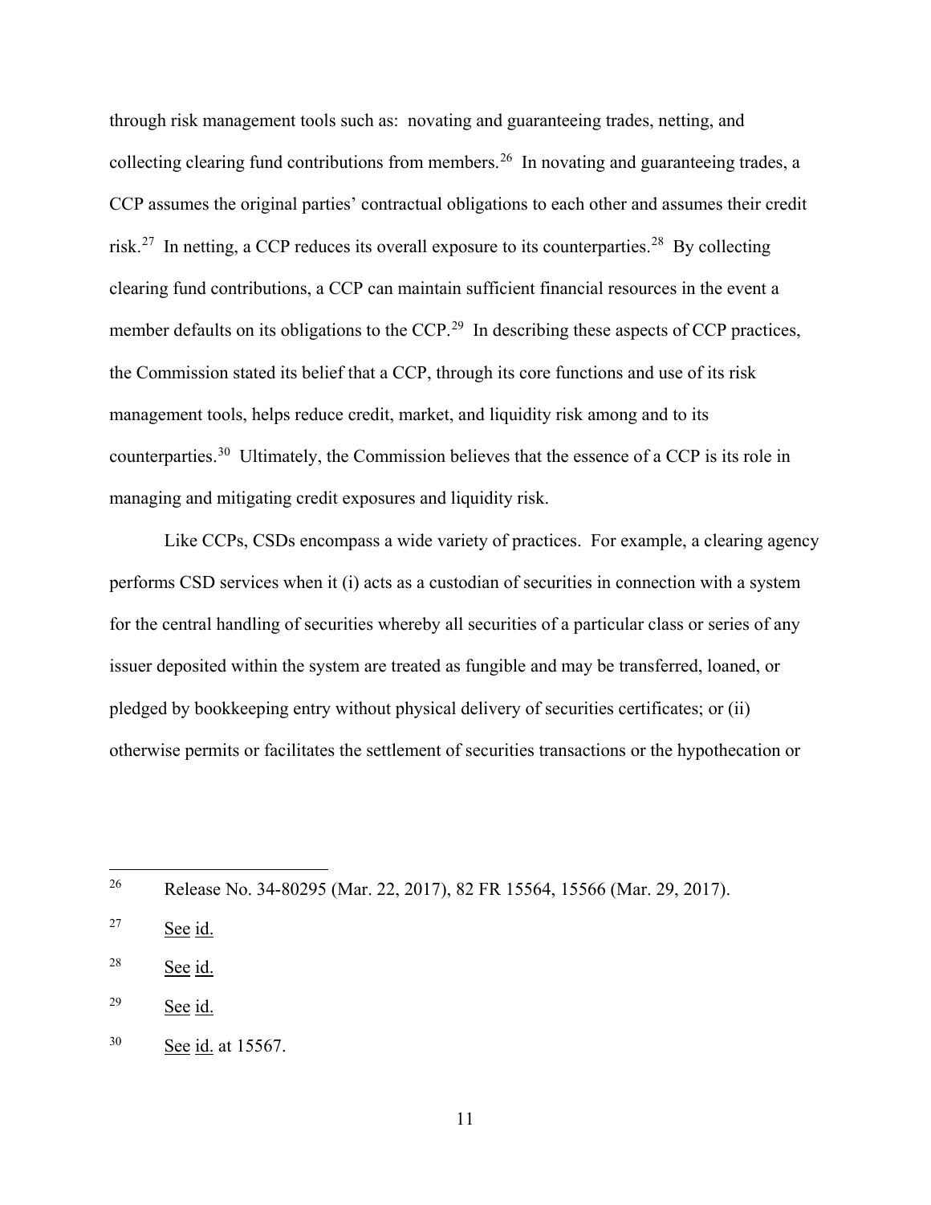through risk management tools such as: novating and guaranteeing trades, netting, and collecting clearing fund contributions from members.[26] In novating and guaranteeing trades, a CCP assumes the original parties' contractual obligations to each other and assumes their credit risk.[27] In netting, a CCP reduces its overall exposure to its counterparties.[28] By collecting clearing fund contributions, a CCP can maintain sufficient financial resources in the event a member defaults on its obligations to the CCP.[29] In describing these aspects of CCP practices, the Commission stated its belief that a CCP, through its core functions and use of its risk management tools, helps reduce credit, market, and liquidity risk among and to its counterparties.[30] Ultimately, the Commission believes that the essence of a CCP is its role in managing and mitigating credit exposures and liquidity risk.

Like CCPs, CSDs encompass a wide variety of practices. For example, a clearing agency performs CSD services when it (i) acts as a custodian of securities in connection with a system for the central handling of securities whereby all securities of a particular class or series of any issuer deposited within the system are treated as fungible and may be transferred, loaned, or pledged by bookkeeping entry without physical delivery of securities certificates; or (ii) otherwise permits or facilitates the settlement of securities transactions or the hypothecation or

---

[26] Release No. 34-80295 (Mar. 22, 2017), 82 FR 15564, 15566 (Mar. 29, 2017).

[27] See id.

[28] See id.

[29] See id.

[30] See id. at 15567.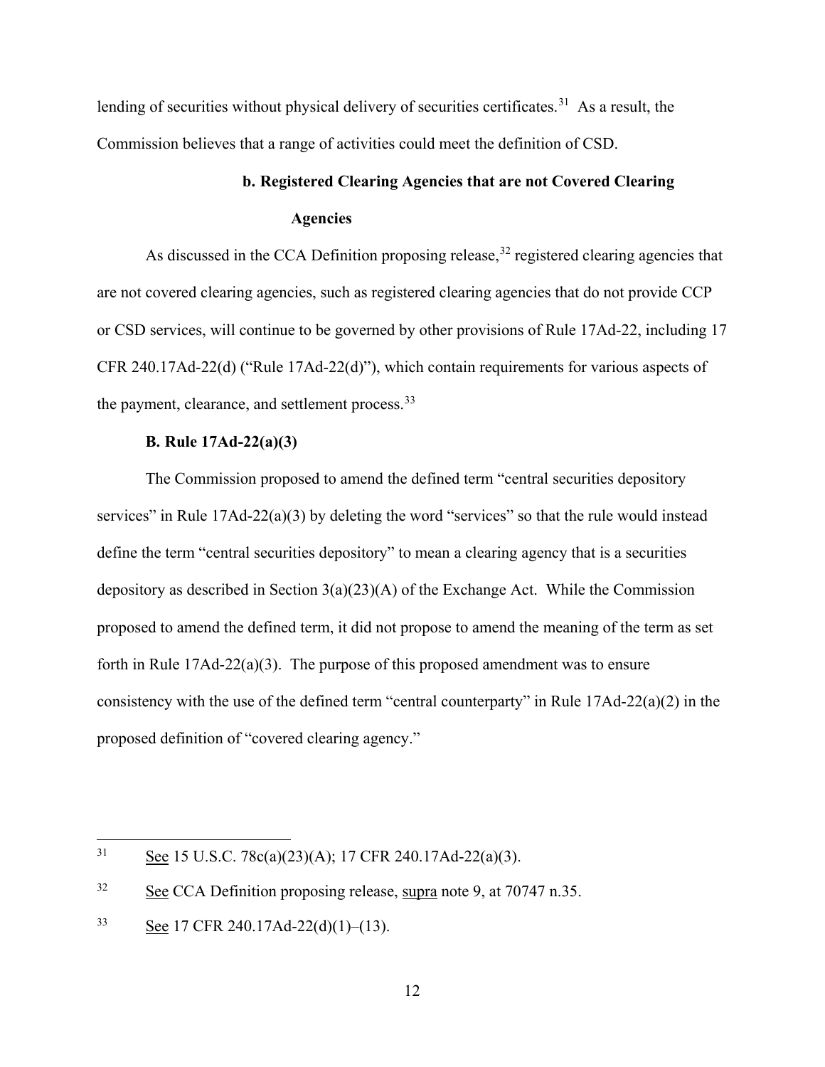lending of securities without physical delivery of securities certificates.[31] As a result, the Commission believes that a range of activities could meet the definition of CSD.

#### b. Registered Clearing Agencies that are not Covered Clearing Agencies

As discussed in the CCA Definition proposing release,[32] registered clearing agencies that are not covered clearing agencies, such as registered clearing agencies that do not provide CCP or CSD services, will continue to be governed by other provisions of Rule 17Ad-22, including 17 CFR 240.17Ad-22(d) ("Rule 17Ad-22(d)"), which contain requirements for various aspects of the payment, clearance, and settlement process.[33]

### B. Rule 17Ad-22(a)(3)

The Commission proposed to amend the defined term "central securities depository services" in Rule 17Ad-22(a)(3) by deleting the word "services" so that the rule would instead define the term "central securities depository" to mean a clearing agency that is a securities depository as described in Section 3(a)(23)(A) of the Exchange Act. While the Commission proposed to amend the defined term, it did not propose to amend the meaning of the term as set forth in Rule 17Ad-22(a)(3). The purpose of this proposed amendment was to ensure consistency with the use of the defined term "central counterparty" in Rule 17Ad-22(a)(2) in the proposed definition of "covered clearing agency."

---

[31] See 15 U.S.C. 78c(a)(23)(A); 17 CFR 240.17Ad-22(a)(3).

[32] See CCA Definition proposing release, supra note 9, at 70747 n.35.

[33] See 17 CFR 240.17Ad-22(d)(1)–(13).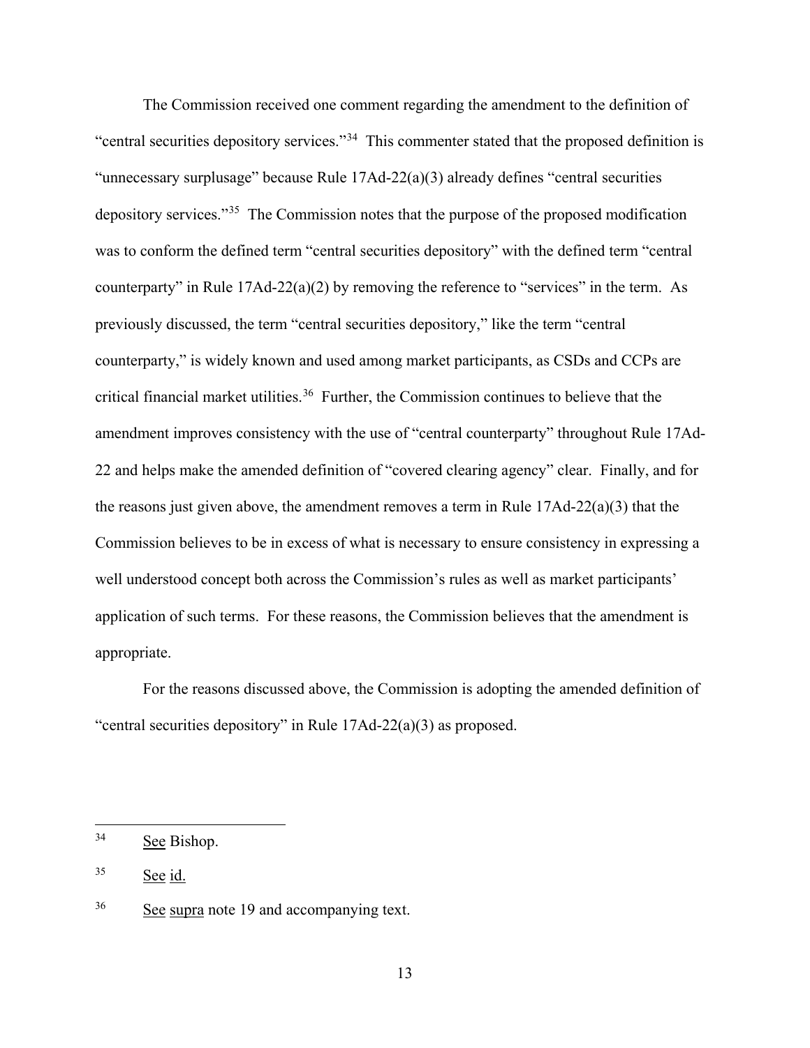The Commission received one comment regarding the amendment to the definition of "central securities depository services."[34] This commenter stated that the proposed definition is "unnecessary surplusage" because Rule 17Ad-22(a)(3) already defines "central securities depository services."[35] The Commission notes that the purpose of the proposed modification was to conform the defined term "central securities depository" with the defined term "central counterparty" in Rule 17Ad-22(a)(2) by removing the reference to "services" in the term. As previously discussed, the term "central securities depository," like the term "central counterparty," is widely known and used among market participants, as CSDs and CCPs are critical financial market utilities.[36] Further, the Commission continues to believe that the amendment improves consistency with the use of "central counterparty" throughout Rule 17Ad-22 and helps make the amended definition of "covered clearing agency" clear. Finally, and for the reasons just given above, the amendment removes a term in Rule 17Ad-22(a)(3) that the Commission believes to be in excess of what is necessary to ensure consistency in expressing a well understood concept both across the Commission's rules as well as market participants' application of such terms. For these reasons, the Commission believes that the amendment is appropriate.

For the reasons discussed above, the Commission is adopting the amended definition of "central securities depository" in Rule 17Ad-22(a)(3) as proposed.

---

[34] See Bishop.

[35] See id.

[36] See supra note 19 and accompanying text.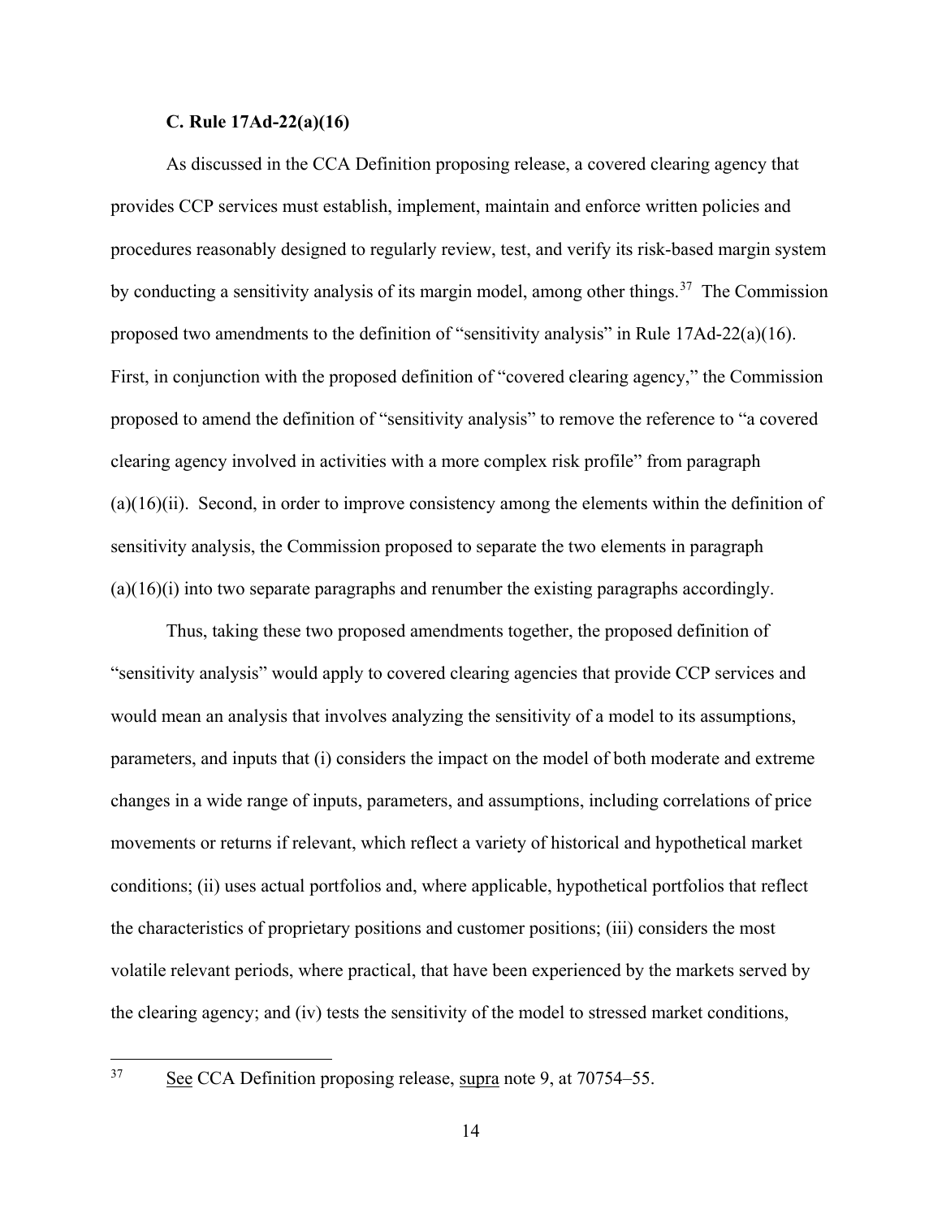### C. Rule 17Ad-22(a)(16)

As discussed in the CCA Definition proposing release, a covered clearing agency that provides CCP services must establish, implement, maintain and enforce written policies and procedures reasonably designed to regularly review, test, and verify its risk-based margin system by conducting a sensitivity analysis of its margin model, among other things.[37] The Commission proposed two amendments to the definition of "sensitivity analysis" in Rule 17Ad-22(a)(16). First, in conjunction with the proposed definition of "covered clearing agency," the Commission proposed to amend the definition of "sensitivity analysis" to remove the reference to "a covered clearing agency involved in activities with a more complex risk profile" from paragraph (a)(16)(ii). Second, in order to improve consistency among the elements within the definition of sensitivity analysis, the Commission proposed to separate the two elements in paragraph (a)(16)(i) into two separate paragraphs and renumber the existing paragraphs accordingly.

Thus, taking these two proposed amendments together, the proposed definition of "sensitivity analysis" would apply to covered clearing agencies that provide CCP services and would mean an analysis that involves analyzing the sensitivity of a model to its assumptions, parameters, and inputs that (i) considers the impact on the model of both moderate and extreme changes in a wide range of inputs, parameters, and assumptions, including correlations of price movements or returns if relevant, which reflect a variety of historical and hypothetical market conditions; (ii) uses actual portfolios and, where applicable, hypothetical portfolios that reflect the characteristics of proprietary positions and customer positions; (iii) considers the most volatile relevant periods, where practical, that have been experienced by the markets served by the clearing agency; and (iv) tests the sensitivity of the model to stressed market conditions,

---

[37] See CCA Definition proposing release, supra note 9, at 70754–55.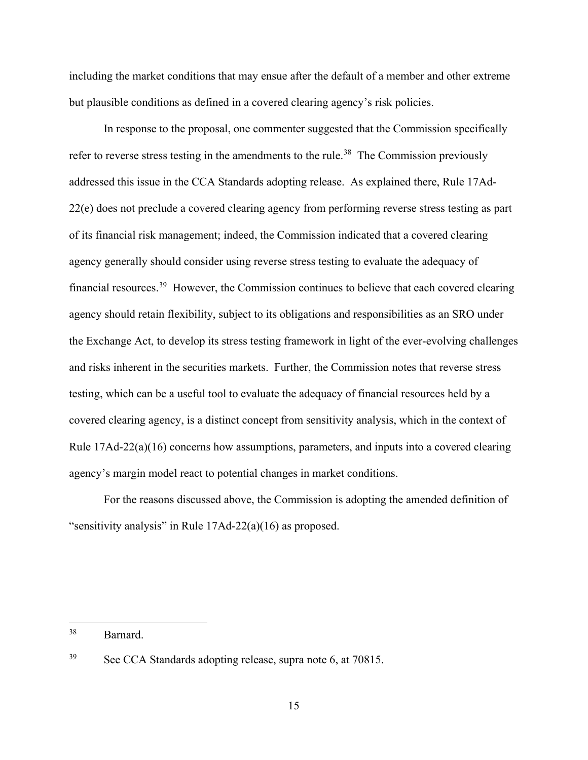including the market conditions that may ensue after the default of a member and other extreme but plausible conditions as defined in a covered clearing agency's risk policies.

In response to the proposal, one commenter suggested that the Commission specifically refer to reverse stress testing in the amendments to the rule.[38] The Commission previously addressed this issue in the CCA Standards adopting release. As explained there, Rule 17Ad-22(e) does not preclude a covered clearing agency from performing reverse stress testing as part of its financial risk management; indeed, the Commission indicated that a covered clearing agency generally should consider using reverse stress testing to evaluate the adequacy of financial resources.[39] However, the Commission continues to believe that each covered clearing agency should retain flexibility, subject to its obligations and responsibilities as an SRO under the Exchange Act, to develop its stress testing framework in light of the ever-evolving challenges and risks inherent in the securities markets. Further, the Commission notes that reverse stress testing, which can be a useful tool to evaluate the adequacy of financial resources held by a covered clearing agency, is a distinct concept from sensitivity analysis, which in the context of Rule 17Ad-22(a)(16) concerns how assumptions, parameters, and inputs into a covered clearing agency's margin model react to potential changes in market conditions.

For the reasons discussed above, the Commission is adopting the amended definition of "sensitivity analysis" in Rule 17Ad-22(a)(16) as proposed.

---

[38] Barnard.

[39] See CCA Standards adopting release, supra note 6, at 70815.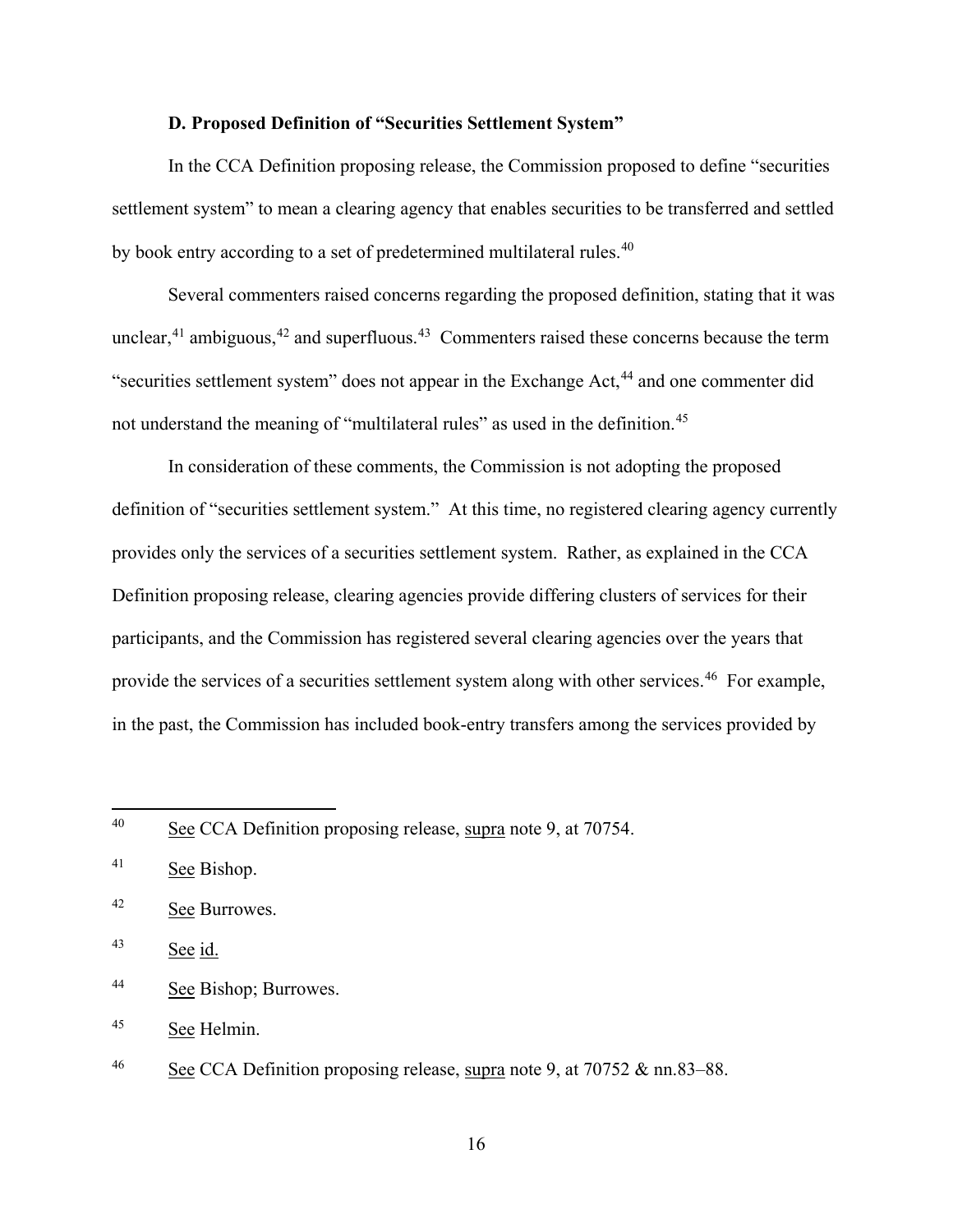### D. Proposed Definition of "Securities Settlement System"

In the CCA Definition proposing release, the Commission proposed to define "securities settlement system" to mean a clearing agency that enables securities to be transferred and settled by book entry according to a set of predetermined multilateral rules.[40]

Several commenters raised concerns regarding the proposed definition, stating that it was unclear,[41] ambiguous,[42] and superfluous.[43] Commenters raised these concerns because the term "securities settlement system" does not appear in the Exchange Act,[44] and one commenter did not understand the meaning of "multilateral rules" as used in the definition.[45]

In consideration of these comments, the Commission is not adopting the proposed definition of "securities settlement system." At this time, no registered clearing agency currently provides only the services of a securities settlement system. Rather, as explained in the CCA Definition proposing release, clearing agencies provide differing clusters of services for their participants, and the Commission has registered several clearing agencies over the years that provide the services of a securities settlement system along with other services.[46] For example, in the past, the Commission has included book-entry transfers among the services provided by

---

[40] See CCA Definition proposing release, supra note 9, at 70754.

[41] See Bishop.

[42] See Burrowes.

[43] See id.

[44] See Bishop; Burrowes.

[45] See Helmin.

[46] See CCA Definition proposing release, supra note 9, at 70752 & nn.83–88.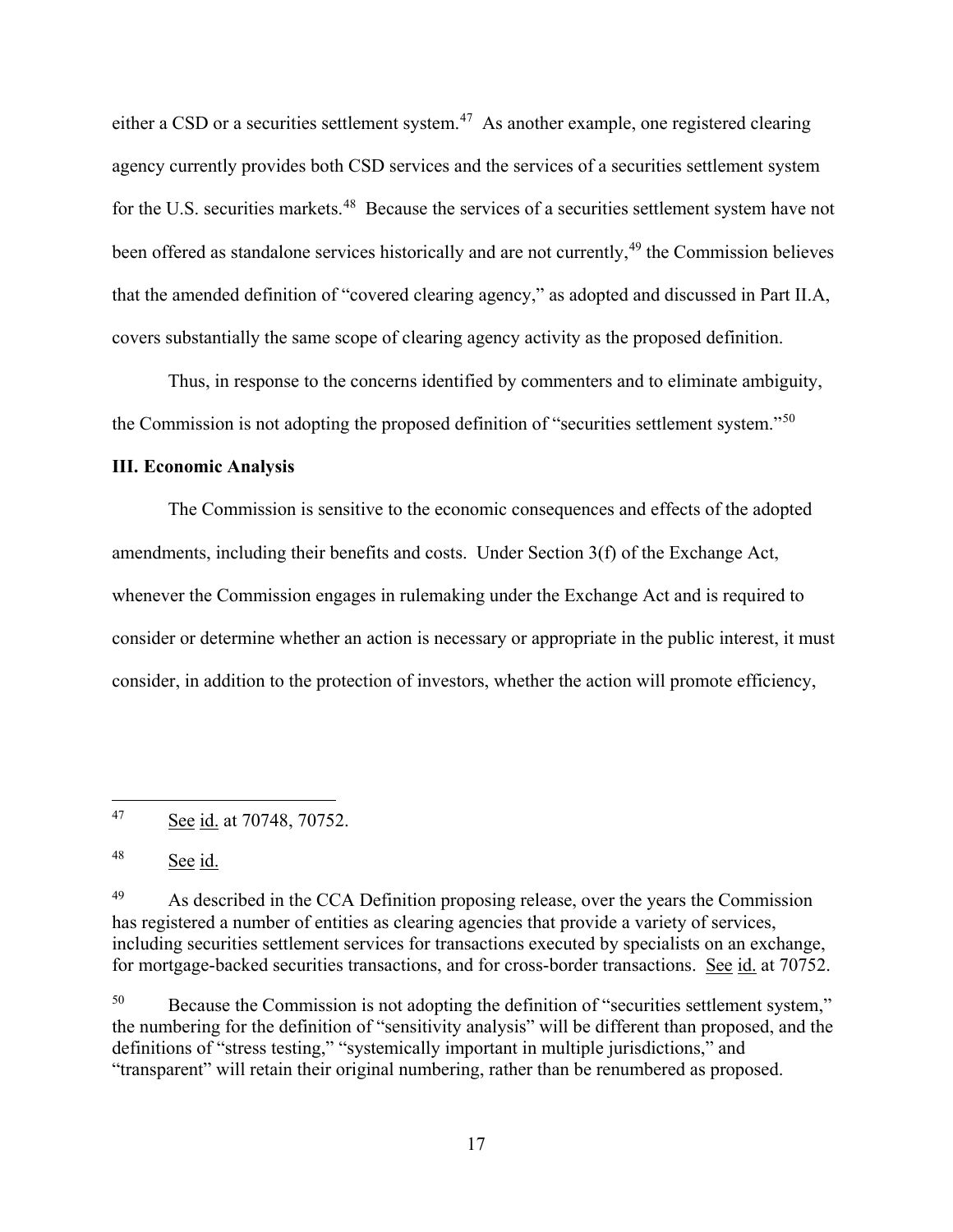either a CSD or a securities settlement system.[47] As another example, one registered clearing agency currently provides both CSD services and the services of a securities settlement system for the U.S. securities markets.[48] Because the services of a securities settlement system have not been offered as standalone services historically and are not currently,[49] the Commission believes that the amended definition of "covered clearing agency," as adopted and discussed in Part II.A, covers substantially the same scope of clearing agency activity as the proposed definition.

Thus, in response to the concerns identified by commenters and to eliminate ambiguity, the Commission is not adopting the proposed definition of "securities settlement system."[50]

## III. Economic Analysis

The Commission is sensitive to the economic consequences and effects of the adopted amendments, including their benefits and costs. Under Section 3(f) of the Exchange Act, whenever the Commission engages in rulemaking under the Exchange Act and is required to consider or determine whether an action is necessary or appropriate in the public interest, it must consider, in addition to the protection of investors, whether the action will promote efficiency,

---

[47] See id. at 70748, 70752.

[48] See id.

[49] As described in the CCA Definition proposing release, over the years the Commission has registered a number of entities as clearing agencies that provide a variety of services, including securities settlement services for transactions executed by specialists on an exchange, for mortgage-backed securities transactions, and for cross-border transactions. See id. at 70752.

[50] Because the Commission is not adopting the definition of "securities settlement system," the numbering for the definition of "sensitivity analysis" will be different than proposed, and the definitions of "stress testing," "systemically important in multiple jurisdictions," and "transparent" will retain their original numbering, rather than be renumbered as proposed.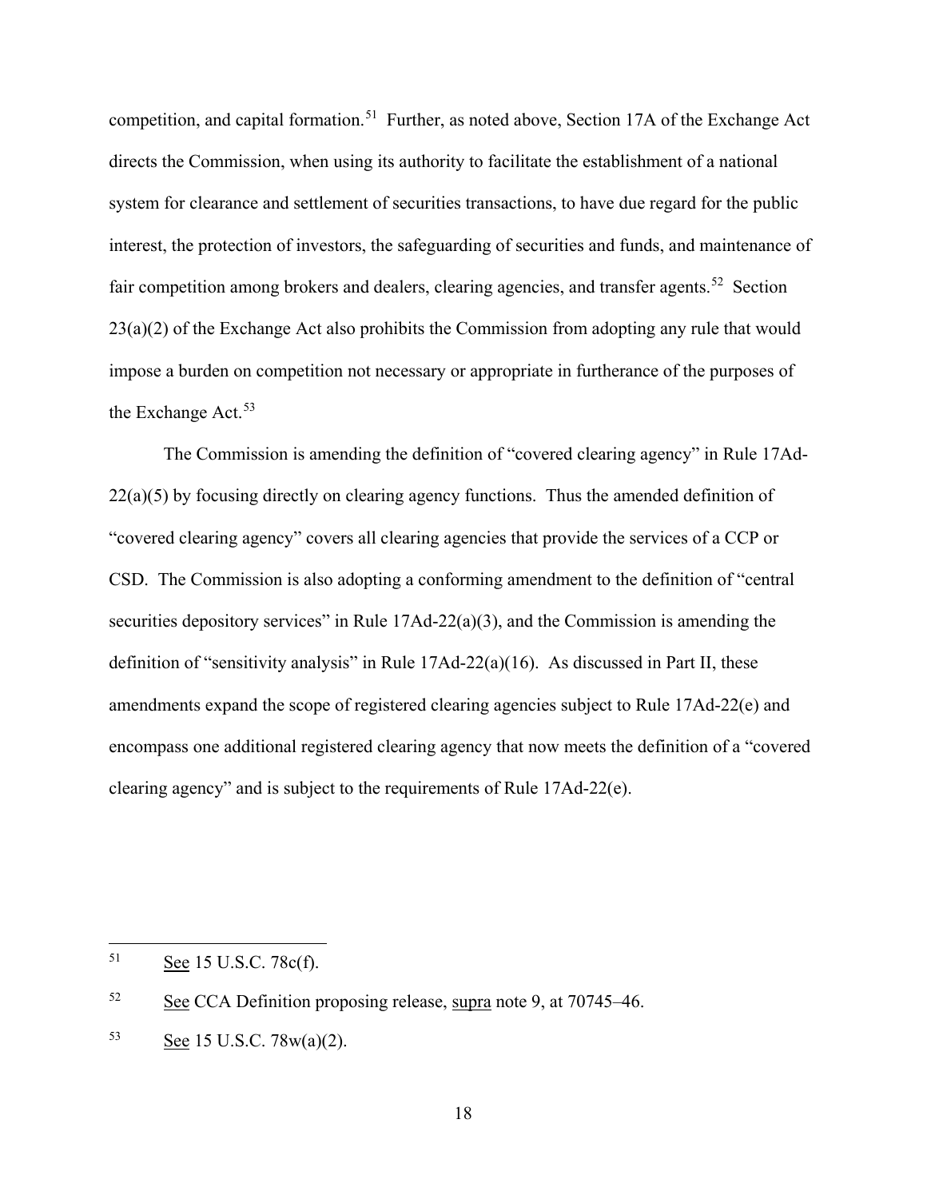competition, and capital formation.[51] Further, as noted above, Section 17A of the Exchange Act directs the Commission, when using its authority to facilitate the establishment of a national system for clearance and settlement of securities transactions, to have due regard for the public interest, the protection of investors, the safeguarding of securities and funds, and maintenance of fair competition among brokers and dealers, clearing agencies, and transfer agents.[52] Section 23(a)(2) of the Exchange Act also prohibits the Commission from adopting any rule that would impose a burden on competition not necessary or appropriate in furtherance of the purposes of the Exchange Act.[53]

The Commission is amending the definition of "covered clearing agency" in Rule 17Ad-22(a)(5) by focusing directly on clearing agency functions. Thus the amended definition of "covered clearing agency" covers all clearing agencies that provide the services of a CCP or CSD. The Commission is also adopting a conforming amendment to the definition of "central securities depository services" in Rule 17Ad-22(a)(3), and the Commission is amending the definition of "sensitivity analysis" in Rule 17Ad-22(a)(16). As discussed in Part II, these amendments expand the scope of registered clearing agencies subject to Rule 17Ad-22(e) and encompass one additional registered clearing agency that now meets the definition of a "covered clearing agency" and is subject to the requirements of Rule 17Ad-22(e).

---

[51] See 15 U.S.C. 78c(f).

[52] See CCA Definition proposing release, supra note 9, at 70745–46.

[53] See 15 U.S.C. 78w(a)(2).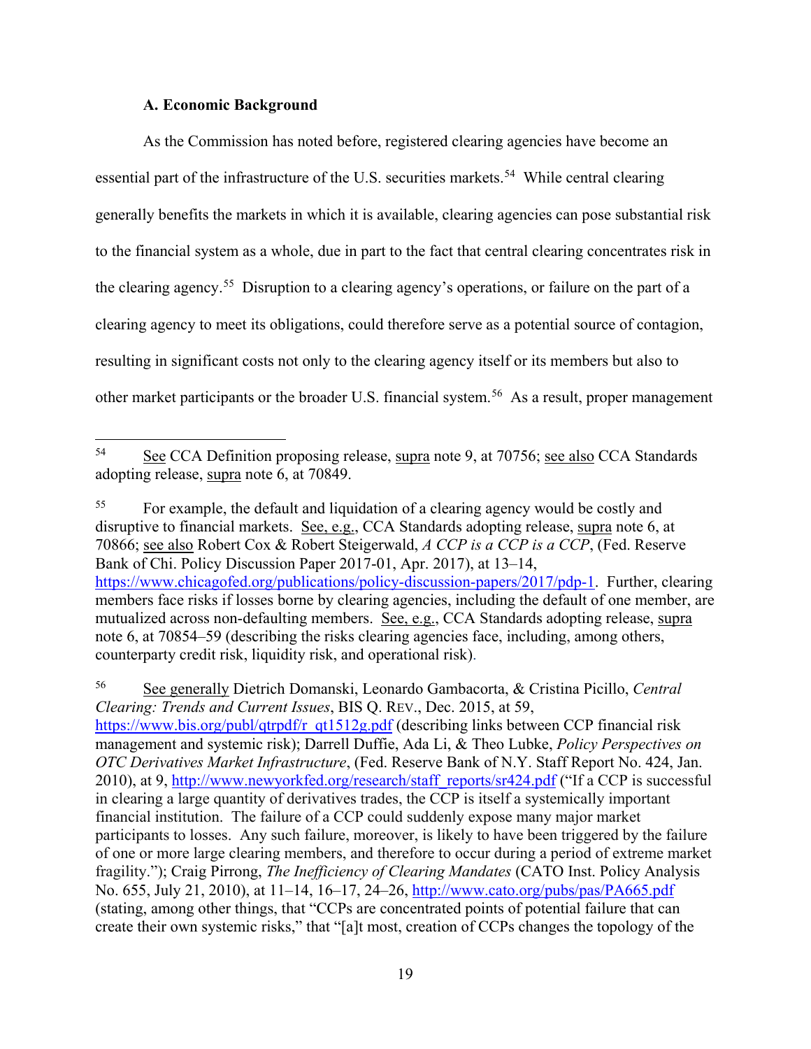### A. Economic Background

As the Commission has noted before, registered clearing agencies have become an essential part of the infrastructure of the U.S. securities markets.[54] While central clearing generally benefits the markets in which it is available, clearing agencies can pose substantial risk to the financial system as a whole, due in part to the fact that central clearing concentrates risk in the clearing agency.[55] Disruption to a clearing agency's operations, or failure on the part of a clearing agency to meet its obligations, could therefore serve as a potential source of contagion, resulting in significant costs not only to the clearing agency itself or its members but also to other market participants or the broader U.S. financial system.[56] As a result, proper management

---

[54] See CCA Definition proposing release, supra note 9, at 70756; see also CCA Standards adopting release, supra note 6, at 70849.

[55] For example, the default and liquidation of a clearing agency would be costly and disruptive to financial markets. See, e.g., CCA Standards adopting release, supra note 6, at 70866; see also Robert Cox & Robert Steigerwald, *A CCP is a CCP is a CCP*, (Fed. Reserve Bank of Chi. Policy Discussion Paper 2017-01, Apr. 2017), at 13–14, https://www.chicagofed.org/publications/policy-discussion-papers/2017/pdp-1. Further, clearing members face risks if losses borne by clearing agencies, including the default of one member, are mutualized across non-defaulting members. See, e.g., CCA Standards adopting release, supra note 6, at 70854–59 (describing the risks clearing agencies face, including, among others, counterparty credit risk, liquidity risk, and operational risk).

[56] See generally Dietrich Domanski, Leonardo Gambacorta, & Cristina Picillo, *Central Clearing: Trends and Current Issues*, BIS Q. REV., Dec. 2015, at 59, https://www.bis.org/publ/qtrpdf/r_qt1512g.pdf (describing links between CCP financial risk management and systemic risk); Darrell Duffie, Ada Li, & Theo Lubke, *Policy Perspectives on OTC Derivatives Market Infrastructure*, (Fed. Reserve Bank of N.Y. Staff Report No. 424, Jan. 2010), at 9, http://www.newyorkfed.org/research/staff_reports/sr424.pdf ("If a CCP is successful in clearing a large quantity of derivatives trades, the CCP is itself a systemically important financial institution. The failure of a CCP could suddenly expose many major market participants to losses. Any such failure, moreover, is likely to have been triggered by the failure of one or more large clearing members, and therefore to occur during a period of extreme market fragility."); Craig Pirrong, *The Inefficiency of Clearing Mandates* (CATO Inst. Policy Analysis No. 655, July 21, 2010), at 11–14, 16–17, 24–26, http://www.cato.org/pubs/pas/PA665.pdf (stating, among other things, that "CCPs are concentrated points of potential failure that can create their own systemic risks," that "[a]t most, creation of CCPs changes the topology of the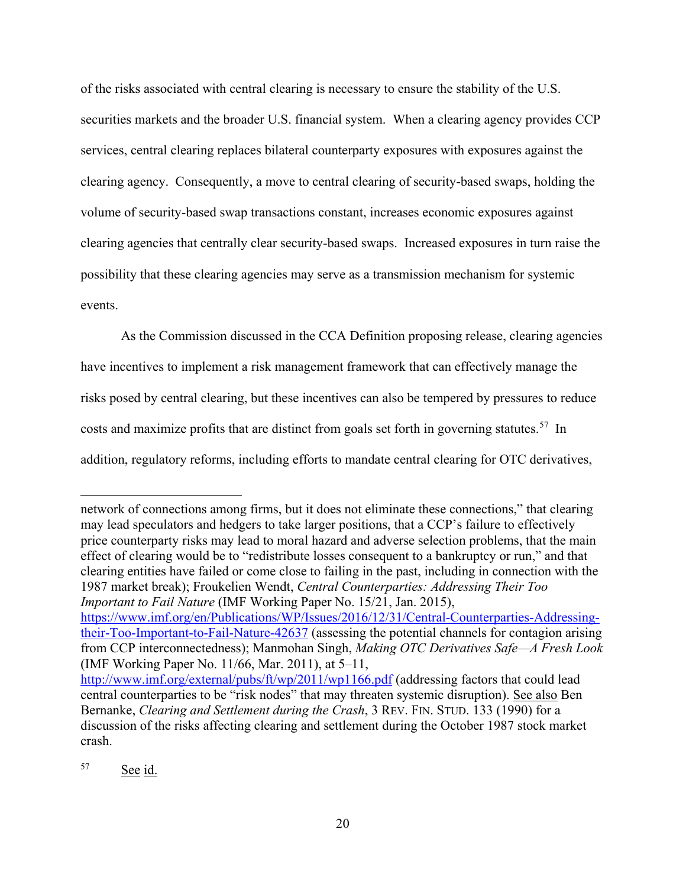of the risks associated with central clearing is necessary to ensure the stability of the U.S. securities markets and the broader U.S. financial system. When a clearing agency provides CCP services, central clearing replaces bilateral counterparty exposures with exposures against the clearing agency. Consequently, a move to central clearing of security-based swaps, holding the volume of security-based swap transactions constant, increases economic exposures against clearing agencies that centrally clear security-based swaps. Increased exposures in turn raise the possibility that these clearing agencies may serve as a transmission mechanism for systemic events.

As the Commission discussed in the CCA Definition proposing release, clearing agencies have incentives to implement a risk management framework that can effectively manage the risks posed by central clearing, but these incentives can also be tempered by pressures to reduce costs and maximize profits that are distinct from goals set forth in governing statutes.[57] In addition, regulatory reforms, including efforts to mandate central clearing for OTC derivatives,

---

network of connections among firms, but it does not eliminate these connections," that clearing may lead speculators and hedgers to take larger positions, that a CCP's failure to effectively price counterparty risks may lead to moral hazard and adverse selection problems, that the main effect of clearing would be to "redistribute losses consequent to a bankruptcy or run," and that clearing entities have failed or come close to failing in the past, including in connection with the 1987 market break); Froukelien Wendt, *Central Counterparties: Addressing Their Too Important to Fail Nature* (IMF Working Paper No. 15/21, Jan. 2015), https://www.imf.org/en/Publications/WP/Issues/2016/12/31/Central-Counterparties-Addressing-their-Too-Important-to-Fail-Nature-42637 (assessing the potential channels for contagion arising from CCP interconnectedness); Manmohan Singh, *Making OTC Derivatives Safe—A Fresh Look* (IMF Working Paper No. 11/66, Mar. 2011), at 5–11, http://www.imf.org/external/pubs/ft/wp/2011/wp1166.pdf (addressing factors that could lead central counterparties to be "risk nodes" that may threaten systemic disruption). See also Ben Bernanke, *Clearing and Settlement during the Crash*, 3 REV. FIN. STUD. 133 (1990) for a discussion of the risks affecting clearing and settlement during the October 1987 stock market crash.

[57] See id.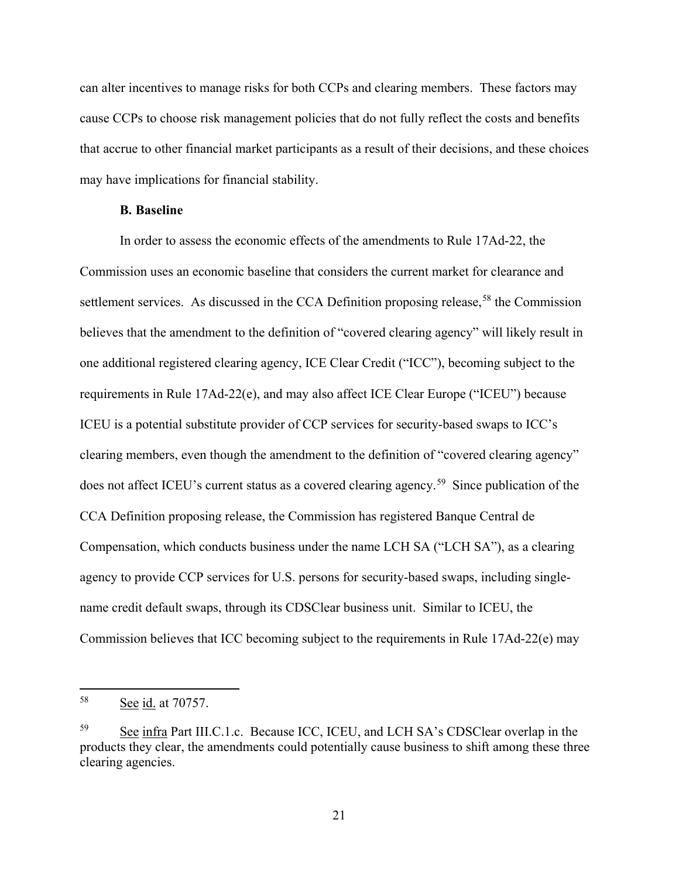can alter incentives to manage risks for both CCPs and clearing members. These factors may cause CCPs to choose risk management policies that do not fully reflect the costs and benefits that accrue to other financial market participants as a result of their decisions, and these choices may have implications for financial stability.

### B. Baseline

In order to assess the economic effects of the amendments to Rule 17Ad-22, the Commission uses an economic baseline that considers the current market for clearance and settlement services. As discussed in the CCA Definition proposing release,[58] the Commission believes that the amendment to the definition of "covered clearing agency" will likely result in one additional registered clearing agency, ICE Clear Credit ("ICC"), becoming subject to the requirements in Rule 17Ad-22(e), and may also affect ICE Clear Europe ("ICEU") because ICEU is a potential substitute provider of CCP services for security-based swaps to ICC's clearing members, even though the amendment to the definition of "covered clearing agency" does not affect ICEU's current status as a covered clearing agency.[59] Since publication of the CCA Definition proposing release, the Commission has registered Banque Central de Compensation, which conducts business under the name LCH SA ("LCH SA"), as a clearing agency to provide CCP services for U.S. persons for security-based swaps, including single-name credit default swaps, through its CDSClear business unit. Similar to ICEU, the Commission believes that ICC becoming subject to the requirements in Rule 17Ad-22(e) may

---

[58] See id. at 70757.

[59] See infra Part III.C.1.c. Because ICC, ICEU, and LCH SA's CDSClear overlap in the products they clear, the amendments could potentially cause business to shift among these three clearing agencies.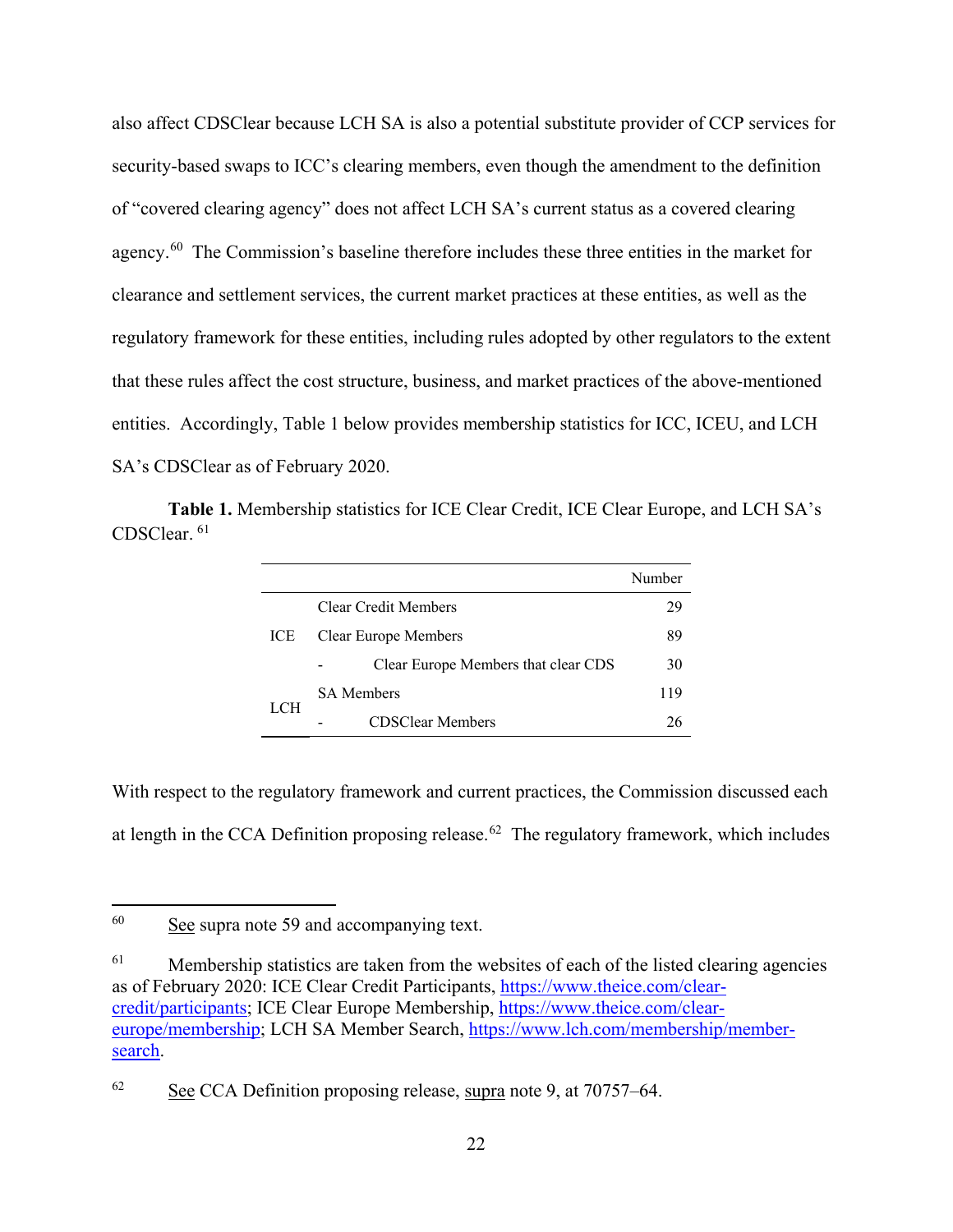also affect CDSClear because LCH SA is also a potential substitute provider of CCP services for security-based swaps to ICC's clearing members, even though the amendment to the definition of "covered clearing agency" does not affect LCH SA's current status as a covered clearing agency.[60] The Commission's baseline therefore includes these three entities in the market for clearance and settlement services, the current market practices at these entities, as well as the regulatory framework for these entities, including rules adopted by other regulators to the extent that these rules affect the cost structure, business, and market practices of the above-mentioned entities. Accordingly, Table 1 below provides membership statistics for ICC, ICEU, and LCH SA's CDSClear as of February 2020.

**Table 1.** Membership statistics for ICE Clear Credit, ICE Clear Europe, and LCH SA's CDSClear. [61]

| | | Number |
|---|---|---|
| ICE | Clear Credit Members | 29 |
| | Clear Europe Members | 89 |
| | - Clear Europe Members that clear CDS | 30 |
| LCH | SA Members | 119 |
| | - CDSClear Members | 26 |

With respect to the regulatory framework and current practices, the Commission discussed each at length in the CCA Definition proposing release.[62] The regulatory framework, which includes

---

[60] See supra note 59 and accompanying text.

[61] Membership statistics are taken from the websites of each of the listed clearing agencies as of February 2020: ICE Clear Credit Participants, https://www.theice.com/clear-credit/participants; ICE Clear Europe Membership, https://www.theice.com/clear-europe/membership; LCH SA Member Search, https://www.lch.com/membership/member-search.

[62] See CCA Definition proposing release, supra note 9, at 70757–64.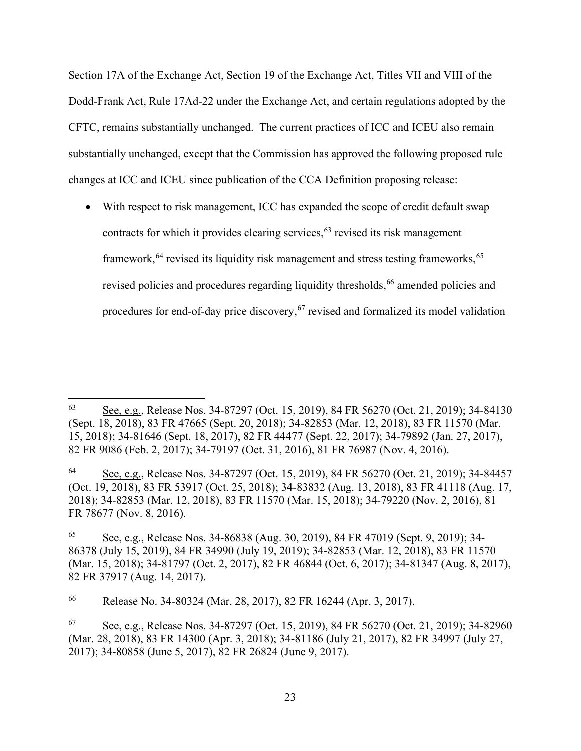Section 17A of the Exchange Act, Section 19 of the Exchange Act, Titles VII and VIII of the Dodd-Frank Act, Rule 17Ad-22 under the Exchange Act, and certain regulations adopted by the CFTC, remains substantially unchanged. The current practices of ICC and ICEU also remain substantially unchanged, except that the Commission has approved the following proposed rule changes at ICC and ICEU since publication of the CCA Definition proposing release:

- With respect to risk management, ICC has expanded the scope of credit default swap contracts for which it provides clearing services,[63] revised its risk management framework,[64] revised its liquidity risk management and stress testing frameworks,[65] revised policies and procedures regarding liquidity thresholds,[66] amended policies and procedures for end-of-day price discovery,[67] revised and formalized its model validation

---

[63] See, e.g., Release Nos. 34-87297 (Oct. 15, 2019), 84 FR 56270 (Oct. 21, 2019); 34-84130 (Sept. 18, 2018), 83 FR 47665 (Sept. 20, 2018); 34-82853 (Mar. 12, 2018), 83 FR 11570 (Mar. 15, 2018); 34-81646 (Sept. 18, 2017), 82 FR 44477 (Sept. 22, 2017); 34-79892 (Jan. 27, 2017), 82 FR 9086 (Feb. 2, 2017); 34-79197 (Oct. 31, 2016), 81 FR 76987 (Nov. 4, 2016).

[64] See, e.g., Release Nos. 34-87297 (Oct. 15, 2019), 84 FR 56270 (Oct. 21, 2019); 34-84457 (Oct. 19, 2018), 83 FR 53917 (Oct. 25, 2018); 34-83832 (Aug. 13, 2018), 83 FR 41118 (Aug. 17, 2018); 34-82853 (Mar. 12, 2018), 83 FR 11570 (Mar. 15, 2018); 34-79220 (Nov. 2, 2016), 81 FR 78677 (Nov. 8, 2016).

[65] See, e.g., Release Nos. 34-86838 (Aug. 30, 2019), 84 FR 47019 (Sept. 9, 2019); 34-86378 (July 15, 2019), 84 FR 34990 (July 19, 2019); 34-82853 (Mar. 12, 2018), 83 FR 11570 (Mar. 15, 2018); 34-81797 (Oct. 2, 2017), 82 FR 46844 (Oct. 6, 2017); 34-81347 (Aug. 8, 2017), 82 FR 37917 (Aug. 14, 2017).

[66] Release No. 34-80324 (Mar. 28, 2017), 82 FR 16244 (Apr. 3, 2017).

[67] See, e.g., Release Nos. 34-87297 (Oct. 15, 2019), 84 FR 56270 (Oct. 21, 2019); 34-82960 (Mar. 28, 2018), 83 FR 14300 (Apr. 3, 2018); 34-81186 (July 21, 2017), 82 FR 34997 (July 27, 2017); 34-80858 (June 5, 2017), 82 FR 26824 (June 9, 2017).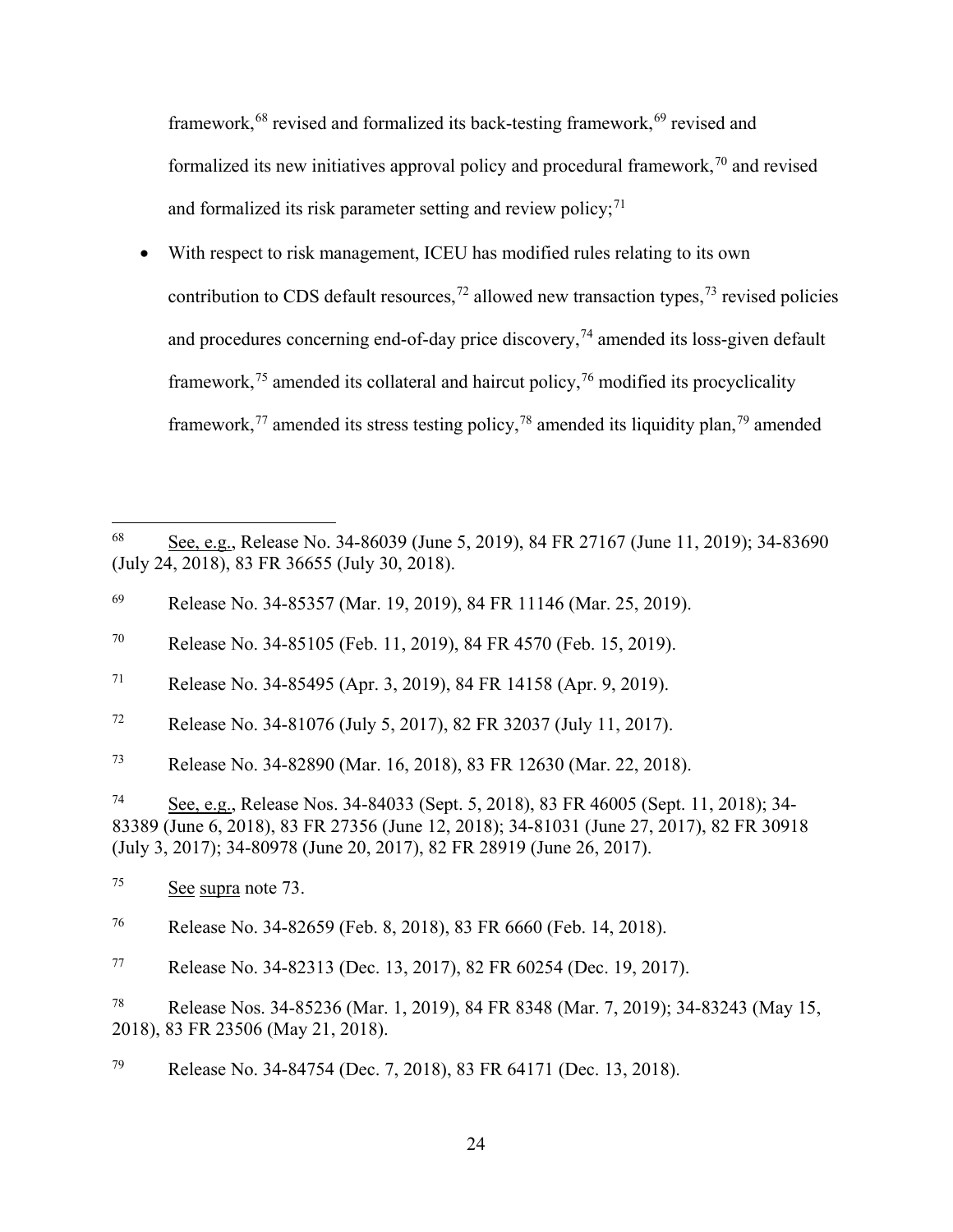framework,[68] revised and formalized its back-testing framework,[69] revised and formalized its new initiatives approval policy and procedural framework,[70] and revised and formalized its risk parameter setting and review policy;[71]

- With respect to risk management, ICEU has modified rules relating to its own contribution to CDS default resources,[72] allowed new transaction types,[73] revised policies and procedures concerning end-of-day price discovery,[74] amended its loss-given default framework,[75] amended its collateral and haircut policy,[76] modified its procyclicality framework,[77] amended its stress testing policy,[78] amended its liquidity plan,[79] amended

---

[68] See, e.g., Release No. 34-86039 (June 5, 2019), 84 FR 27167 (June 11, 2019); 34-83690 (July 24, 2018), 83 FR 36655 (July 30, 2018).

[69] Release No. 34-85357 (Mar. 19, 2019), 84 FR 11146 (Mar. 25, 2019).

[70] Release No. 34-85105 (Feb. 11, 2019), 84 FR 4570 (Feb. 15, 2019).

[71] Release No. 34-85495 (Apr. 3, 2019), 84 FR 14158 (Apr. 9, 2019).

[72] Release No. 34-81076 (July 5, 2017), 82 FR 32037 (July 11, 2017).

[73] Release No. 34-82890 (Mar. 16, 2018), 83 FR 12630 (Mar. 22, 2018).

[74] See, e.g., Release Nos. 34-84033 (Sept. 5, 2018), 83 FR 46005 (Sept. 11, 2018); 34-83389 (June 6, 2018), 83 FR 27356 (June 12, 2018); 34-81031 (June 27, 2017), 82 FR 30918 (July 3, 2017); 34-80978 (June 20, 2017), 82 FR 28919 (June 26, 2017).

[75] See supra note 73.

[76] Release No. 34-82659 (Feb. 8, 2018), 83 FR 6660 (Feb. 14, 2018).

[77] Release No. 34-82313 (Dec. 13, 2017), 82 FR 60254 (Dec. 19, 2017).

[78] Release Nos. 34-85236 (Mar. 1, 2019), 84 FR 8348 (Mar. 7, 2019); 34-83243 (May 15, 2018), 83 FR 23506 (May 21, 2018).

[79] Release No. 34-84754 (Dec. 7, 2018), 83 FR 64171 (Dec. 13, 2018).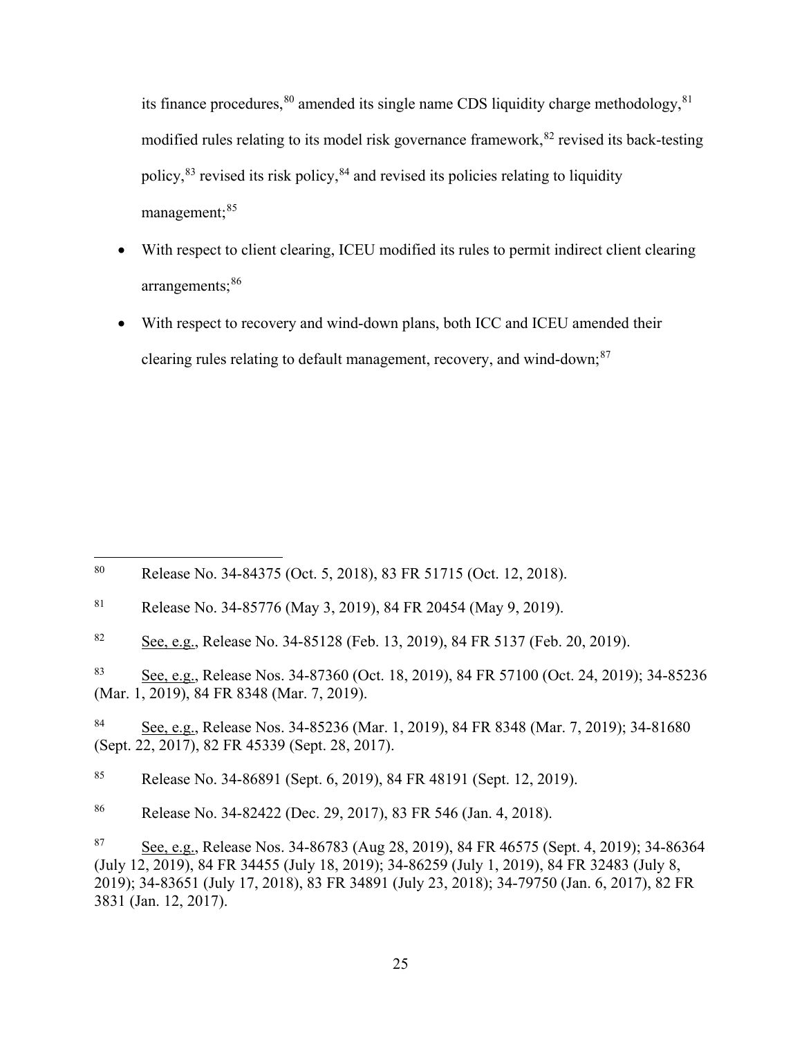its finance procedures,[80] amended its single name CDS liquidity charge methodology,[81] modified rules relating to its model risk governance framework,[82] revised its back-testing policy,[83] revised its risk policy,[84] and revised its policies relating to liquidity management;[85]

- With respect to client clearing, ICEU modified its rules to permit indirect client clearing arrangements;[86]
- With respect to recovery and wind-down plans, both ICC and ICEU amended their clearing rules relating to default management, recovery, and wind-down;[87]

---

[80] Release No. 34-84375 (Oct. 5, 2018), 83 FR 51715 (Oct. 12, 2018).

[81] Release No. 34-85776 (May 3, 2019), 84 FR 20454 (May 9, 2019).

[82] See, e.g., Release No. 34-85128 (Feb. 13, 2019), 84 FR 5137 (Feb. 20, 2019).

[83] See, e.g., Release Nos. 34-87360 (Oct. 18, 2019), 84 FR 57100 (Oct. 24, 2019); 34-85236 (Mar. 1, 2019), 84 FR 8348 (Mar. 7, 2019).

[84] See, e.g., Release Nos. 34-85236 (Mar. 1, 2019), 84 FR 8348 (Mar. 7, 2019); 34-81680 (Sept. 22, 2017), 82 FR 45339 (Sept. 28, 2017).

[85] Release No. 34-86891 (Sept. 6, 2019), 84 FR 48191 (Sept. 12, 2019).

[86] Release No. 34-82422 (Dec. 29, 2017), 83 FR 546 (Jan. 4, 2018).

[87] See, e.g., Release Nos. 34-86783 (Aug 28, 2019), 84 FR 46575 (Sept. 4, 2019); 34-86364 (July 12, 2019), 84 FR 34455 (July 18, 2019); 34-86259 (July 1, 2019), 84 FR 32483 (July 8, 2019); 34-83651 (July 17, 2018), 83 FR 34891 (July 23, 2018); 34-79750 (Jan. 6, 2017), 82 FR 3831 (Jan. 12, 2017).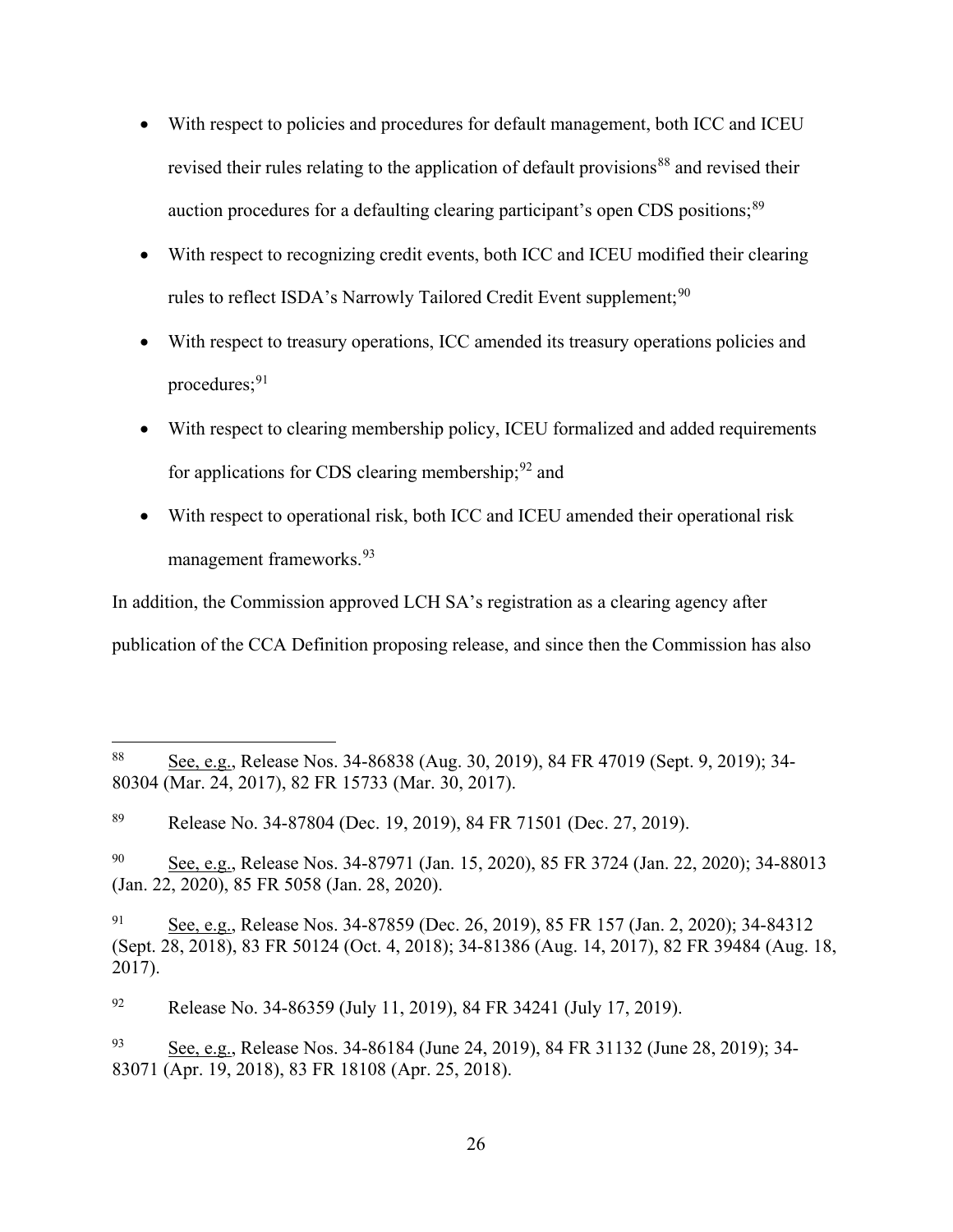- With respect to policies and procedures for default management, both ICC and ICEU revised their rules relating to the application of default provisions[88] and revised their auction procedures for a defaulting clearing participant's open CDS positions;[89]
- With respect to recognizing credit events, both ICC and ICEU modified their clearing rules to reflect ISDA's Narrowly Tailored Credit Event supplement;[90]
- With respect to treasury operations, ICC amended its treasury operations policies and procedures;[91]
- With respect to clearing membership policy, ICEU formalized and added requirements for applications for CDS clearing membership;[92] and
- With respect to operational risk, both ICC and ICEU amended their operational risk management frameworks.[93]

In addition, the Commission approved LCH SA's registration as a clearing agency after publication of the CCA Definition proposing release, and since then the Commission has also

---

[88] See, e.g., Release Nos. 34-86838 (Aug. 30, 2019), 84 FR 47019 (Sept. 9, 2019); 34-80304 (Mar. 24, 2017), 82 FR 15733 (Mar. 30, 2017).

[89] Release No. 34-87804 (Dec. 19, 2019), 84 FR 71501 (Dec. 27, 2019).

[90] See, e.g., Release Nos. 34-87971 (Jan. 15, 2020), 85 FR 3724 (Jan. 22, 2020); 34-88013 (Jan. 22, 2020), 85 FR 5058 (Jan. 28, 2020).

[91] See, e.g., Release Nos. 34-87859 (Dec. 26, 2019), 85 FR 157 (Jan. 2, 2020); 34-84312 (Sept. 28, 2018), 83 FR 50124 (Oct. 4, 2018); 34-81386 (Aug. 14, 2017), 82 FR 39484 (Aug. 18, 2017).

[92] Release No. 34-86359 (July 11, 2019), 84 FR 34241 (July 17, 2019).

[93] See, e.g., Release Nos. 34-86184 (June 24, 2019), 84 FR 31132 (June 28, 2019); 34-83071 (Apr. 19, 2018), 83 FR 18108 (Apr. 25, 2018).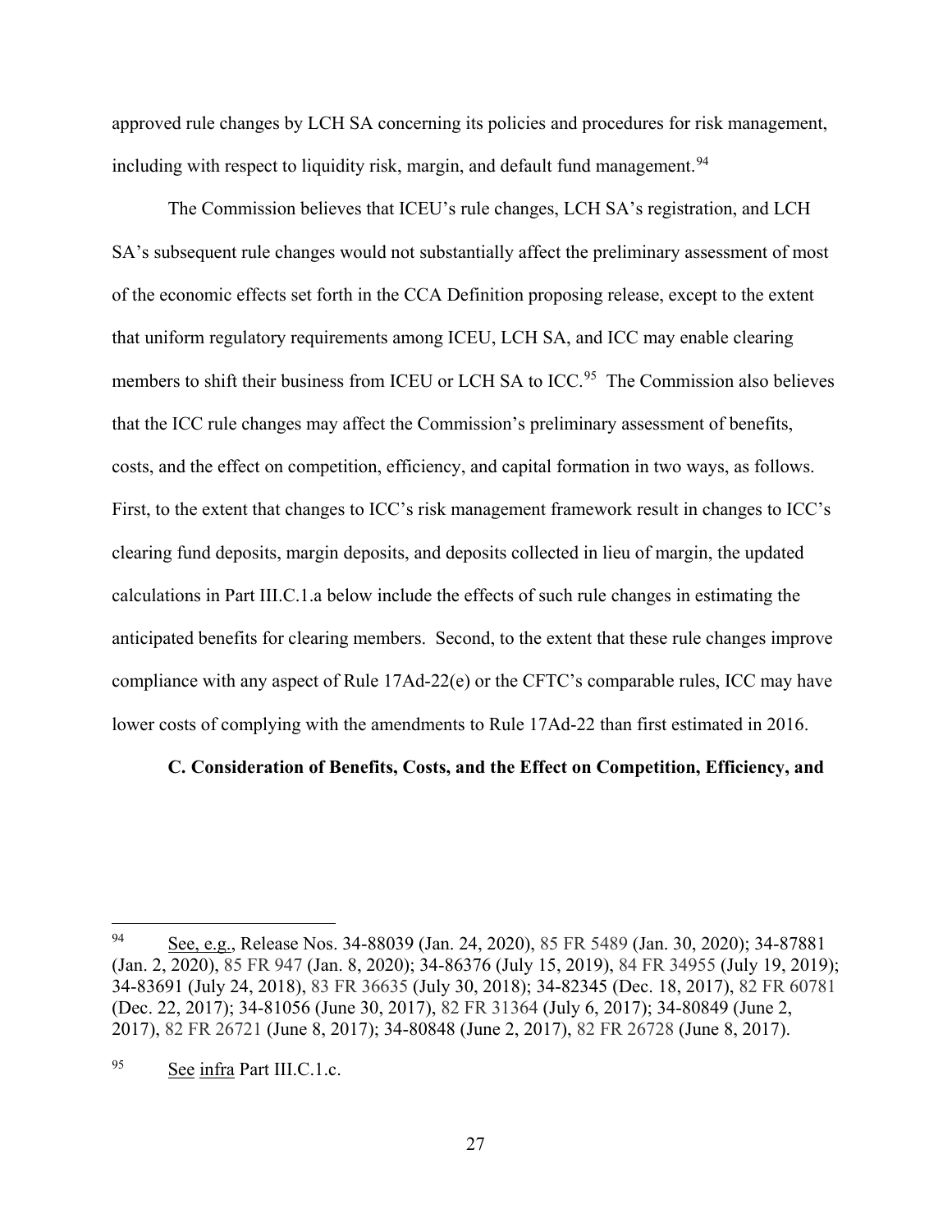approved rule changes by LCH SA concerning its policies and procedures for risk management, including with respect to liquidity risk, margin, and default fund management.[94]

The Commission believes that ICEU's rule changes, LCH SA's registration, and LCH SA's subsequent rule changes would not substantially affect the preliminary assessment of most of the economic effects set forth in the CCA Definition proposing release, except to the extent that uniform regulatory requirements among ICEU, LCH SA, and ICC may enable clearing members to shift their business from ICEU or LCH SA to ICC.[95] The Commission also believes that the ICC rule changes may affect the Commission's preliminary assessment of benefits, costs, and the effect on competition, efficiency, and capital formation in two ways, as follows. First, to the extent that changes to ICC's risk management framework result in changes to ICC's clearing fund deposits, margin deposits, and deposits collected in lieu of margin, the updated calculations in Part III.C.1.a below include the effects of such rule changes in estimating the anticipated benefits for clearing members. Second, to the extent that these rule changes improve compliance with any aspect of Rule 17Ad-22(e) or the CFTC's comparable rules, ICC may have lower costs of complying with the amendments to Rule 17Ad-22 than first estimated in 2016.

**C. Consideration of Benefits, Costs, and the Effect on Competition, Efficiency, and**

---

[94] See, e.g., Release Nos. 34-88039 (Jan. 24, 2020), 85 FR 5489 (Jan. 30, 2020); 34-87881 (Jan. 2, 2020), 85 FR 947 (Jan. 8, 2020); 34-86376 (July 15, 2019), 84 FR 34955 (July 19, 2019); 34-83691 (July 24, 2018), 83 FR 36635 (July 30, 2018); 34-82345 (Dec. 18, 2017), 82 FR 60781 (Dec. 22, 2017); 34-81056 (June 30, 2017), 82 FR 31364 (July 6, 2017); 34-80849 (June 2, 2017), 82 FR 26721 (June 8, 2017); 34-80848 (June 2, 2017), 82 FR 26728 (June 8, 2017).

[95] See infra Part III.C.1.c.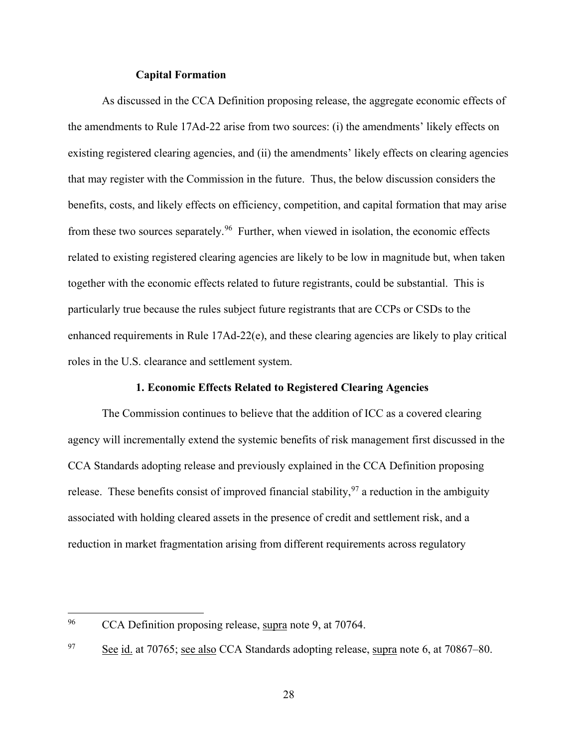### Capital Formation

As discussed in the CCA Definition proposing release, the aggregate economic effects of the amendments to Rule 17Ad-22 arise from two sources: (i) the amendments' likely effects on existing registered clearing agencies, and (ii) the amendments' likely effects on clearing agencies that may register with the Commission in the future. Thus, the below discussion considers the benefits, costs, and likely effects on efficiency, competition, and capital formation that may arise from these two sources separately.[96] Further, when viewed in isolation, the economic effects related to existing registered clearing agencies are likely to be low in magnitude but, when taken together with the economic effects related to future registrants, could be substantial. This is particularly true because the rules subject future registrants that are CCPs or CSDs to the enhanced requirements in Rule 17Ad-22(e), and these clearing agencies are likely to play critical roles in the U.S. clearance and settlement system.

#### 1. Economic Effects Related to Registered Clearing Agencies

The Commission continues to believe that the addition of ICC as a covered clearing agency will incrementally extend the systemic benefits of risk management first discussed in the CCA Standards adopting release and previously explained in the CCA Definition proposing release. These benefits consist of improved financial stability,[97] a reduction in the ambiguity associated with holding cleared assets in the presence of credit and settlement risk, and a reduction in market fragmentation arising from different requirements across regulatory

---

[96] CCA Definition proposing release, supra note 9, at 70764.

[97] See id. at 70765; see also CCA Standards adopting release, supra note 6, at 70867–80.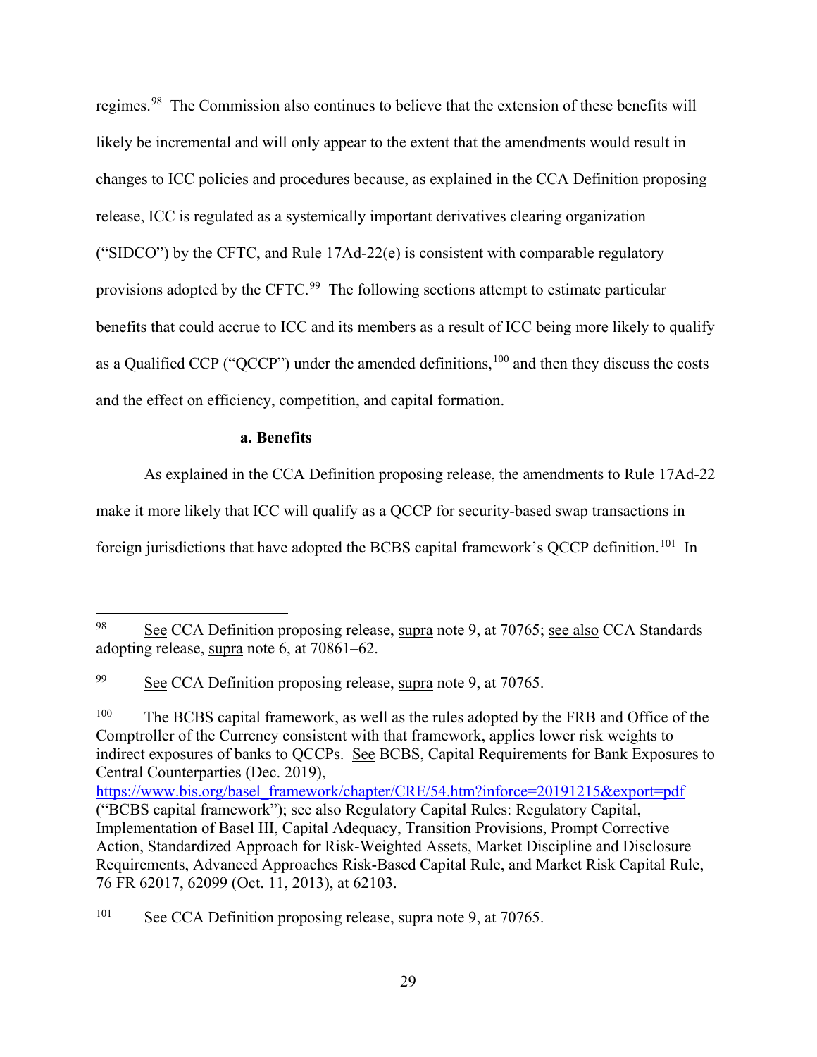regimes.[98] The Commission also continues to believe that the extension of these benefits will likely be incremental and will only appear to the extent that the amendments would result in changes to ICC policies and procedures because, as explained in the CCA Definition proposing release, ICC is regulated as a systemically important derivatives clearing organization ("SIDCO") by the CFTC, and Rule 17Ad-22(e) is consistent with comparable regulatory provisions adopted by the CFTC.[99] The following sections attempt to estimate particular benefits that could accrue to ICC and its members as a result of ICC being more likely to qualify as a Qualified CCP ("QCCP") under the amended definitions,[100] and then they discuss the costs and the effect on efficiency, competition, and capital formation.

**a. Benefits**

As explained in the CCA Definition proposing release, the amendments to Rule 17Ad-22 make it more likely that ICC will qualify as a QCCP for security-based swap transactions in foreign jurisdictions that have adopted the BCBS capital framework's QCCP definition.[101] In

---

[98] See CCA Definition proposing release, supra note 9, at 70765; see also CCA Standards adopting release, supra note 6, at 70861–62.

[99] See CCA Definition proposing release, supra note 9, at 70765.

[100] The BCBS capital framework, as well as the rules adopted by the FRB and Office of the Comptroller of the Currency consistent with that framework, applies lower risk weights to indirect exposures of banks to QCCPs. See BCBS, Capital Requirements for Bank Exposures to Central Counterparties (Dec. 2019), https://www.bis.org/basel_framework/chapter/CRE/54.htm?inforce=20191215&export=pdf ("BCBS capital framework"); see also Regulatory Capital Rules: Regulatory Capital, Implementation of Basel III, Capital Adequacy, Transition Provisions, Prompt Corrective Action, Standardized Approach for Risk-Weighted Assets, Market Discipline and Disclosure Requirements, Advanced Approaches Risk-Based Capital Rule, and Market Risk Capital Rule, 76 FR 62017, 62099 (Oct. 11, 2013), at 62103.

[101] See CCA Definition proposing release, supra note 9, at 70765.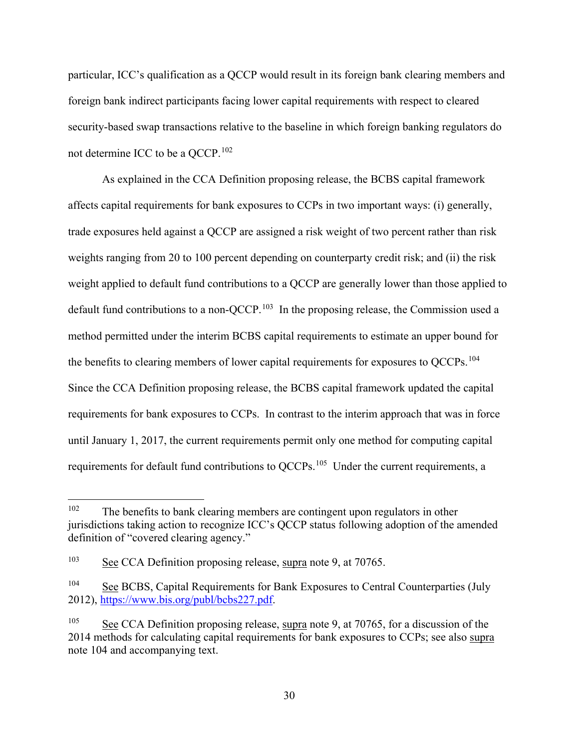particular, ICC's qualification as a QCCP would result in its foreign bank clearing members and foreign bank indirect participants facing lower capital requirements with respect to cleared security-based swap transactions relative to the baseline in which foreign banking regulators do not determine ICC to be a QCCP.[102]

As explained in the CCA Definition proposing release, the BCBS capital framework affects capital requirements for bank exposures to CCPs in two important ways: (i) generally, trade exposures held against a QCCP are assigned a risk weight of two percent rather than risk weights ranging from 20 to 100 percent depending on counterparty credit risk; and (ii) the risk weight applied to default fund contributions to a QCCP are generally lower than those applied to default fund contributions to a non-QCCP.[103] In the proposing release, the Commission used a method permitted under the interim BCBS capital requirements to estimate an upper bound for the benefits to clearing members of lower capital requirements for exposures to QCCPs.[104] Since the CCA Definition proposing release, the BCBS capital framework updated the capital requirements for bank exposures to CCPs. In contrast to the interim approach that was in force until January 1, 2017, the current requirements permit only one method for computing capital requirements for default fund contributions to QCCPs.[105] Under the current requirements, a

---

[102] The benefits to bank clearing members are contingent upon regulators in other jurisdictions taking action to recognize ICC's QCCP status following adoption of the amended definition of "covered clearing agency."

[103] See CCA Definition proposing release, supra note 9, at 70765.

[104] See BCBS, Capital Requirements for Bank Exposures to Central Counterparties (July 2012), https://www.bis.org/publ/bcbs227.pdf.

[105] See CCA Definition proposing release, supra note 9, at 70765, for a discussion of the 2014 methods for calculating capital requirements for bank exposures to CCPs; see also supra note 104 and accompanying text.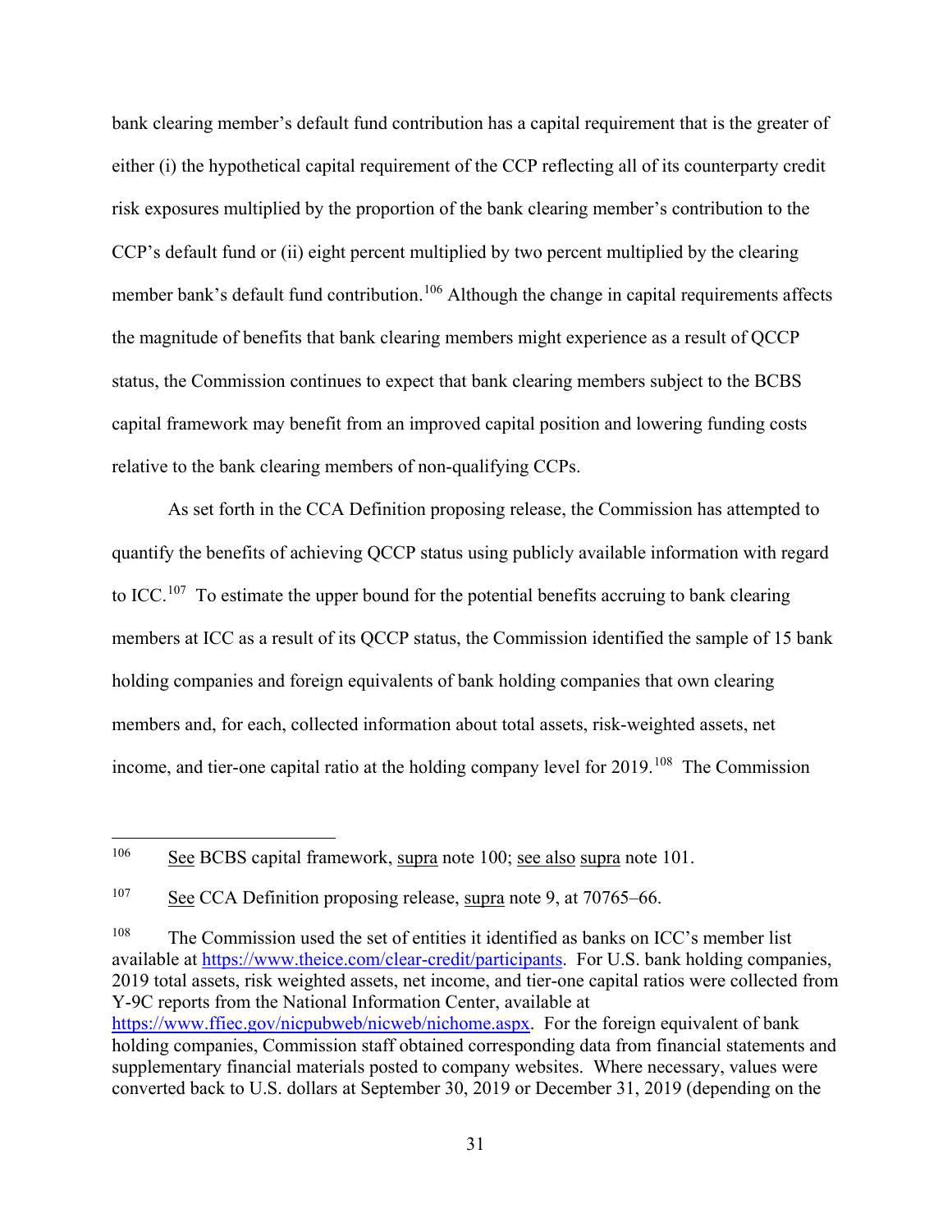bank clearing member's default fund contribution has a capital requirement that is the greater of either (i) the hypothetical capital requirement of the CCP reflecting all of its counterparty credit risk exposures multiplied by the proportion of the bank clearing member's contribution to the CCP's default fund or (ii) eight percent multiplied by two percent multiplied by the clearing member bank's default fund contribution.[106] Although the change in capital requirements affects the magnitude of benefits that bank clearing members might experience as a result of QCCP status, the Commission continues to expect that bank clearing members subject to the BCBS capital framework may benefit from an improved capital position and lowering funding costs relative to the bank clearing members of non-qualifying CCPs.

As set forth in the CCA Definition proposing release, the Commission has attempted to quantify the benefits of achieving QCCP status using publicly available information with regard to ICC.[107] To estimate the upper bound for the potential benefits accruing to bank clearing members at ICC as a result of its QCCP status, the Commission identified the sample of 15 bank holding companies and foreign equivalents of bank holding companies that own clearing members and, for each, collected information about total assets, risk-weighted assets, net income, and tier-one capital ratio at the holding company level for 2019.[108] The Commission

---

[106] See BCBS capital framework, supra note 100; see also supra note 101.

[107] See CCA Definition proposing release, supra note 9, at 70765–66.

[108] The Commission used the set of entities it identified as banks on ICC's member list available at https://www.theice.com/clear-credit/participants. For U.S. bank holding companies, 2019 total assets, risk weighted assets, net income, and tier-one capital ratios were collected from Y-9C reports from the National Information Center, available at https://www.ffiec.gov/nicpubweb/nicweb/nichome.aspx. For the foreign equivalent of bank holding companies, Commission staff obtained corresponding data from financial statements and supplementary financial materials posted to company websites. Where necessary, values were converted back to U.S. dollars at September 30, 2019 or December 31, 2019 (depending on the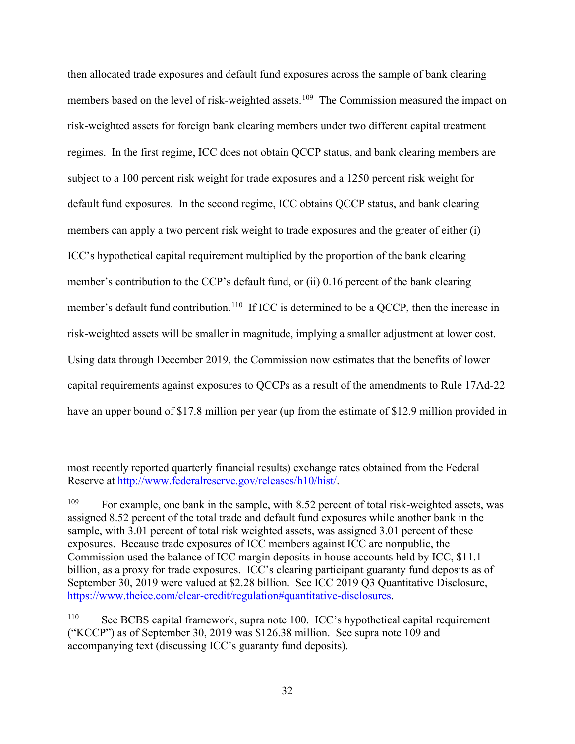then allocated trade exposures and default fund exposures across the sample of bank clearing members based on the level of risk-weighted assets.[109] The Commission measured the impact on risk-weighted assets for foreign bank clearing members under two different capital treatment regimes. In the first regime, ICC does not obtain QCCP status, and bank clearing members are subject to a 100 percent risk weight for trade exposures and a 1250 percent risk weight for default fund exposures. In the second regime, ICC obtains QCCP status, and bank clearing members can apply a two percent risk weight to trade exposures and the greater of either (i) ICC's hypothetical capital requirement multiplied by the proportion of the bank clearing member's contribution to the CCP's default fund, or (ii) 0.16 percent of the bank clearing member's default fund contribution.[110] If ICC is determined to be a QCCP, then the increase in risk-weighted assets will be smaller in magnitude, implying a smaller adjustment at lower cost. Using data through December 2019, the Commission now estimates that the benefits of lower capital requirements against exposures to QCCPs as a result of the amendments to Rule 17Ad-22 have an upper bound of $17.8 million per year (up from the estimate of $12.9 million provided in

---

most recently reported quarterly financial results) exchange rates obtained from the Federal Reserve at http://www.federalreserve.gov/releases/h10/hist/.

[109] For example, one bank in the sample, with 8.52 percent of total risk-weighted assets, was assigned 8.52 percent of the total trade and default fund exposures while another bank in the sample, with 3.01 percent of total risk weighted assets, was assigned 3.01 percent of these exposures. Because trade exposures of ICC members against ICC are nonpublic, the Commission used the balance of ICC margin deposits in house accounts held by ICC, $11.1 billion, as a proxy for trade exposures. ICC's clearing participant guaranty fund deposits as of September 30, 2019 were valued at $2.28 billion. See ICC 2019 Q3 Quantitative Disclosure, https://www.theice.com/clear-credit/regulation#quantitative-disclosures.

[110] See BCBS capital framework, supra note 100. ICC's hypothetical capital requirement ("KCCP") as of September 30, 2019 was $126.38 million. See supra note 109 and accompanying text (discussing ICC's guaranty fund deposits).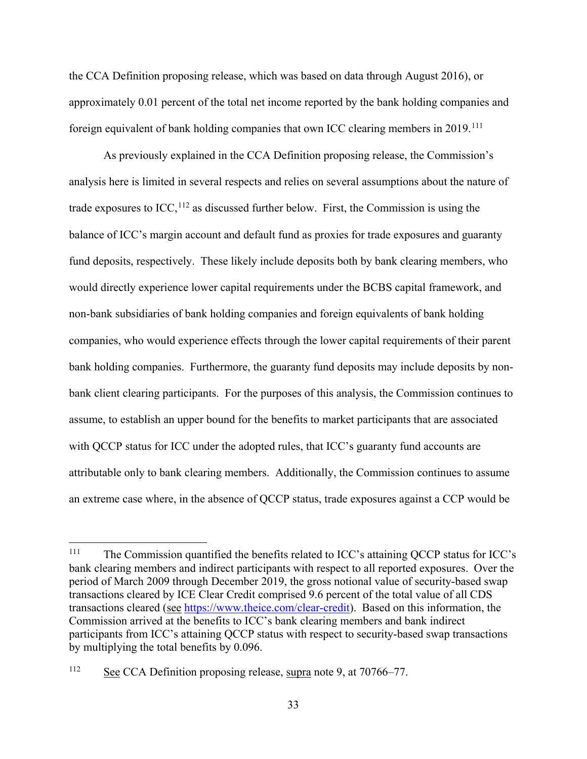the CCA Definition proposing release, which was based on data through August 2016), or approximately 0.01 percent of the total net income reported by the bank holding companies and foreign equivalent of bank holding companies that own ICC clearing members in 2019.[111]

As previously explained in the CCA Definition proposing release, the Commission's analysis here is limited in several respects and relies on several assumptions about the nature of trade exposures to ICC,[112] as discussed further below. First, the Commission is using the balance of ICC's margin account and default fund as proxies for trade exposures and guaranty fund deposits, respectively. These likely include deposits both by bank clearing members, who would directly experience lower capital requirements under the BCBS capital framework, and non-bank subsidiaries of bank holding companies and foreign equivalents of bank holding companies, who would experience effects through the lower capital requirements of their parent bank holding companies. Furthermore, the guaranty fund deposits may include deposits by non-bank client clearing participants. For the purposes of this analysis, the Commission continues to assume, to establish an upper bound for the benefits to market participants that are associated with QCCP status for ICC under the adopted rules, that ICC's guaranty fund accounts are attributable only to bank clearing members. Additionally, the Commission continues to assume an extreme case where, in the absence of QCCP status, trade exposures against a CCP would be

---

[111] The Commission quantified the benefits related to ICC's attaining QCCP status for ICC's bank clearing members and indirect participants with respect to all reported exposures. Over the period of March 2009 through December 2019, the gross notional value of security-based swap transactions cleared by ICE Clear Credit comprised 9.6 percent of the total value of all CDS transactions cleared (see https://www.theice.com/clear-credit). Based on this information, the Commission arrived at the benefits to ICC's bank clearing members and bank indirect participants from ICC's attaining QCCP status with respect to security-based swap transactions by multiplying the total benefits by 0.096.

[112] See CCA Definition proposing release, supra note 9, at 70766–77.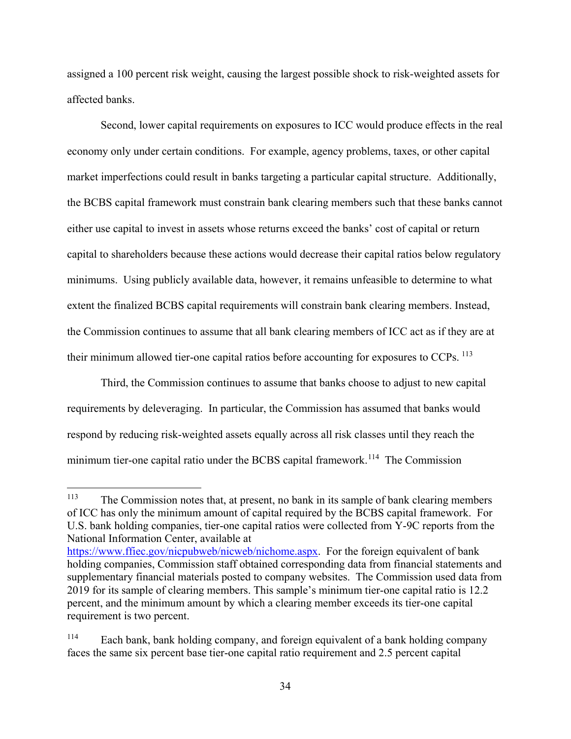assigned a 100 percent risk weight, causing the largest possible shock to risk-weighted assets for affected banks.

Second, lower capital requirements on exposures to ICC would produce effects in the real economy only under certain conditions. For example, agency problems, taxes, or other capital market imperfections could result in banks targeting a particular capital structure. Additionally, the BCBS capital framework must constrain bank clearing members such that these banks cannot either use capital to invest in assets whose returns exceed the banks' cost of capital or return capital to shareholders because these actions would decrease their capital ratios below regulatory minimums. Using publicly available data, however, it remains unfeasible to determine to what extent the finalized BCBS capital requirements will constrain bank clearing members. Instead, the Commission continues to assume that all bank clearing members of ICC act as if they are at their minimum allowed tier-one capital ratios before accounting for exposures to CCPs. [113]

Third, the Commission continues to assume that banks choose to adjust to new capital requirements by deleveraging. In particular, the Commission has assumed that banks would respond by reducing risk-weighted assets equally across all risk classes until they reach the minimum tier-one capital ratio under the BCBS capital framework.[114] The Commission

---

[113] The Commission notes that, at present, no bank in its sample of bank clearing members of ICC has only the minimum amount of capital required by the BCBS capital framework. For U.S. bank holding companies, tier-one capital ratios were collected from Y-9C reports from the National Information Center, available at https://www.ffiec.gov/nicpubweb/nicweb/nichome.aspx. For the foreign equivalent of bank holding companies, Commission staff obtained corresponding data from financial statements and supplementary financial materials posted to company websites. The Commission used data from 2019 for its sample of clearing members. This sample's minimum tier-one capital ratio is 12.2 percent, and the minimum amount by which a clearing member exceeds its tier-one capital requirement is two percent.

[114] Each bank, bank holding company, and foreign equivalent of a bank holding company faces the same six percent base tier-one capital ratio requirement and 2.5 percent capital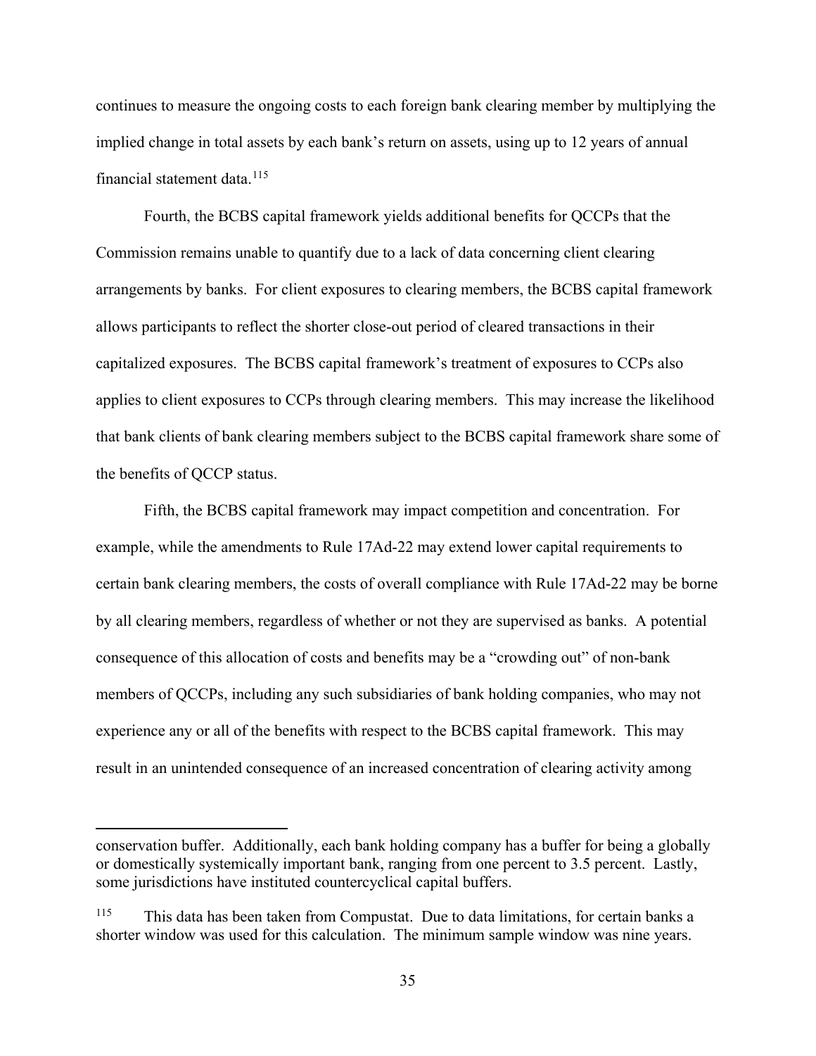continues to measure the ongoing costs to each foreign bank clearing member by multiplying the implied change in total assets by each bank's return on assets, using up to 12 years of annual financial statement data.[115]

Fourth, the BCBS capital framework yields additional benefits for QCCPs that the Commission remains unable to quantify due to a lack of data concerning client clearing arrangements by banks. For client exposures to clearing members, the BCBS capital framework allows participants to reflect the shorter close-out period of cleared transactions in their capitalized exposures. The BCBS capital framework's treatment of exposures to CCPs also applies to client exposures to CCPs through clearing members. This may increase the likelihood that bank clients of bank clearing members subject to the BCBS capital framework share some of the benefits of QCCP status.

Fifth, the BCBS capital framework may impact competition and concentration. For example, while the amendments to Rule 17Ad-22 may extend lower capital requirements to certain bank clearing members, the costs of overall compliance with Rule 17Ad-22 may be borne by all clearing members, regardless of whether or not they are supervised as banks. A potential consequence of this allocation of costs and benefits may be a "crowding out" of non-bank members of QCCPs, including any such subsidiaries of bank holding companies, who may not experience any or all of the benefits with respect to the BCBS capital framework. This may result in an unintended consequence of an increased concentration of clearing activity among

---

conservation buffer. Additionally, each bank holding company has a buffer for being a globally or domestically systemically important bank, ranging from one percent to 3.5 percent. Lastly, some jurisdictions have instituted countercyclical capital buffers.

[115] This data has been taken from Compustat. Due to data limitations, for certain banks a shorter window was used for this calculation. The minimum sample window was nine years.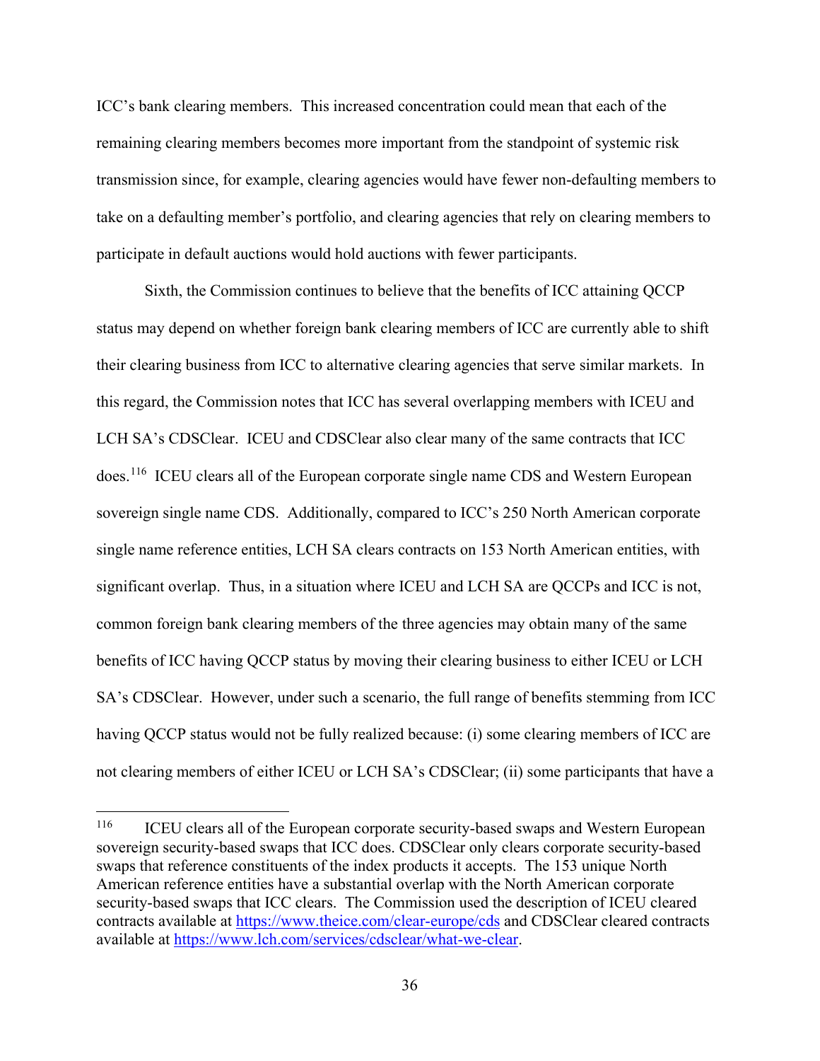ICC's bank clearing members. This increased concentration could mean that each of the remaining clearing members becomes more important from the standpoint of systemic risk transmission since, for example, clearing agencies would have fewer non-defaulting members to take on a defaulting member's portfolio, and clearing agencies that rely on clearing members to participate in default auctions would hold auctions with fewer participants.

Sixth, the Commission continues to believe that the benefits of ICC attaining QCCP status may depend on whether foreign bank clearing members of ICC are currently able to shift their clearing business from ICC to alternative clearing agencies that serve similar markets. In this regard, the Commission notes that ICC has several overlapping members with ICEU and LCH SA's CDSClear. ICEU and CDSClear also clear many of the same contracts that ICC does.[116] ICEU clears all of the European corporate single name CDS and Western European sovereign single name CDS. Additionally, compared to ICC's 250 North American corporate single name reference entities, LCH SA clears contracts on 153 North American entities, with significant overlap. Thus, in a situation where ICEU and LCH SA are QCCPs and ICC is not, common foreign bank clearing members of the three agencies may obtain many of the same benefits of ICC having QCCP status by moving their clearing business to either ICEU or LCH SA's CDSClear. However, under such a scenario, the full range of benefits stemming from ICC having QCCP status would not be fully realized because: (i) some clearing members of ICC are not clearing members of either ICEU or LCH SA's CDSClear; (ii) some participants that have a

---

[116] ICEU clears all of the European corporate security-based swaps and Western European sovereign security-based swaps that ICC does. CDSClear only clears corporate security-based swaps that reference constituents of the index products it accepts. The 153 unique North American reference entities have a substantial overlap with the North American corporate security-based swaps that ICC clears. The Commission used the description of ICEU cleared contracts available at https://www.theice.com/clear-europe/cds and CDSClear cleared contracts available at https://www.lch.com/services/cdsclear/what-we-clear.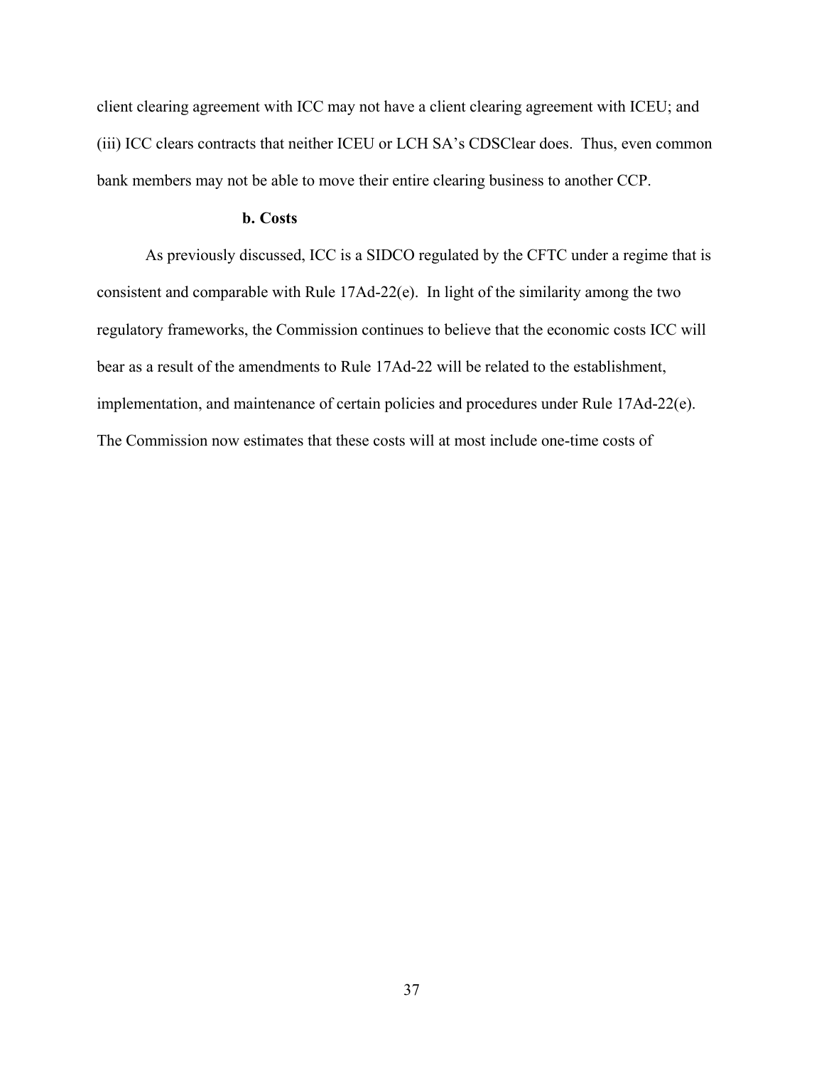client clearing agreement with ICC may not have a client clearing agreement with ICEU; and (iii) ICC clears contracts that neither ICEU or LCH SA's CDSClear does. Thus, even common bank members may not be able to move their entire clearing business to another CCP.

**b. Costs**

As previously discussed, ICC is a SIDCO regulated by the CFTC under a regime that is consistent and comparable with Rule 17Ad-22(e). In light of the similarity among the two regulatory frameworks, the Commission continues to believe that the economic costs ICC will bear as a result of the amendments to Rule 17Ad-22 will be related to the establishment, implementation, and maintenance of certain policies and procedures under Rule 17Ad-22(e). The Commission now estimates that these costs will at most include one-time costs of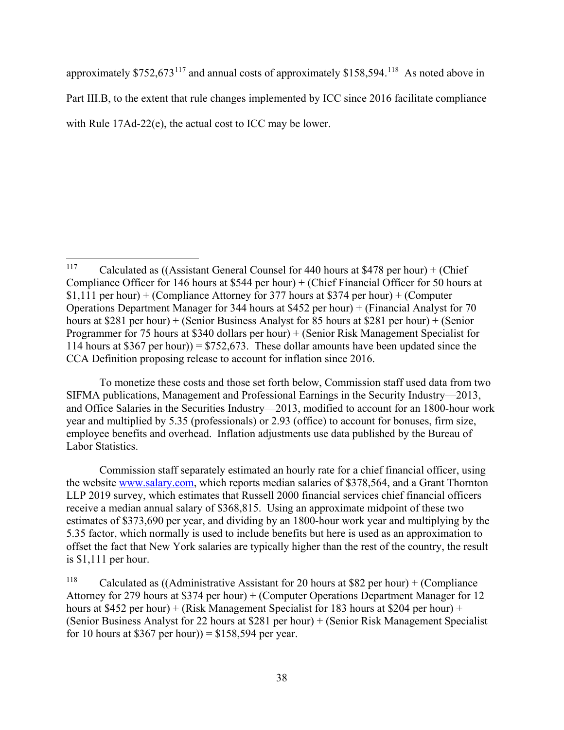approximately $752,673[117] and annual costs of approximately $158,594.[118] As noted above in Part III.B, to the extent that rule changes implemented by ICC since 2016 facilitate compliance with Rule 17Ad-22(e), the actual cost to ICC may be lower.

---

[117] Calculated as ((Assistant General Counsel for 440 hours at $478 per hour) + (Chief Compliance Officer for 146 hours at $544 per hour) + (Chief Financial Officer for 50 hours at $1,111 per hour) + (Compliance Attorney for 377 hours at $374 per hour) + (Computer Operations Department Manager for 344 hours at $452 per hour) + (Financial Analyst for 70 hours at $281 per hour) + (Senior Business Analyst for 85 hours at $281 per hour) + (Senior Programmer for 75 hours at $340 dollars per hour) + (Senior Risk Management Specialist for 114 hours at $367 per hour)) = $752,673. These dollar amounts have been updated since the CCA Definition proposing release to account for inflation since 2016.

To monetize these costs and those set forth below, Commission staff used data from two SIFMA publications, Management and Professional Earnings in the Security Industry—2013, and Office Salaries in the Securities Industry—2013, modified to account for an 1800-hour work year and multiplied by 5.35 (professionals) or 2.93 (office) to account for bonuses, firm size, employee benefits and overhead. Inflation adjustments use data published by the Bureau of Labor Statistics.

Commission staff separately estimated an hourly rate for a chief financial officer, using the website www.salary.com, which reports median salaries of $378,564, and a Grant Thornton LLP 2019 survey, which estimates that Russell 2000 financial services chief financial officers receive a median annual salary of $368,815. Using an approximate midpoint of these two estimates of $373,690 per year, and dividing by an 1800-hour work year and multiplying by the 5.35 factor, which normally is used to include benefits but here is used as an approximation to offset the fact that New York salaries are typically higher than the rest of the country, the result is $1,111 per hour.

[118] Calculated as ((Administrative Assistant for 20 hours at $82 per hour) + (Compliance Attorney for 279 hours at $374 per hour) + (Computer Operations Department Manager for 12 hours at $452 per hour) + (Risk Management Specialist for 183 hours at $204 per hour) + (Senior Business Analyst for 22 hours at $281 per hour) + (Senior Risk Management Specialist for 10 hours at $367 per hour)) = $158,594 per year.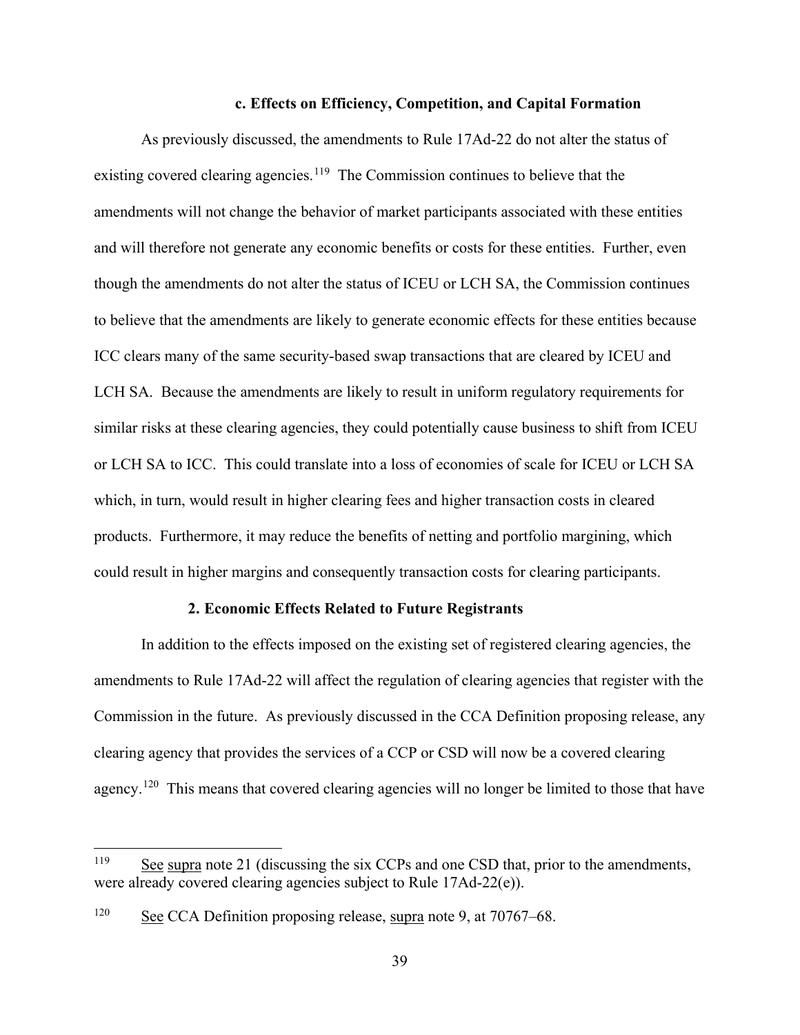### c. Effects on Efficiency, Competition, and Capital Formation

As previously discussed, the amendments to Rule 17Ad-22 do not alter the status of existing covered clearing agencies.[119] The Commission continues to believe that the amendments will not change the behavior of market participants associated with these entities and will therefore not generate any economic benefits or costs for these entities. Further, even though the amendments do not alter the status of ICEU or LCH SA, the Commission continues to believe that the amendments are likely to generate economic effects for these entities because ICC clears many of the same security-based swap transactions that are cleared by ICEU and LCH SA. Because the amendments are likely to result in uniform regulatory requirements for similar risks at these clearing agencies, they could potentially cause business to shift from ICEU or LCH SA to ICC. This could translate into a loss of economies of scale for ICEU or LCH SA which, in turn, would result in higher clearing fees and higher transaction costs in cleared products. Furthermore, it may reduce the benefits of netting and portfolio margining, which could result in higher margins and consequently transaction costs for clearing participants.

## 2. Economic Effects Related to Future Registrants

In addition to the effects imposed on the existing set of registered clearing agencies, the amendments to Rule 17Ad-22 will affect the regulation of clearing agencies that register with the Commission in the future. As previously discussed in the CCA Definition proposing release, any clearing agency that provides the services of a CCP or CSD will now be a covered clearing agency.[120] This means that covered clearing agencies will no longer be limited to those that have

---

[119] See supra note 21 (discussing the six CCPs and one CSD that, prior to the amendments, were already covered clearing agencies subject to Rule 17Ad-22(e)).

[120] See CCA Definition proposing release, supra note 9, at 70767–68.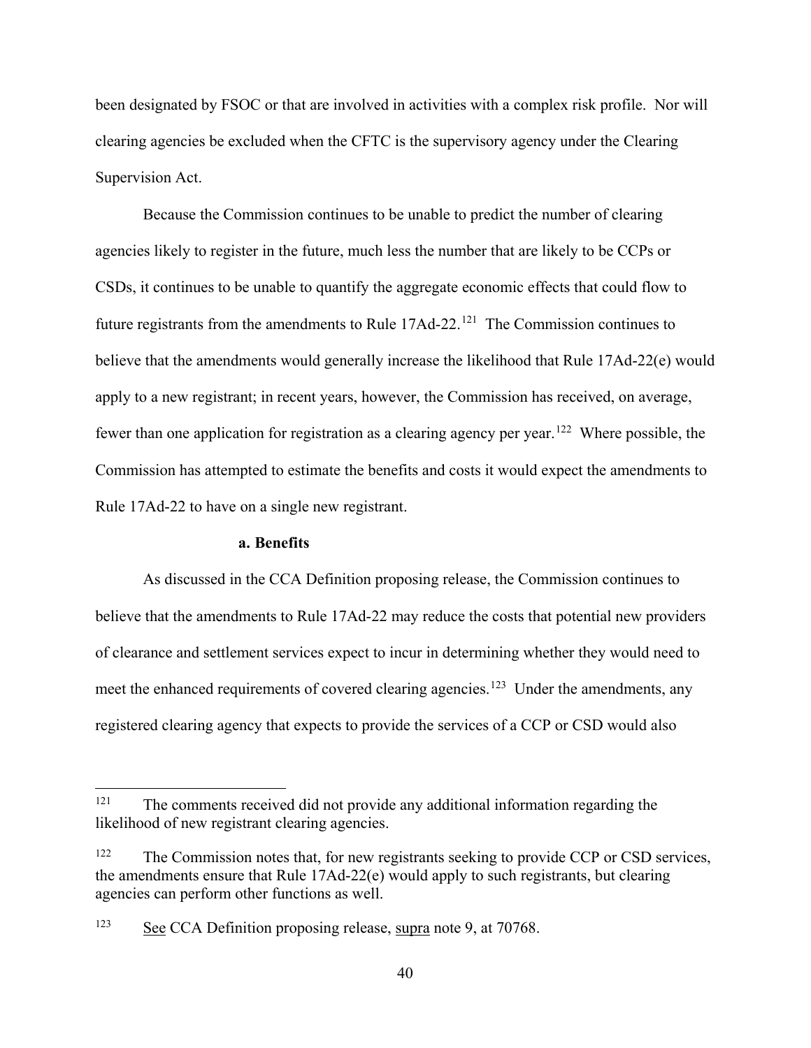been designated by FSOC or that are involved in activities with a complex risk profile. Nor will clearing agencies be excluded when the CFTC is the supervisory agency under the Clearing Supervision Act.

Because the Commission continues to be unable to predict the number of clearing agencies likely to register in the future, much less the number that are likely to be CCPs or CSDs, it continues to be unable to quantify the aggregate economic effects that could flow to future registrants from the amendments to Rule 17Ad-22.[121] The Commission continues to believe that the amendments would generally increase the likelihood that Rule 17Ad-22(e) would apply to a new registrant; in recent years, however, the Commission has received, on average, fewer than one application for registration as a clearing agency per year.[122] Where possible, the Commission has attempted to estimate the benefits and costs it would expect the amendments to Rule 17Ad-22 to have on a single new registrant.

**a. Benefits**

As discussed in the CCA Definition proposing release, the Commission continues to believe that the amendments to Rule 17Ad-22 may reduce the costs that potential new providers of clearance and settlement services expect to incur in determining whether they would need to meet the enhanced requirements of covered clearing agencies.[123] Under the amendments, any registered clearing agency that expects to provide the services of a CCP or CSD would also

---

[121] The comments received did not provide any additional information regarding the likelihood of new registrant clearing agencies.

[122] The Commission notes that, for new registrants seeking to provide CCP or CSD services, the amendments ensure that Rule 17Ad-22(e) would apply to such registrants, but clearing agencies can perform other functions as well.

[123] See CCA Definition proposing release, supra note 9, at 70768.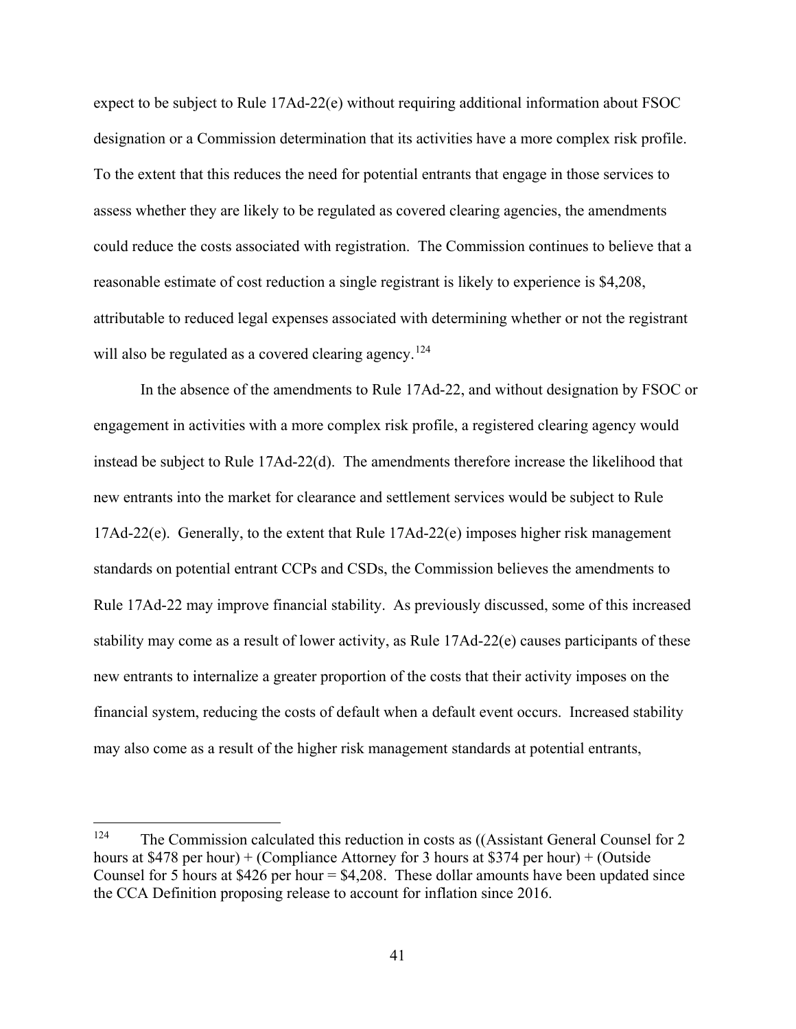expect to be subject to Rule 17Ad-22(e) without requiring additional information about FSOC designation or a Commission determination that its activities have a more complex risk profile. To the extent that this reduces the need for potential entrants that engage in those services to assess whether they are likely to be regulated as covered clearing agencies, the amendments could reduce the costs associated with registration. The Commission continues to believe that a reasonable estimate of cost reduction a single registrant is likely to experience is $4,208, attributable to reduced legal expenses associated with determining whether or not the registrant will also be regulated as a covered clearing agency.[124]

In the absence of the amendments to Rule 17Ad-22, and without designation by FSOC or engagement in activities with a more complex risk profile, a registered clearing agency would instead be subject to Rule 17Ad-22(d). The amendments therefore increase the likelihood that new entrants into the market for clearance and settlement services would be subject to Rule 17Ad-22(e). Generally, to the extent that Rule 17Ad-22(e) imposes higher risk management standards on potential entrant CCPs and CSDs, the Commission believes the amendments to Rule 17Ad-22 may improve financial stability. As previously discussed, some of this increased stability may come as a result of lower activity, as Rule 17Ad-22(e) causes participants of these new entrants to internalize a greater proportion of the costs that their activity imposes on the financial system, reducing the costs of default when a default event occurs. Increased stability may also come as a result of the higher risk management standards at potential entrants,

---

[124] The Commission calculated this reduction in costs as ((Assistant General Counsel for 2 hours at $478 per hour) + (Compliance Attorney for 3 hours at $374 per hour) + (Outside Counsel for 5 hours at $426 per hour = $4,208. These dollar amounts have been updated since the CCA Definition proposing release to account for inflation since 2016.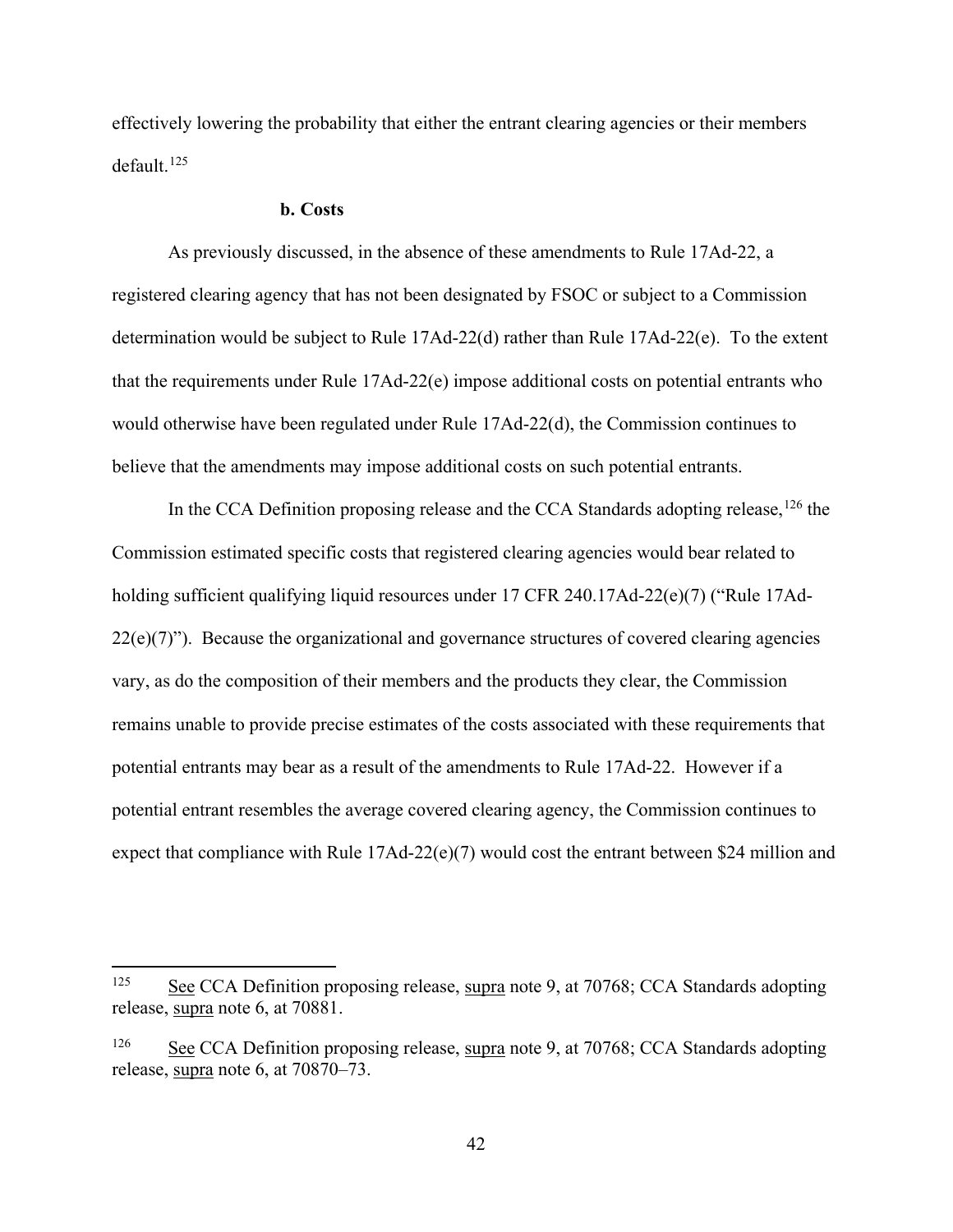effectively lowering the probability that either the entrant clearing agencies or their members default.[125]

#### b. Costs

As previously discussed, in the absence of these amendments to Rule 17Ad-22, a registered clearing agency that has not been designated by FSOC or subject to a Commission determination would be subject to Rule 17Ad-22(d) rather than Rule 17Ad-22(e). To the extent that the requirements under Rule 17Ad-22(e) impose additional costs on potential entrants who would otherwise have been regulated under Rule 17Ad-22(d), the Commission continues to believe that the amendments may impose additional costs on such potential entrants.

In the CCA Definition proposing release and the CCA Standards adopting release,[126] the Commission estimated specific costs that registered clearing agencies would bear related to holding sufficient qualifying liquid resources under 17 CFR 240.17Ad-22(e)(7) ("Rule 17Ad-22(e)(7)"). Because the organizational and governance structures of covered clearing agencies vary, as do the composition of their members and the products they clear, the Commission remains unable to provide precise estimates of the costs associated with these requirements that potential entrants may bear as a result of the amendments to Rule 17Ad-22. However if a potential entrant resembles the average covered clearing agency, the Commission continues to expect that compliance with Rule 17Ad-22(e)(7) would cost the entrant between $24 million and

---

[125] See CCA Definition proposing release, supra note 9, at 70768; CCA Standards adopting release, supra note 6, at 70881.

[126] See CCA Definition proposing release, supra note 9, at 70768; CCA Standards adopting release, supra note 6, at 70870–73.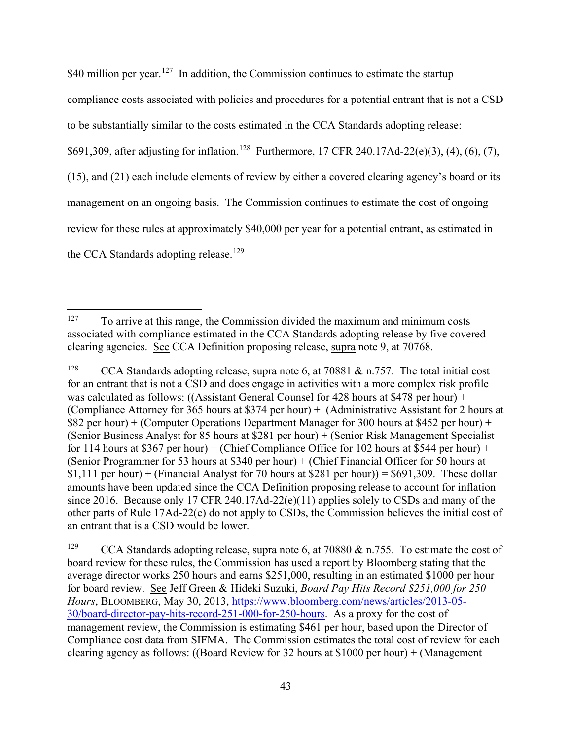$40 million per year.[127] In addition, the Commission continues to estimate the startup compliance costs associated with policies and procedures for a potential entrant that is not a CSD to be substantially similar to the costs estimated in the CCA Standards adopting release: $691,309, after adjusting for inflation.[128] Furthermore, 17 CFR 240.17Ad-22(e)(3), (4), (6), (7), (15), and (21) each include elements of review by either a covered clearing agency's board or its management on an ongoing basis. The Commission continues to estimate the cost of ongoing review for these rules at approximately $40,000 per year for a potential entrant, as estimated in the CCA Standards adopting release.[129]

---

[127] To arrive at this range, the Commission divided the maximum and minimum costs associated with compliance estimated in the CCA Standards adopting release by five covered clearing agencies. See CCA Definition proposing release, supra note 9, at 70768.

[128] CCA Standards adopting release, supra note 6, at 70881 & n.757. The total initial cost for an entrant that is not a CSD and does engage in activities with a more complex risk profile was calculated as follows: ((Assistant General Counsel for 428 hours at $478 per hour) + (Compliance Attorney for 365 hours at $374 per hour) + (Administrative Assistant for 2 hours at $82 per hour) + (Computer Operations Department Manager for 300 hours at $452 per hour) + (Senior Business Analyst for 85 hours at $281 per hour) + (Senior Risk Management Specialist for 114 hours at $367 per hour) + (Chief Compliance Office for 102 hours at $544 per hour) + (Senior Programmer for 53 hours at $340 per hour) + (Chief Financial Officer for 50 hours at $1,111 per hour) + (Financial Analyst for 70 hours at $281 per hour)) = $691,309. These dollar amounts have been updated since the CCA Definition proposing release to account for inflation since 2016. Because only 17 CFR 240.17Ad-22(e)(11) applies solely to CSDs and many of the other parts of Rule 17Ad-22(e) do not apply to CSDs, the Commission believes the initial cost of an entrant that is a CSD would be lower.

[129] CCA Standards adopting release, supra note 6, at 70880 & n.755. To estimate the cost of board review for these rules, the Commission has used a report by Bloomberg stating that the average director works 250 hours and earns $251,000, resulting in an estimated $1000 per hour for board review. See Jeff Green & Hideki Suzuki, *Board Pay Hits Record $251,000 for 250 Hours*, BLOOMBERG, May 30, 2013, https://www.bloomberg.com/news/articles/2013-05-30/board-director-pay-hits-record-251-000-for-250-hours. As a proxy for the cost of management review, the Commission is estimating $461 per hour, based upon the Director of Compliance cost data from SIFMA. The Commission estimates the total cost of review for each clearing agency as follows: ((Board Review for 32 hours at $1000 per hour) + (Management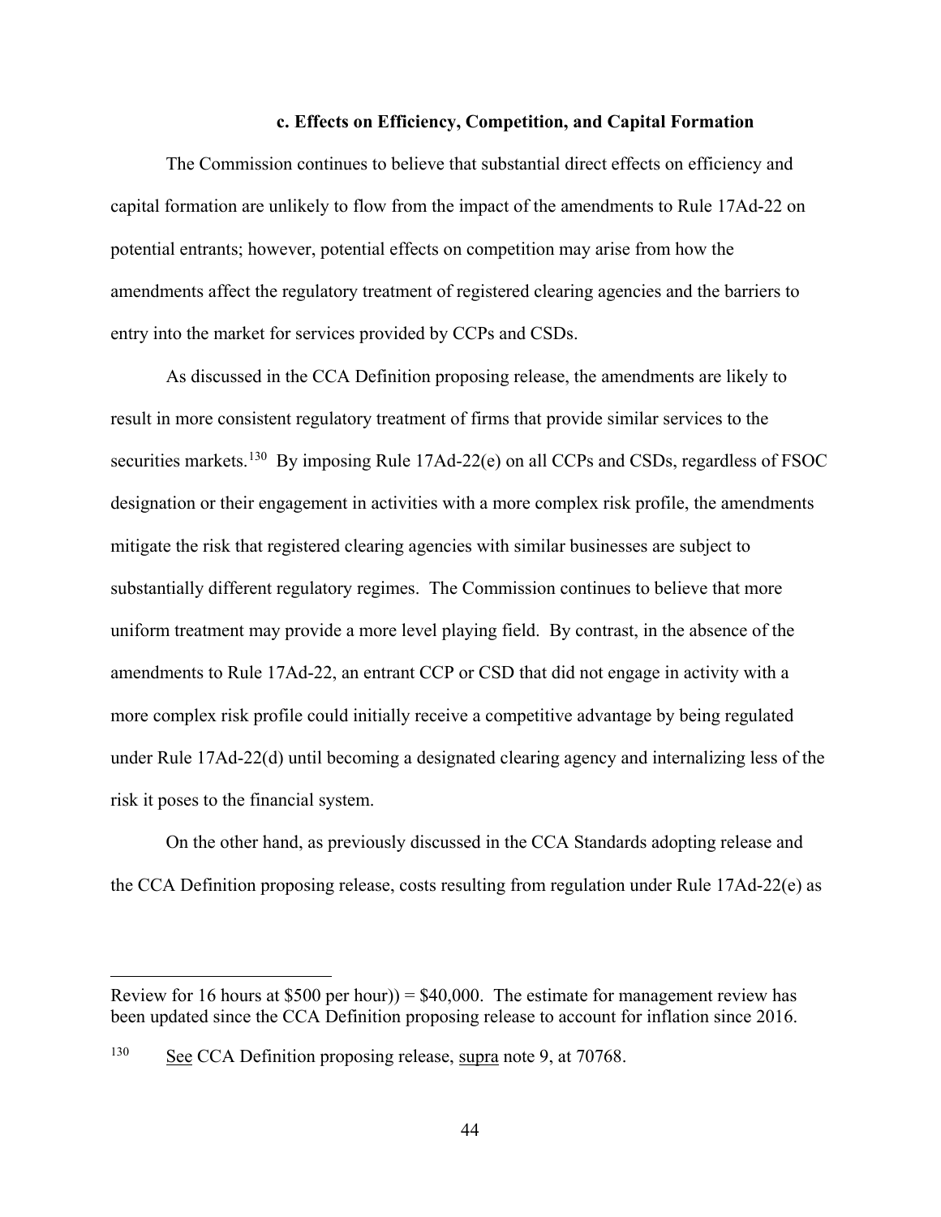### c. Effects on Efficiency, Competition, and Capital Formation

The Commission continues to believe that substantial direct effects on efficiency and capital formation are unlikely to flow from the impact of the amendments to Rule 17Ad-22 on potential entrants; however, potential effects on competition may arise from how the amendments affect the regulatory treatment of registered clearing agencies and the barriers to entry into the market for services provided by CCPs and CSDs.

As discussed in the CCA Definition proposing release, the amendments are likely to result in more consistent regulatory treatment of firms that provide similar services to the securities markets.[130] By imposing Rule 17Ad-22(e) on all CCPs and CSDs, regardless of FSOC designation or their engagement in activities with a more complex risk profile, the amendments mitigate the risk that registered clearing agencies with similar businesses are subject to substantially different regulatory regimes. The Commission continues to believe that more uniform treatment may provide a more level playing field. By contrast, in the absence of the amendments to Rule 17Ad-22, an entrant CCP or CSD that did not engage in activity with a more complex risk profile could initially receive a competitive advantage by being regulated under Rule 17Ad-22(d) until becoming a designated clearing agency and internalizing less of the risk it poses to the financial system.

On the other hand, as previously discussed in the CCA Standards adopting release and the CCA Definition proposing release, costs resulting from regulation under Rule 17Ad-22(e) as

---

Review for 16 hours at $500 per hour)) = $40,000. The estimate for management review has been updated since the CCA Definition proposing release to account for inflation since 2016.

[130] See CCA Definition proposing release, supra note 9, at 70768.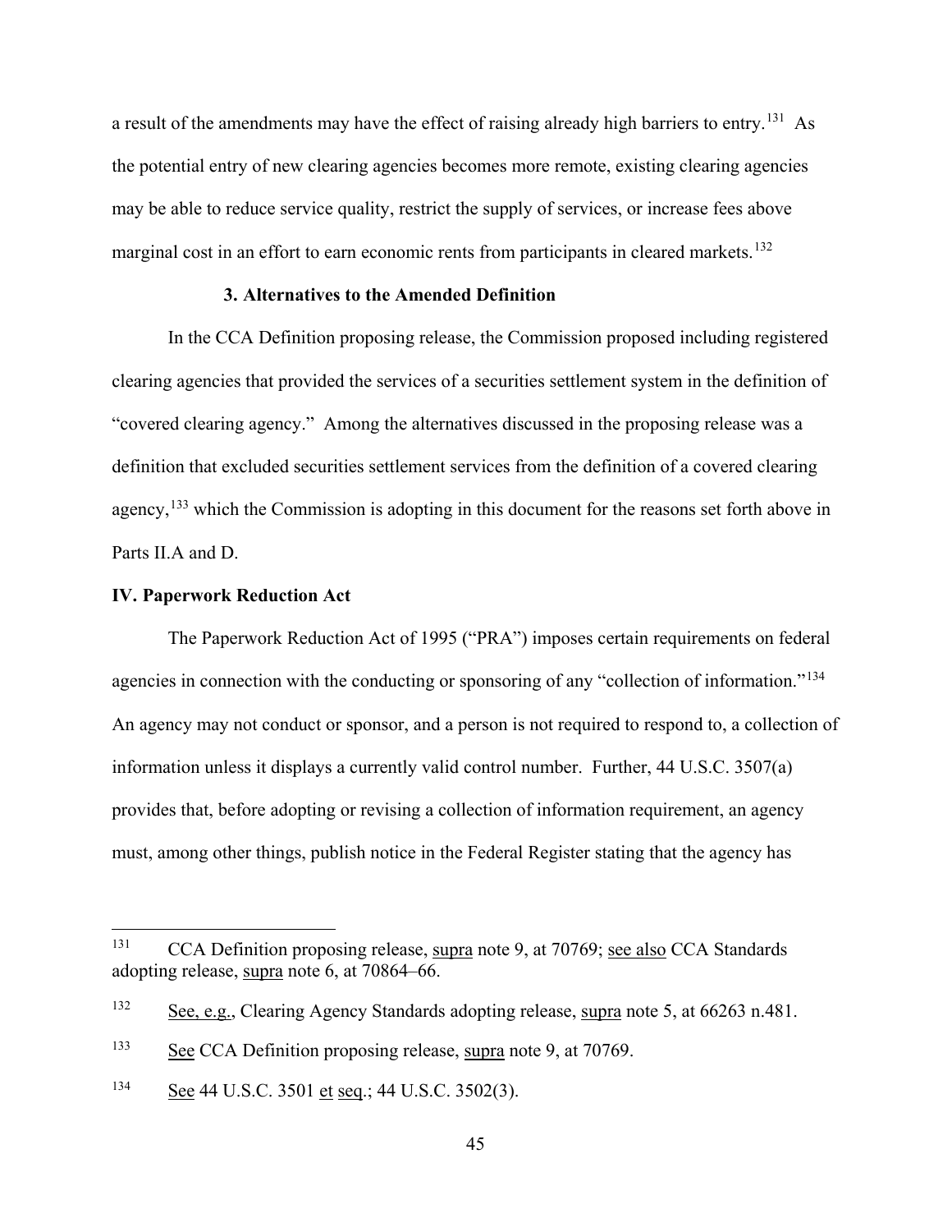a result of the amendments may have the effect of raising already high barriers to entry.[131] As the potential entry of new clearing agencies becomes more remote, existing clearing agencies may be able to reduce service quality, restrict the supply of services, or increase fees above marginal cost in an effort to earn economic rents from participants in cleared markets.[132]

### 3. Alternatives to the Amended Definition

In the CCA Definition proposing release, the Commission proposed including registered clearing agencies that provided the services of a securities settlement system in the definition of "covered clearing agency." Among the alternatives discussed in the proposing release was a definition that excluded securities settlement services from the definition of a covered clearing agency,[133] which the Commission is adopting in this document for the reasons set forth above in Parts II.A and D.

## IV. Paperwork Reduction Act

The Paperwork Reduction Act of 1995 ("PRA") imposes certain requirements on federal agencies in connection with the conducting or sponsoring of any "collection of information."[134] An agency may not conduct or sponsor, and a person is not required to respond to, a collection of information unless it displays a currently valid control number. Further, 44 U.S.C. 3507(a) provides that, before adopting or revising a collection of information requirement, an agency must, among other things, publish notice in the Federal Register stating that the agency has

---

[131] CCA Definition proposing release, supra note 9, at 70769; see also CCA Standards adopting release, supra note 6, at 70864–66.

[132] See, e.g., Clearing Agency Standards adopting release, supra note 5, at 66263 n.481.

[133] See CCA Definition proposing release, supra note 9, at 70769.

[134] See 44 U.S.C. 3501 et seq.; 44 U.S.C. 3502(3).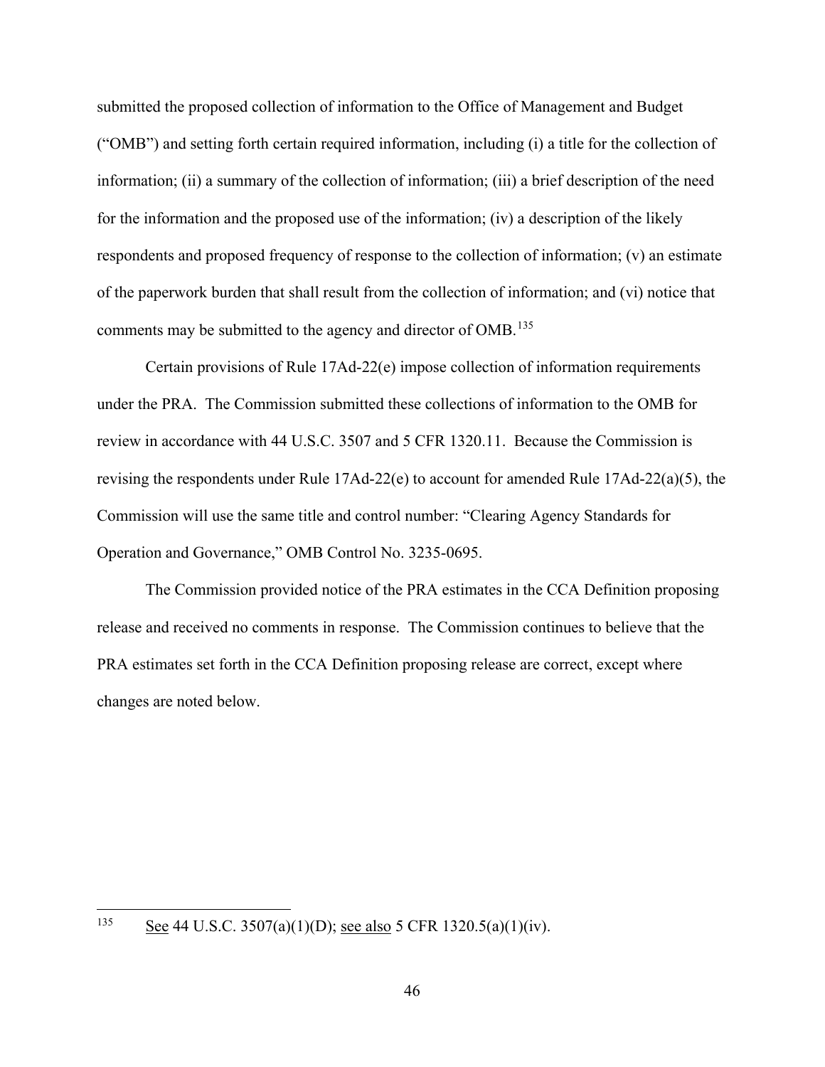submitted the proposed collection of information to the Office of Management and Budget ("OMB") and setting forth certain required information, including (i) a title for the collection of information; (ii) a summary of the collection of information; (iii) a brief description of the need for the information and the proposed use of the information; (iv) a description of the likely respondents and proposed frequency of response to the collection of information; (v) an estimate of the paperwork burden that shall result from the collection of information; and (vi) notice that comments may be submitted to the agency and director of OMB.[135]

Certain provisions of Rule 17Ad-22(e) impose collection of information requirements under the PRA. The Commission submitted these collections of information to the OMB for review in accordance with 44 U.S.C. 3507 and 5 CFR 1320.11. Because the Commission is revising the respondents under Rule 17Ad-22(e) to account for amended Rule 17Ad-22(a)(5), the Commission will use the same title and control number: "Clearing Agency Standards for Operation and Governance," OMB Control No. 3235-0695.

The Commission provided notice of the PRA estimates in the CCA Definition proposing release and received no comments in response. The Commission continues to believe that the PRA estimates set forth in the CCA Definition proposing release are correct, except where changes are noted below.

---

[135] See 44 U.S.C. 3507(a)(1)(D); see also 5 CFR 1320.5(a)(1)(iv).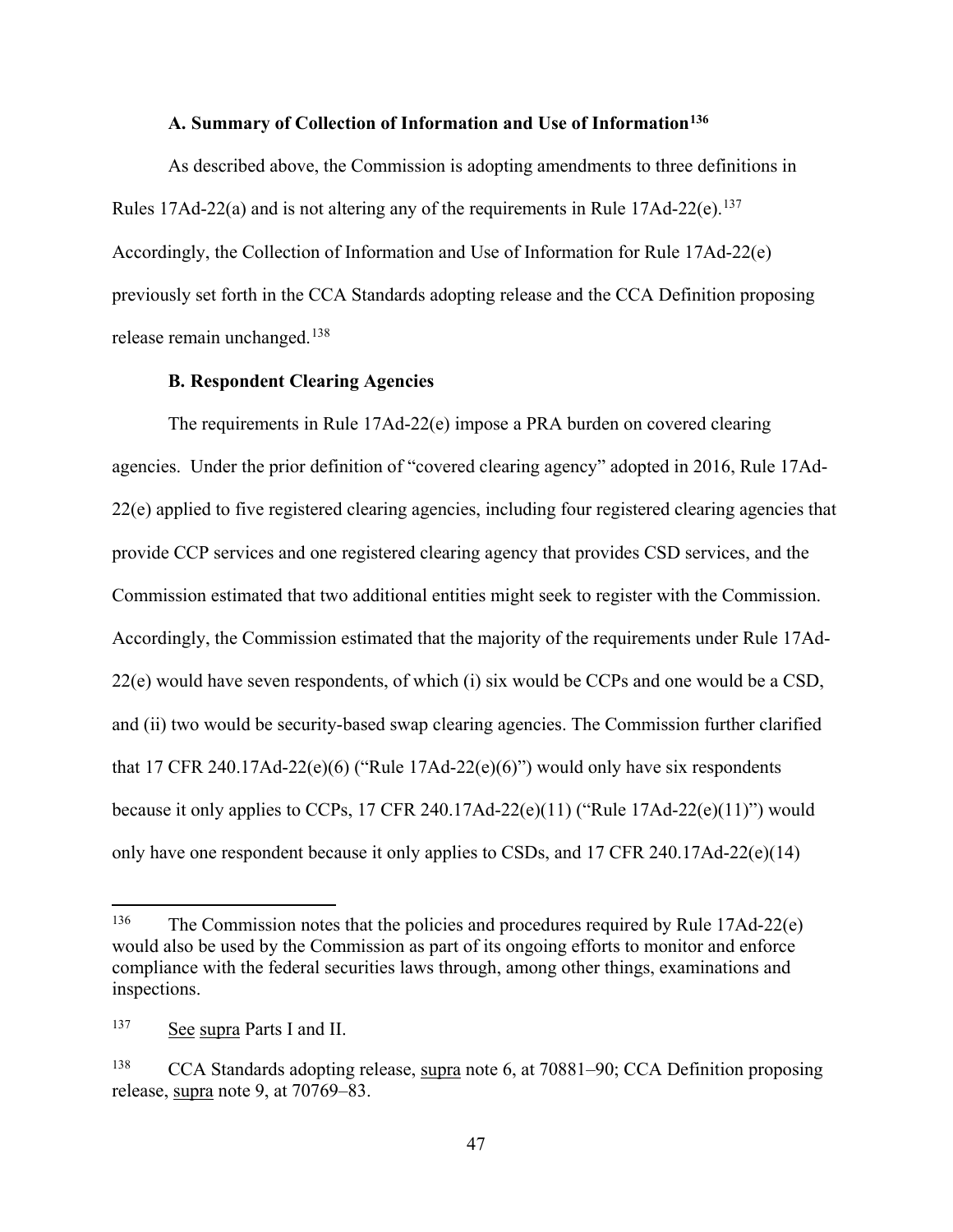### A. Summary of Collection of Information and Use of Information[136]

As described above, the Commission is adopting amendments to three definitions in Rules 17Ad-22(a) and is not altering any of the requirements in Rule 17Ad-22(e).[137] Accordingly, the Collection of Information and Use of Information for Rule 17Ad-22(e) previously set forth in the CCA Standards adopting release and the CCA Definition proposing release remain unchanged.[138]

### B. Respondent Clearing Agencies

The requirements in Rule 17Ad-22(e) impose a PRA burden on covered clearing agencies. Under the prior definition of "covered clearing agency" adopted in 2016, Rule 17Ad-22(e) applied to five registered clearing agencies, including four registered clearing agencies that provide CCP services and one registered clearing agency that provides CSD services, and the Commission estimated that two additional entities might seek to register with the Commission. Accordingly, the Commission estimated that the majority of the requirements under Rule 17Ad-22(e) would have seven respondents, of which (i) six would be CCPs and one would be a CSD, and (ii) two would be security-based swap clearing agencies. The Commission further clarified that 17 CFR 240.17Ad-22(e)(6) ("Rule 17Ad-22(e)(6)") would only have six respondents because it only applies to CCPs, 17 CFR 240.17Ad-22(e)(11) ("Rule 17Ad-22(e)(11)") would only have one respondent because it only applies to CSDs, and 17 CFR 240.17Ad-22(e)(14)

---

[136] The Commission notes that the policies and procedures required by Rule 17Ad-22(e) would also be used by the Commission as part of its ongoing efforts to monitor and enforce compliance with the federal securities laws through, among other things, examinations and inspections.

[137] See supra Parts I and II.

[138] CCA Standards adopting release, supra note 6, at 70881–90; CCA Definition proposing release, supra note 9, at 70769–83.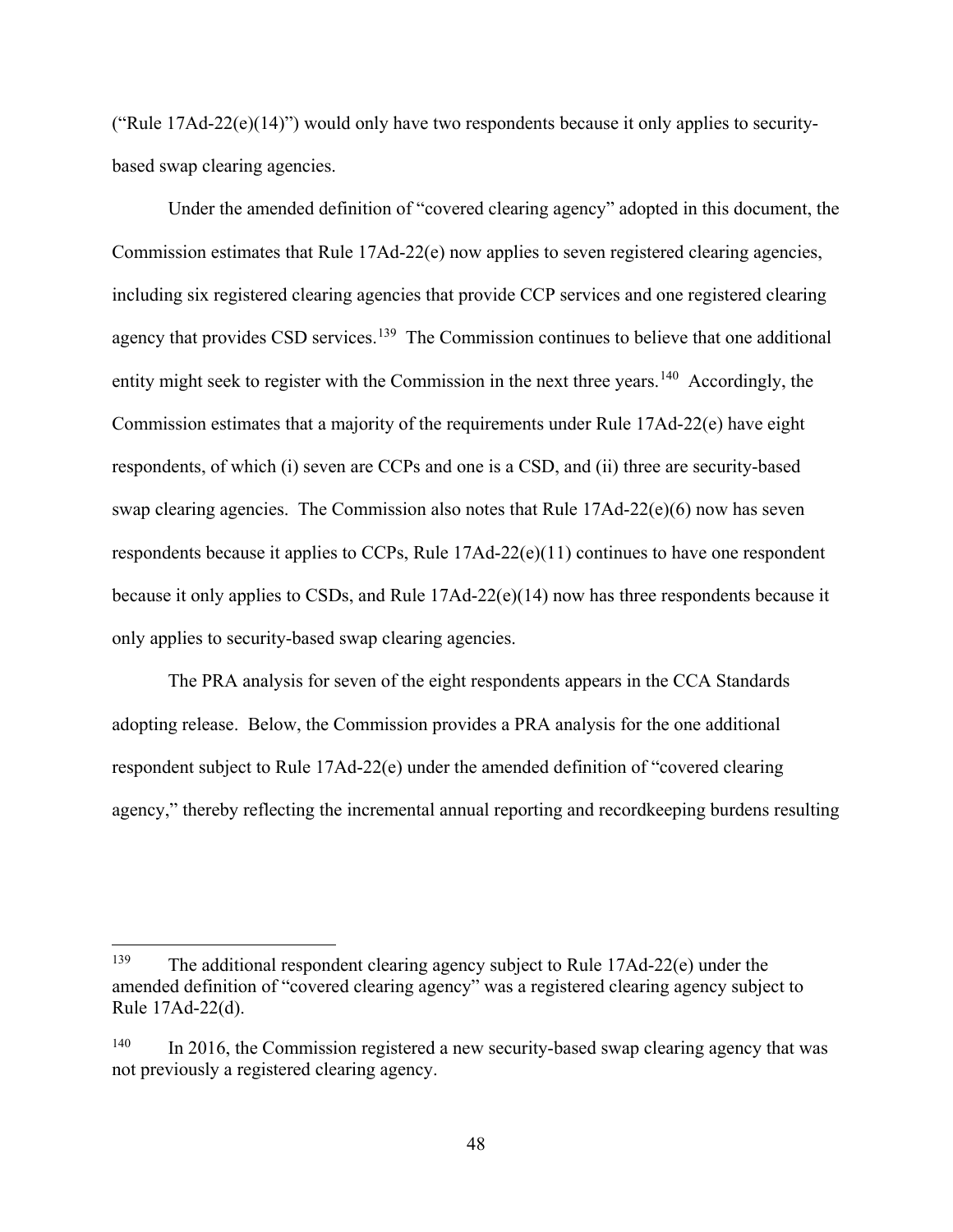("Rule 17Ad-22(e)(14)") would only have two respondents because it only applies to security-based swap clearing agencies.

Under the amended definition of "covered clearing agency" adopted in this document, the Commission estimates that Rule 17Ad-22(e) now applies to seven registered clearing agencies, including six registered clearing agencies that provide CCP services and one registered clearing agency that provides CSD services.[139] The Commission continues to believe that one additional entity might seek to register with the Commission in the next three years.[140] Accordingly, the Commission estimates that a majority of the requirements under Rule 17Ad-22(e) have eight respondents, of which (i) seven are CCPs and one is a CSD, and (ii) three are security-based swap clearing agencies. The Commission also notes that Rule 17Ad-22(e)(6) now has seven respondents because it applies to CCPs, Rule 17Ad-22(e)(11) continues to have one respondent because it only applies to CSDs, and Rule 17Ad-22(e)(14) now has three respondents because it only applies to security-based swap clearing agencies.

The PRA analysis for seven of the eight respondents appears in the CCA Standards adopting release. Below, the Commission provides a PRA analysis for the one additional respondent subject to Rule 17Ad-22(e) under the amended definition of "covered clearing agency," thereby reflecting the incremental annual reporting and recordkeeping burdens resulting

---

[139] The additional respondent clearing agency subject to Rule 17Ad-22(e) under the amended definition of "covered clearing agency" was a registered clearing agency subject to Rule 17Ad-22(d).

[140] In 2016, the Commission registered a new security-based swap clearing agency that was not previously a registered clearing agency.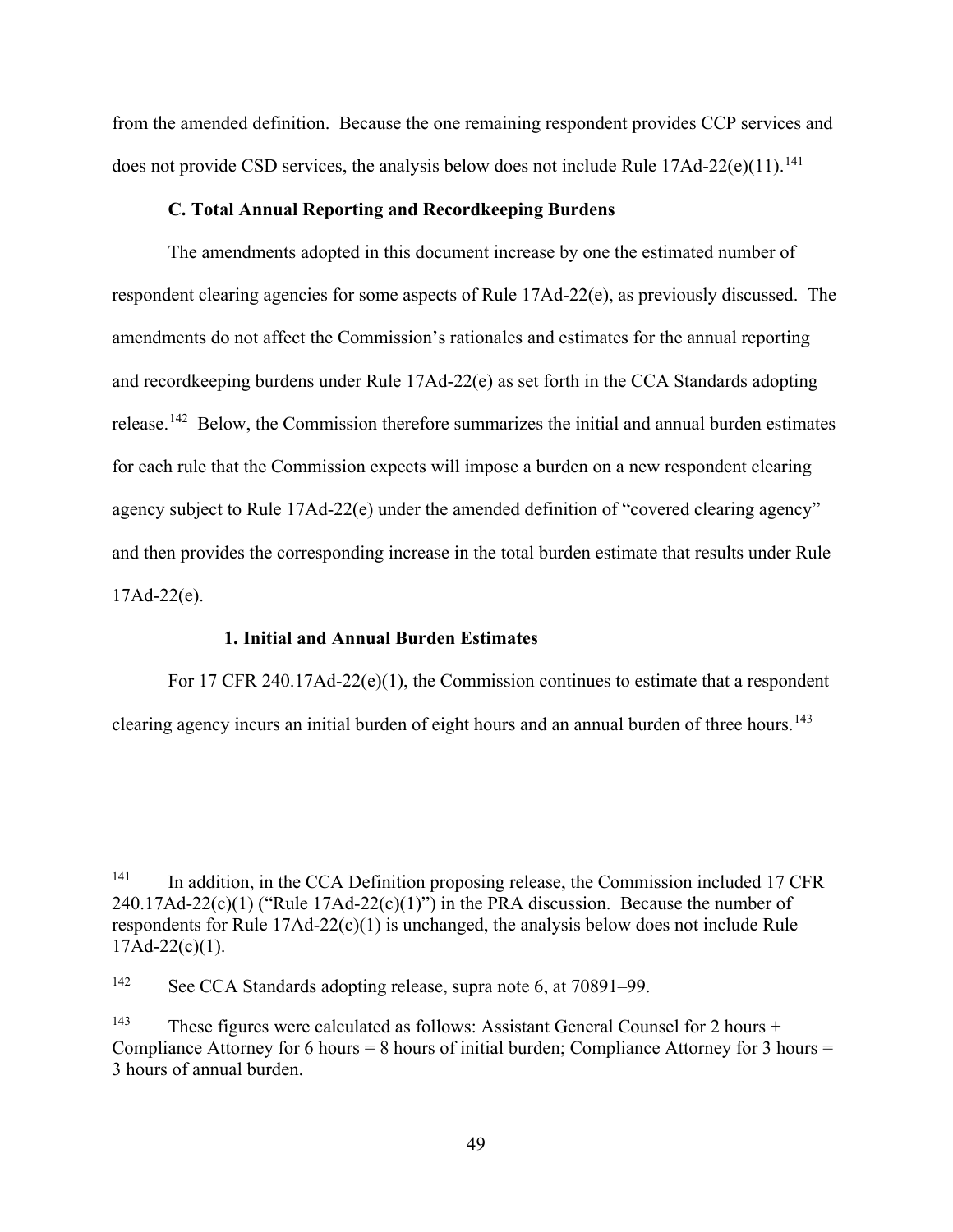from the amended definition. Because the one remaining respondent provides CCP services and does not provide CSD services, the analysis below does not include Rule 17Ad-22(e)(11).[141]

### C. Total Annual Reporting and Recordkeeping Burdens

The amendments adopted in this document increase by one the estimated number of respondent clearing agencies for some aspects of Rule 17Ad-22(e), as previously discussed. The amendments do not affect the Commission's rationales and estimates for the annual reporting and recordkeeping burdens under Rule 17Ad-22(e) as set forth in the CCA Standards adopting release.[142] Below, the Commission therefore summarizes the initial and annual burden estimates for each rule that the Commission expects will impose a burden on a new respondent clearing agency subject to Rule 17Ad-22(e) under the amended definition of "covered clearing agency" and then provides the corresponding increase in the total burden estimate that results under Rule 17Ad-22(e).

#### 1. Initial and Annual Burden Estimates

For 17 CFR 240.17Ad-22(e)(1), the Commission continues to estimate that a respondent clearing agency incurs an initial burden of eight hours and an annual burden of three hours.[143]

---

[141] In addition, in the CCA Definition proposing release, the Commission included 17 CFR 240.17Ad-22(c)(1) ("Rule 17Ad-22(c)(1)") in the PRA discussion. Because the number of respondents for Rule 17Ad-22(c)(1) is unchanged, the analysis below does not include Rule 17Ad-22(c)(1).

[142] See CCA Standards adopting release, supra note 6, at 70891–99.

[143] These figures were calculated as follows: Assistant General Counsel for 2 hours + Compliance Attorney for 6 hours = 8 hours of initial burden; Compliance Attorney for 3 hours = 3 hours of annual burden.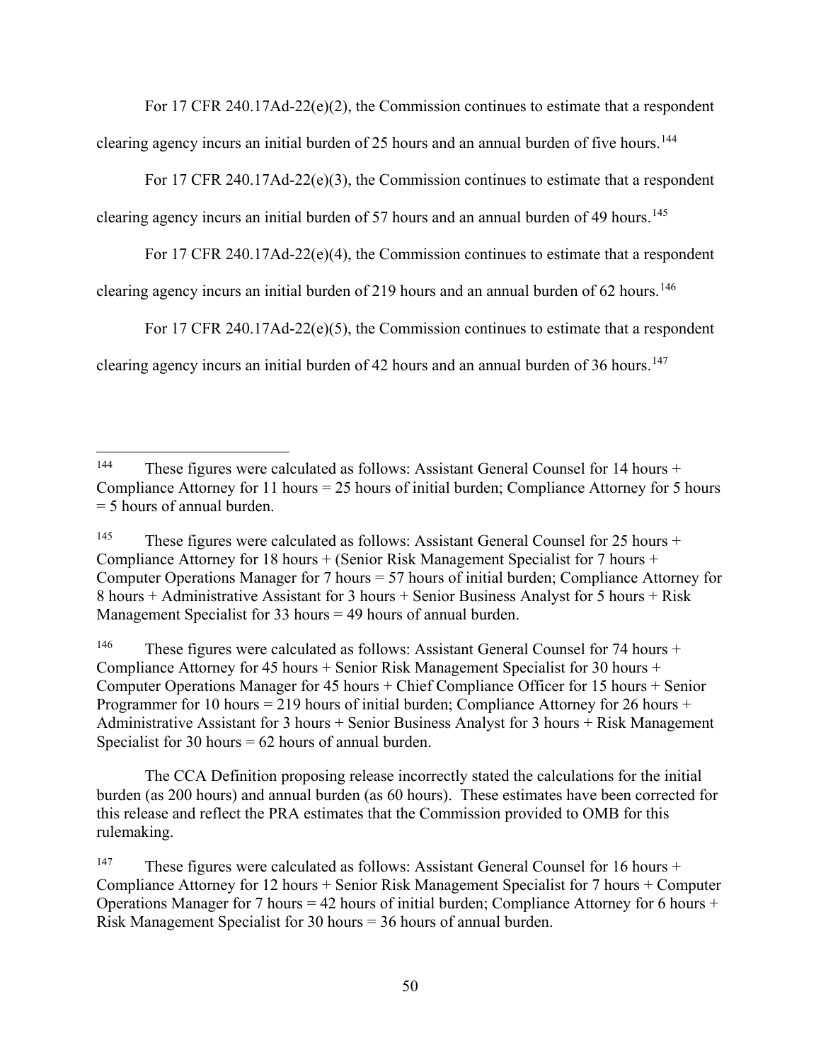For 17 CFR 240.17Ad-22(e)(2), the Commission continues to estimate that a respondent clearing agency incurs an initial burden of 25 hours and an annual burden of five hours.[144]

For 17 CFR 240.17Ad-22(e)(3), the Commission continues to estimate that a respondent clearing agency incurs an initial burden of 57 hours and an annual burden of 49 hours.[145]

For 17 CFR 240.17Ad-22(e)(4), the Commission continues to estimate that a respondent clearing agency incurs an initial burden of 219 hours and an annual burden of 62 hours.[146]

For 17 CFR 240.17Ad-22(e)(5), the Commission continues to estimate that a respondent clearing agency incurs an initial burden of 42 hours and an annual burden of 36 hours.[147]

---

[144] These figures were calculated as follows: Assistant General Counsel for 14 hours + Compliance Attorney for 11 hours = 25 hours of initial burden; Compliance Attorney for 5 hours = 5 hours of annual burden.

[145] These figures were calculated as follows: Assistant General Counsel for 25 hours + Compliance Attorney for 18 hours + (Senior Risk Management Specialist for 7 hours + Computer Operations Manager for 7 hours = 57 hours of initial burden; Compliance Attorney for 8 hours + Administrative Assistant for 3 hours + Senior Business Analyst for 5 hours + Risk Management Specialist for 33 hours = 49 hours of annual burden.

[146] These figures were calculated as follows: Assistant General Counsel for 74 hours + Compliance Attorney for 45 hours + Senior Risk Management Specialist for 30 hours + Computer Operations Manager for 45 hours + Chief Compliance Officer for 15 hours + Senior Programmer for 10 hours = 219 hours of initial burden; Compliance Attorney for 26 hours + Administrative Assistant for 3 hours + Senior Business Analyst for 3 hours + Risk Management Specialist for 30 hours = 62 hours of annual burden.

The CCA Definition proposing release incorrectly stated the calculations for the initial burden (as 200 hours) and annual burden (as 60 hours). These estimates have been corrected for this release and reflect the PRA estimates that the Commission provided to OMB for this rulemaking.

[147] These figures were calculated as follows: Assistant General Counsel for 16 hours + Compliance Attorney for 12 hours + Senior Risk Management Specialist for 7 hours + Computer Operations Manager for 7 hours = 42 hours of initial burden; Compliance Attorney for 6 hours + Risk Management Specialist for 30 hours = 36 hours of annual burden.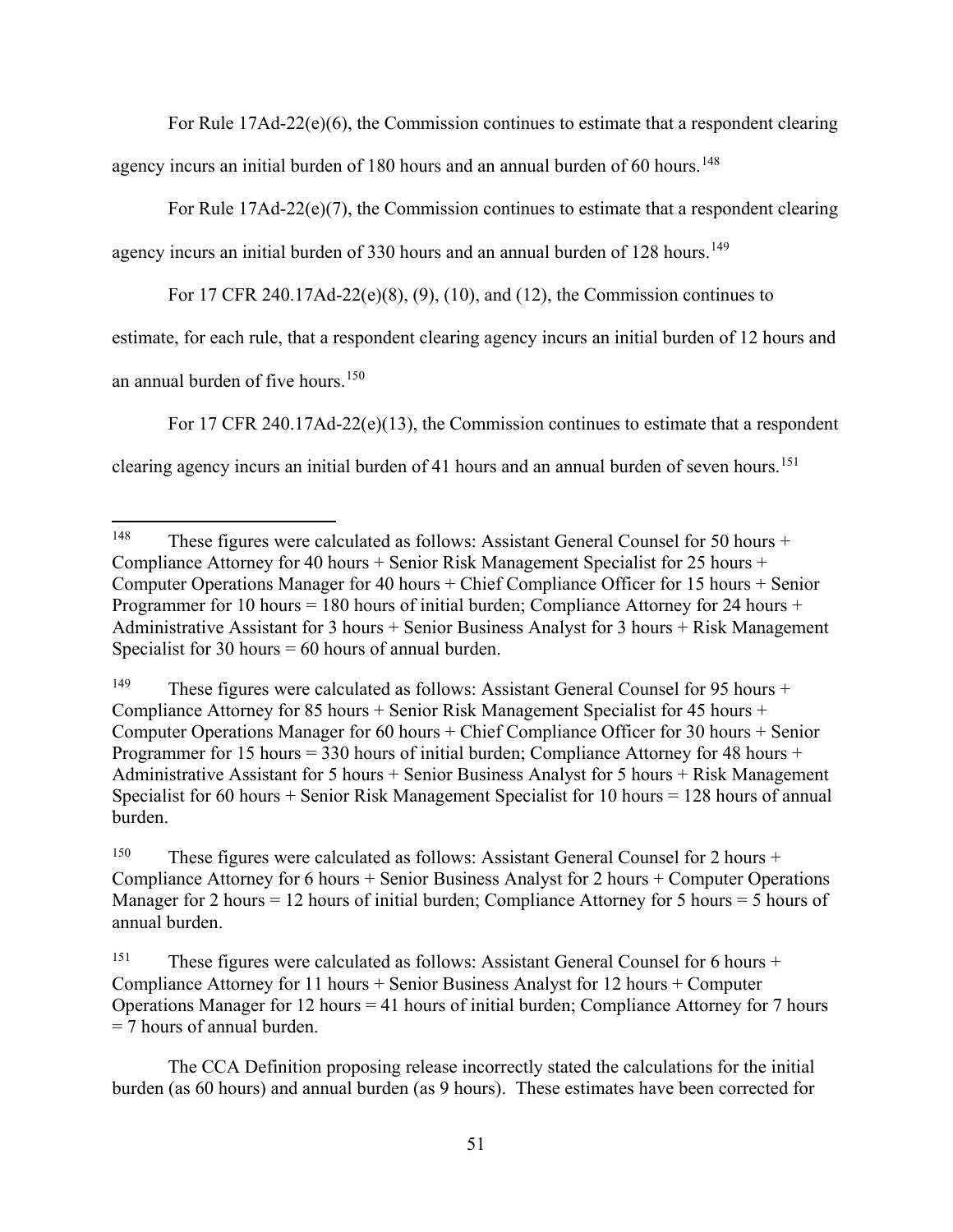For Rule 17Ad-22(e)(6), the Commission continues to estimate that a respondent clearing agency incurs an initial burden of 180 hours and an annual burden of 60 hours.[148]

For Rule 17Ad-22(e)(7), the Commission continues to estimate that a respondent clearing agency incurs an initial burden of 330 hours and an annual burden of 128 hours.[149]

For 17 CFR 240.17Ad-22(e)(8), (9), (10), and (12), the Commission continues to estimate, for each rule, that a respondent clearing agency incurs an initial burden of 12 hours and an annual burden of five hours.[150]

For 17 CFR 240.17Ad-22(e)(13), the Commission continues to estimate that a respondent clearing agency incurs an initial burden of 41 hours and an annual burden of seven hours.[151]

---

[148] These figures were calculated as follows: Assistant General Counsel for 50 hours + Compliance Attorney for 40 hours + Senior Risk Management Specialist for 25 hours + Computer Operations Manager for 40 hours + Chief Compliance Officer for 15 hours + Senior Programmer for 10 hours = 180 hours of initial burden; Compliance Attorney for 24 hours + Administrative Assistant for 3 hours + Senior Business Analyst for 3 hours + Risk Management Specialist for 30 hours = 60 hours of annual burden.

[149] These figures were calculated as follows: Assistant General Counsel for 95 hours + Compliance Attorney for 85 hours + Senior Risk Management Specialist for 45 hours + Computer Operations Manager for 60 hours + Chief Compliance Officer for 30 hours + Senior Programmer for 15 hours = 330 hours of initial burden; Compliance Attorney for 48 hours + Administrative Assistant for 5 hours + Senior Business Analyst for 5 hours + Risk Management Specialist for 60 hours + Senior Risk Management Specialist for 10 hours = 128 hours of annual burden.

[150] These figures were calculated as follows: Assistant General Counsel for 2 hours + Compliance Attorney for 6 hours + Senior Business Analyst for 2 hours + Computer Operations Manager for 2 hours = 12 hours of initial burden; Compliance Attorney for 5 hours = 5 hours of annual burden.

[151] These figures were calculated as follows: Assistant General Counsel for 6 hours + Compliance Attorney for 11 hours + Senior Business Analyst for 12 hours + Computer Operations Manager for 12 hours = 41 hours of initial burden; Compliance Attorney for 7 hours = 7 hours of annual burden.

The CCA Definition proposing release incorrectly stated the calculations for the initial burden (as 60 hours) and annual burden (as 9 hours). These estimates have been corrected for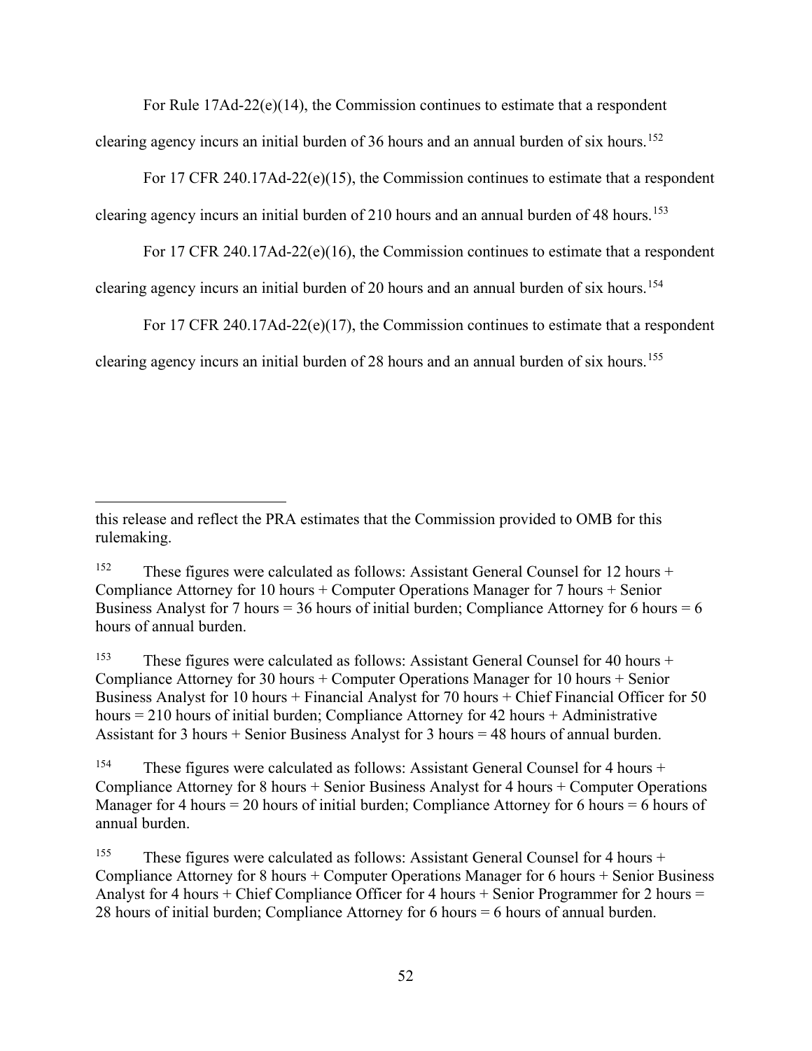For Rule 17Ad-22(e)(14), the Commission continues to estimate that a respondent clearing agency incurs an initial burden of 36 hours and an annual burden of six hours.[152]

For 17 CFR 240.17Ad-22(e)(15), the Commission continues to estimate that a respondent clearing agency incurs an initial burden of 210 hours and an annual burden of 48 hours.[153]

For 17 CFR 240.17Ad-22(e)(16), the Commission continues to estimate that a respondent clearing agency incurs an initial burden of 20 hours and an annual burden of six hours.[154]

For 17 CFR 240.17Ad-22(e)(17), the Commission continues to estimate that a respondent clearing agency incurs an initial burden of 28 hours and an annual burden of six hours.[155]

---

this release and reflect the PRA estimates that the Commission provided to OMB for this rulemaking.

[152] These figures were calculated as follows: Assistant General Counsel for 12 hours + Compliance Attorney for 10 hours + Computer Operations Manager for 7 hours + Senior Business Analyst for 7 hours = 36 hours of initial burden; Compliance Attorney for 6 hours = 6 hours of annual burden.

[153] These figures were calculated as follows: Assistant General Counsel for 40 hours + Compliance Attorney for 30 hours + Computer Operations Manager for 10 hours + Senior Business Analyst for 10 hours + Financial Analyst for 70 hours + Chief Financial Officer for 50 hours = 210 hours of initial burden; Compliance Attorney for 42 hours + Administrative Assistant for 3 hours + Senior Business Analyst for 3 hours = 48 hours of annual burden.

[154] These figures were calculated as follows: Assistant General Counsel for 4 hours + Compliance Attorney for 8 hours + Senior Business Analyst for 4 hours + Computer Operations Manager for 4 hours = 20 hours of initial burden; Compliance Attorney for 6 hours = 6 hours of annual burden.

[155] These figures were calculated as follows: Assistant General Counsel for 4 hours + Compliance Attorney for 8 hours + Computer Operations Manager for 6 hours + Senior Business Analyst for 4 hours + Chief Compliance Officer for 4 hours + Senior Programmer for 2 hours = 28 hours of initial burden; Compliance Attorney for 6 hours = 6 hours of annual burden.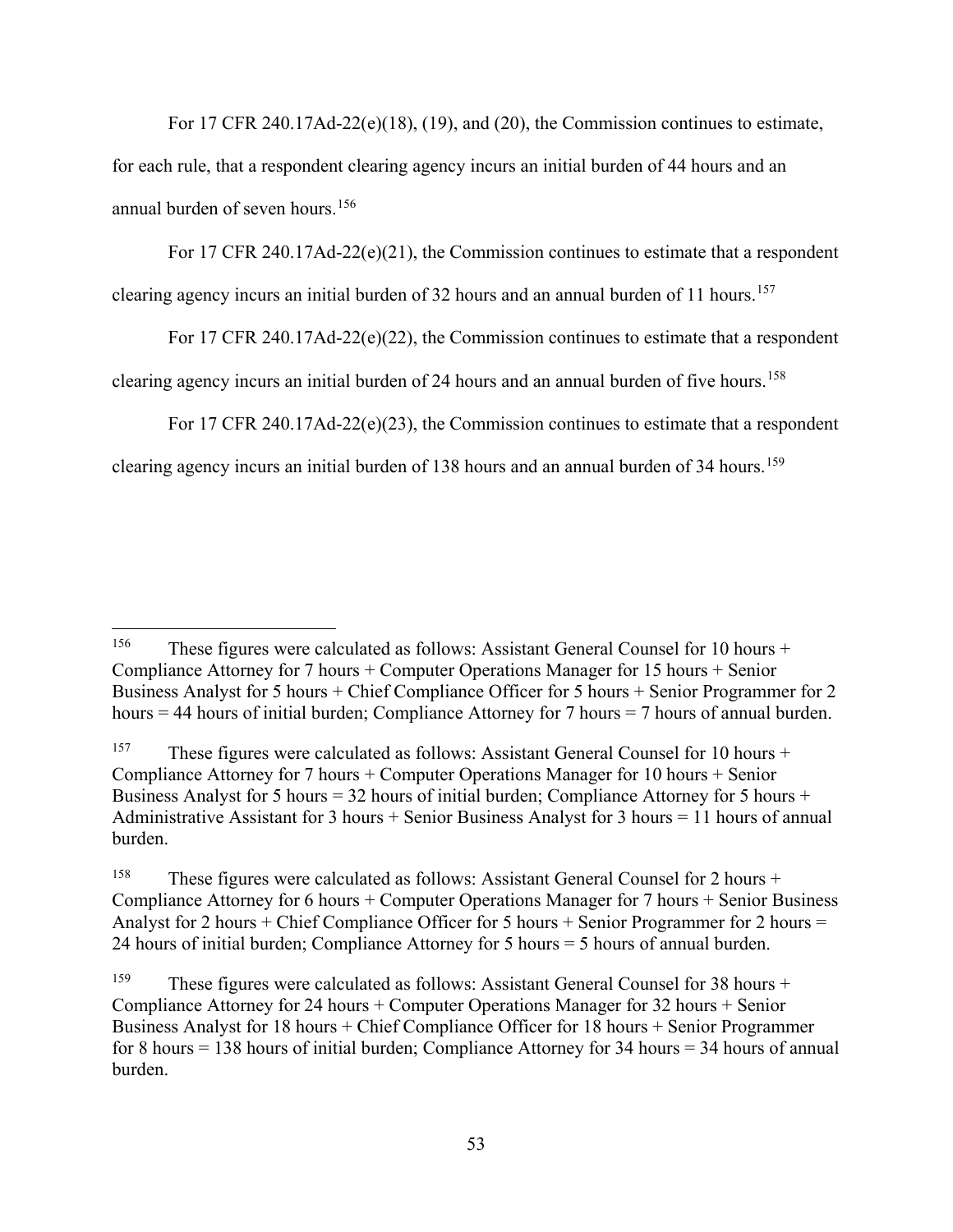For 17 CFR 240.17Ad-22(e)(18), (19), and (20), the Commission continues to estimate, for each rule, that a respondent clearing agency incurs an initial burden of 44 hours and an annual burden of seven hours.[156]

For 17 CFR 240.17Ad-22(e)(21), the Commission continues to estimate that a respondent clearing agency incurs an initial burden of 32 hours and an annual burden of 11 hours.[157]

For 17 CFR 240.17Ad-22(e)(22), the Commission continues to estimate that a respondent clearing agency incurs an initial burden of 24 hours and an annual burden of five hours.[158]

For 17 CFR 240.17Ad-22(e)(23), the Commission continues to estimate that a respondent clearing agency incurs an initial burden of 138 hours and an annual burden of 34 hours.[159]

---

[156] These figures were calculated as follows: Assistant General Counsel for 10 hours + Compliance Attorney for 7 hours + Computer Operations Manager for 15 hours + Senior Business Analyst for 5 hours + Chief Compliance Officer for 5 hours + Senior Programmer for 2 hours = 44 hours of initial burden; Compliance Attorney for 7 hours = 7 hours of annual burden.

[157] These figures were calculated as follows: Assistant General Counsel for 10 hours + Compliance Attorney for 7 hours + Computer Operations Manager for 10 hours + Senior Business Analyst for 5 hours = 32 hours of initial burden; Compliance Attorney for 5 hours + Administrative Assistant for 3 hours + Senior Business Analyst for 3 hours = 11 hours of annual burden.

[158] These figures were calculated as follows: Assistant General Counsel for 2 hours + Compliance Attorney for 6 hours + Computer Operations Manager for 7 hours + Senior Business Analyst for 2 hours + Chief Compliance Officer for 5 hours + Senior Programmer for 2 hours = 24 hours of initial burden; Compliance Attorney for 5 hours = 5 hours of annual burden.

[159] These figures were calculated as follows: Assistant General Counsel for 38 hours + Compliance Attorney for 24 hours + Computer Operations Manager for 32 hours + Senior Business Analyst for 18 hours + Chief Compliance Officer for 18 hours + Senior Programmer for 8 hours = 138 hours of initial burden; Compliance Attorney for 34 hours = 34 hours of annual burden.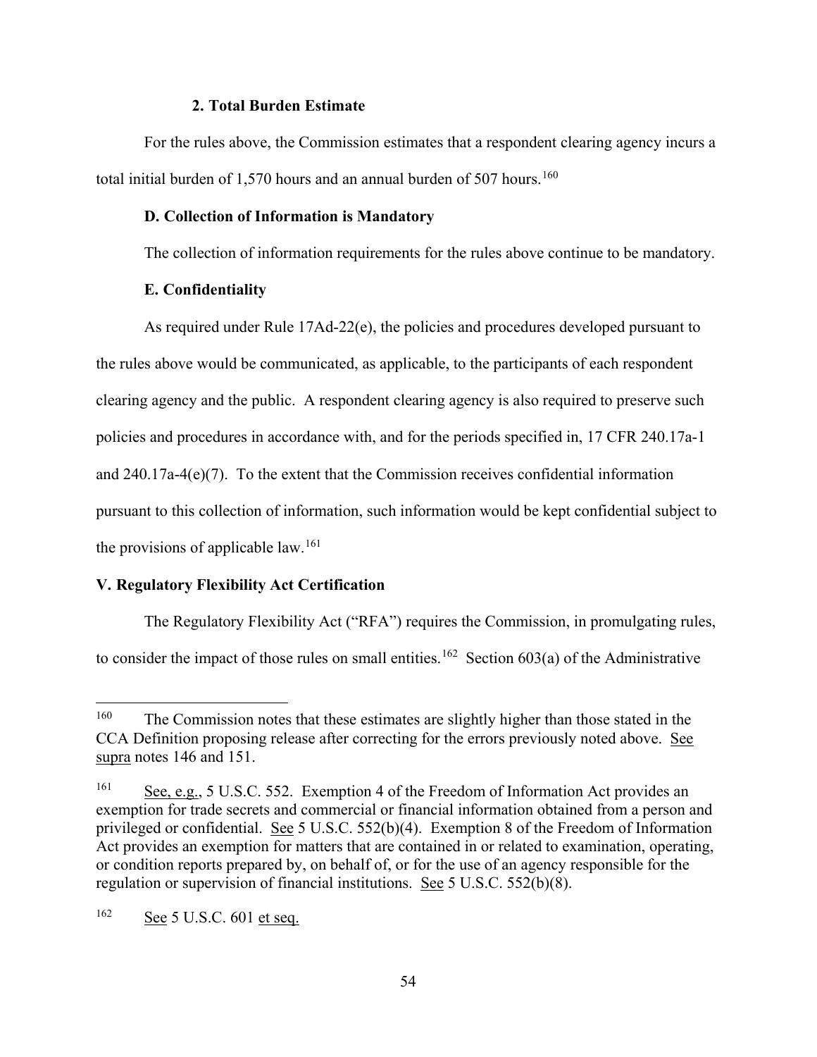### 2. Total Burden Estimate

For the rules above, the Commission estimates that a respondent clearing agency incurs a total initial burden of 1,570 hours and an annual burden of 507 hours.[160]

### D. Collection of Information is Mandatory

The collection of information requirements for the rules above continue to be mandatory.

### E. Confidentiality

As required under Rule 17Ad-22(e), the policies and procedures developed pursuant to the rules above would be communicated, as applicable, to the participants of each respondent clearing agency and the public. A respondent clearing agency is also required to preserve such policies and procedures in accordance with, and for the periods specified in, 17 CFR 240.17a-1 and 240.17a-4(e)(7). To the extent that the Commission receives confidential information pursuant to this collection of information, such information would be kept confidential subject to the provisions of applicable law.[161]

## V. Regulatory Flexibility Act Certification

The Regulatory Flexibility Act ("RFA") requires the Commission, in promulgating rules, to consider the impact of those rules on small entities.[162] Section 603(a) of the Administrative

---

[160] The Commission notes that these estimates are slightly higher than those stated in the CCA Definition proposing release after correcting for the errors previously noted above. See supra notes 146 and 151.

[161] See, e.g., 5 U.S.C. 552. Exemption 4 of the Freedom of Information Act provides an exemption for trade secrets and commercial or financial information obtained from a person and privileged or confidential. See 5 U.S.C. 552(b)(4). Exemption 8 of the Freedom of Information Act provides an exemption for matters that are contained in or related to examination, operating, or condition reports prepared by, on behalf of, or for the use of an agency responsible for the regulation or supervision of financial institutions. See 5 U.S.C. 552(b)(8).

[162] See 5 U.S.C. 601 et seq.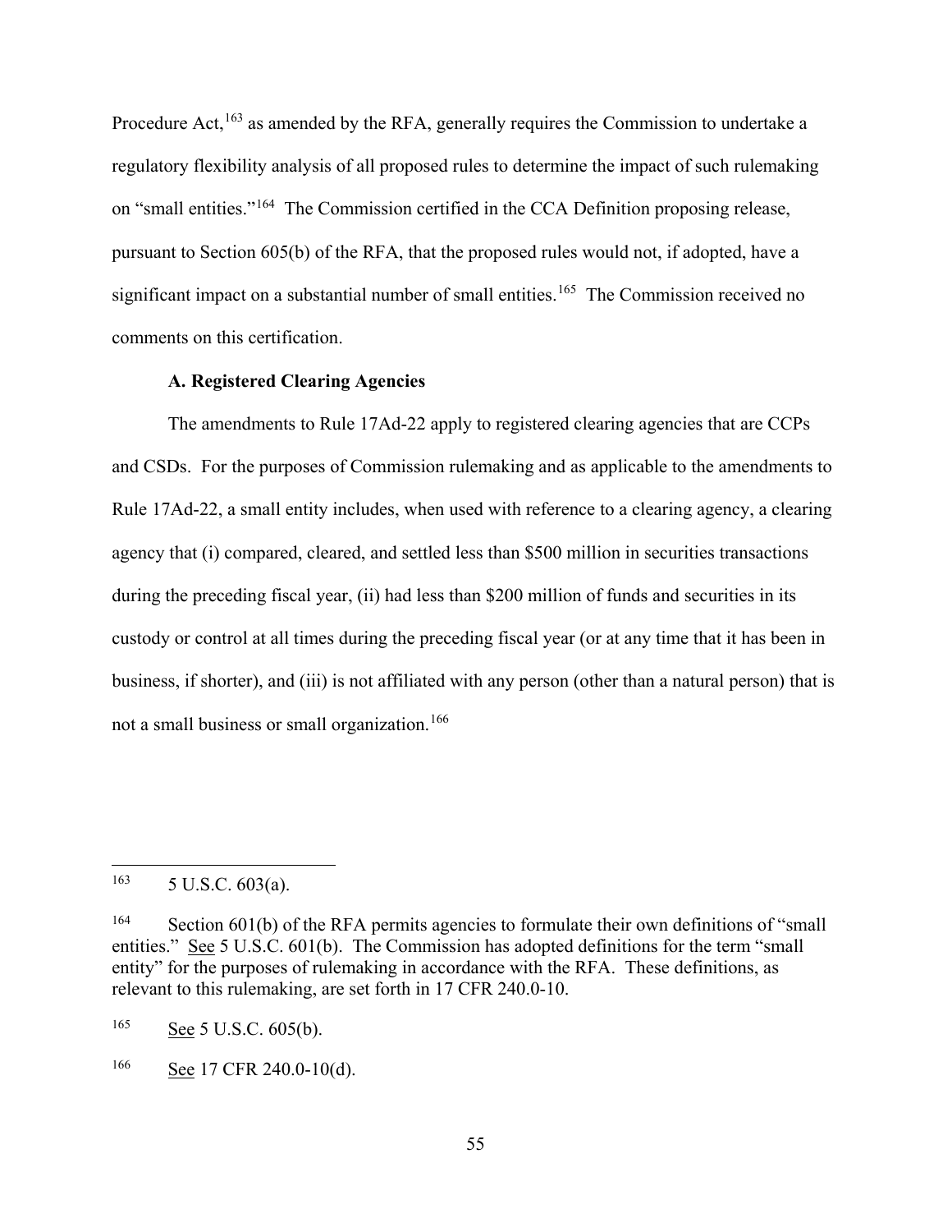Procedure Act,[163] as amended by the RFA, generally requires the Commission to undertake a regulatory flexibility analysis of all proposed rules to determine the impact of such rulemaking on "small entities."[164] The Commission certified in the CCA Definition proposing release, pursuant to Section 605(b) of the RFA, that the proposed rules would not, if adopted, have a significant impact on a substantial number of small entities.[165] The Commission received no comments on this certification.

### A. Registered Clearing Agencies

The amendments to Rule 17Ad-22 apply to registered clearing agencies that are CCPs and CSDs. For the purposes of Commission rulemaking and as applicable to the amendments to Rule 17Ad-22, a small entity includes, when used with reference to a clearing agency, a clearing agency that (i) compared, cleared, and settled less than $500 million in securities transactions during the preceding fiscal year, (ii) had less than $200 million of funds and securities in its custody or control at all times during the preceding fiscal year (or at any time that it has been in business, if shorter), and (iii) is not affiliated with any person (other than a natural person) that is not a small business or small organization.[166]

---

[163] 5 U.S.C. 603(a).

[164] Section 601(b) of the RFA permits agencies to formulate their own definitions of "small entities." See 5 U.S.C. 601(b). The Commission has adopted definitions for the term "small entity" for the purposes of rulemaking in accordance with the RFA. These definitions, as relevant to this rulemaking, are set forth in 17 CFR 240.0-10.

[165] See 5 U.S.C. 605(b).

[166] See 17 CFR 240.0-10(d).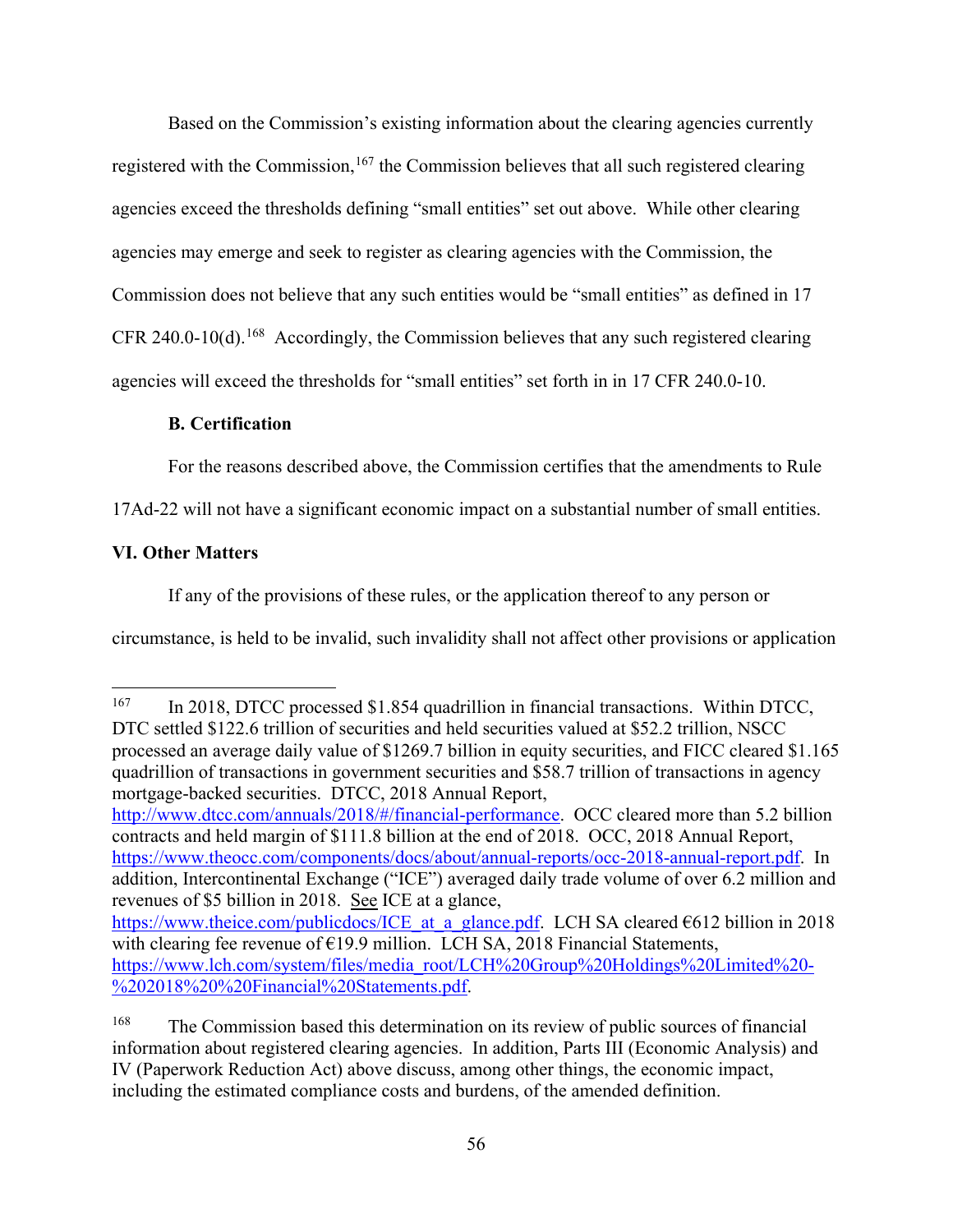Based on the Commission's existing information about the clearing agencies currently registered with the Commission,[167] the Commission believes that all such registered clearing agencies exceed the thresholds defining "small entities" set out above. While other clearing agencies may emerge and seek to register as clearing agencies with the Commission, the Commission does not believe that any such entities would be "small entities" as defined in 17 CFR 240.0-10(d).[168] Accordingly, the Commission believes that any such registered clearing agencies will exceed the thresholds for "small entities" set forth in in 17 CFR 240.0-10.

**B. Certification**

For the reasons described above, the Commission certifies that the amendments to Rule 17Ad-22 will not have a significant economic impact on a substantial number of small entities.

**VI. Other Matters**

If any of the provisions of these rules, or the application thereof to any person or circumstance, is held to be invalid, such invalidity shall not affect other provisions or application

---

[167] In 2018, DTCC processed $1.854 quadrillion in financial transactions. Within DTCC, DTC settled $122.6 trillion of securities and held securities valued at $52.2 trillion, NSCC processed an average daily value of $1269.7 billion in equity securities, and FICC cleared $1.165 quadrillion of transactions in government securities and $58.7 trillion of transactions in agency mortgage-backed securities. DTCC, 2018 Annual Report, http://www.dtcc.com/annuals/2018/#/financial-performance. OCC cleared more than 5.2 billion contracts and held margin of $111.8 billion at the end of 2018. OCC, 2018 Annual Report, https://www.theocc.com/components/docs/about/annual-reports/occ-2018-annual-report.pdf. In addition, Intercontinental Exchange ("ICE") averaged daily trade volume of over 6.2 million and revenues of $5 billion in 2018. See ICE at a glance, https://www.theice.com/publicdocs/ICE_at_a_glance.pdf. LCH SA cleared €612 billion in 2018 with clearing fee revenue of €19.9 million. LCH SA, 2018 Financial Statements, https://www.lch.com/system/files/media_root/LCH%20Group%20Holdings%20Limited%20-%202018%20%20Financial%20Statements.pdf.

[168] The Commission based this determination on its review of public sources of financial information about registered clearing agencies. In addition, Parts III (Economic Analysis) and IV (Paperwork Reduction Act) above discuss, among other things, the economic impact, including the estimated compliance costs and burdens, of the amended definition.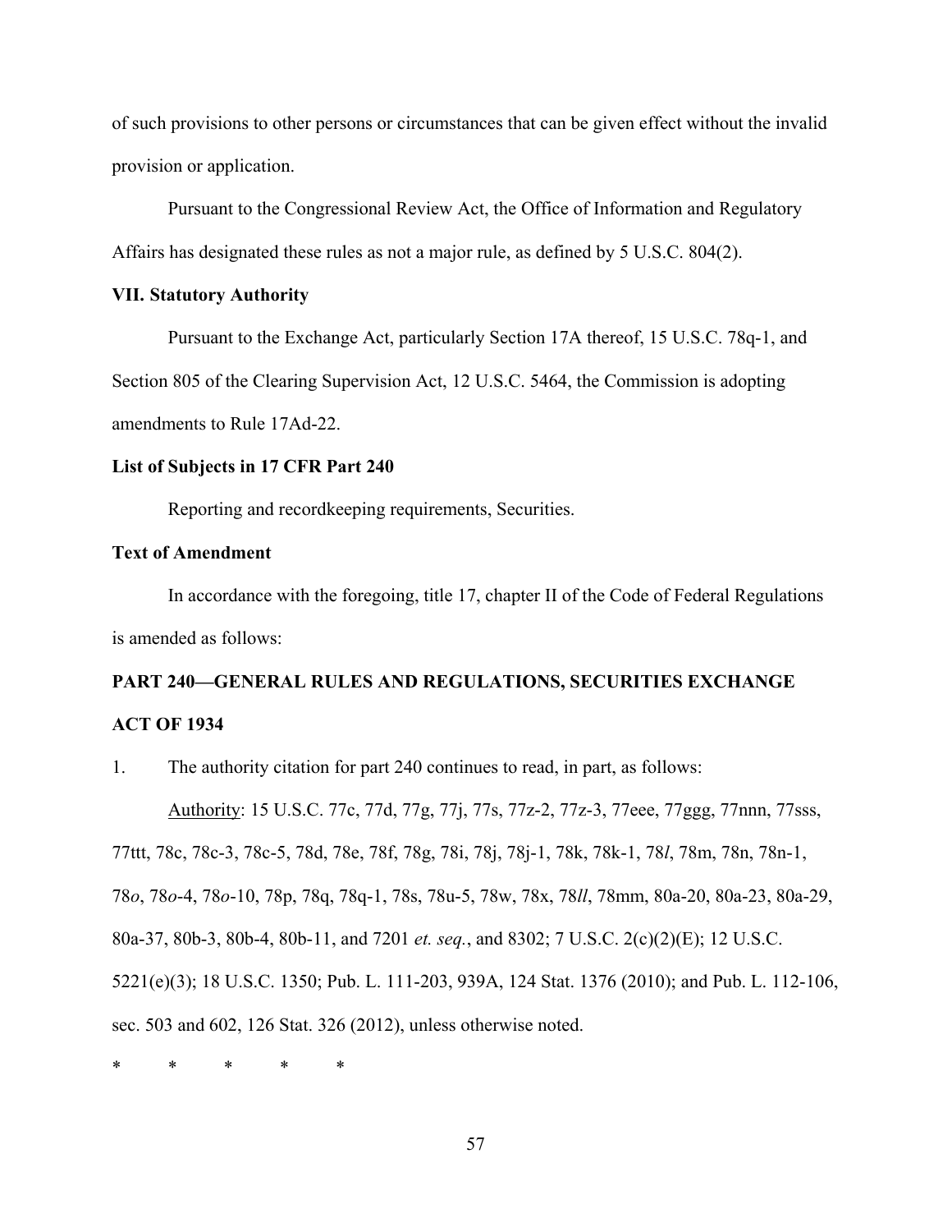of such provisions to other persons or circumstances that can be given effect without the invalid provision or application.

Pursuant to the Congressional Review Act, the Office of Information and Regulatory Affairs has designated these rules as not a major rule, as defined by 5 U.S.C. 804(2).

**VII. Statutory Authority**

Pursuant to the Exchange Act, particularly Section 17A thereof, 15 U.S.C. 78q-1, and Section 805 of the Clearing Supervision Act, 12 U.S.C. 5464, the Commission is adopting amendments to Rule 17Ad-22.

**List of Subjects in 17 CFR Part 240**

Reporting and recordkeeping requirements, Securities.

**Text of Amendment**

In accordance with the foregoing, title 17, chapter II of the Code of Federal Regulations is amended as follows:

**PART 240—GENERAL RULES AND REGULATIONS, SECURITIES EXCHANGE ACT OF 1934**

1. The authority citation for part 240 continues to read, in part, as follows:

Authority: 15 U.S.C. 77c, 77d, 77g, 77j, 77s, 77z-2, 77z-3, 77eee, 77ggg, 77nnn, 77sss, 77ttt, 78c, 78c-3, 78c-5, 78d, 78e, 78f, 78g, 78i, 78j, 78j-1, 78k, 78k-1, 78*l*, 78m, 78n, 78n-1, 78*o*, 78*o*-4, 78*o*-10, 78p, 78q, 78q-1, 78s, 78u-5, 78w, 78x, 78*ll*, 78mm, 80a-20, 80a-23, 80a-29, 80a-37, 80b-3, 80b-4, 80b-11, and 7201 *et. seq.*, and 8302; 7 U.S.C. 2(c)(2)(E); 12 U.S.C. 5221(e)(3); 18 U.S.C. 1350; Pub. L. 111-203, 939A, 124 Stat. 1376 (2010); and Pub. L. 112-106, sec. 503 and 602, 126 Stat. 326 (2012), unless otherwise noted.

\* \* \* \* \*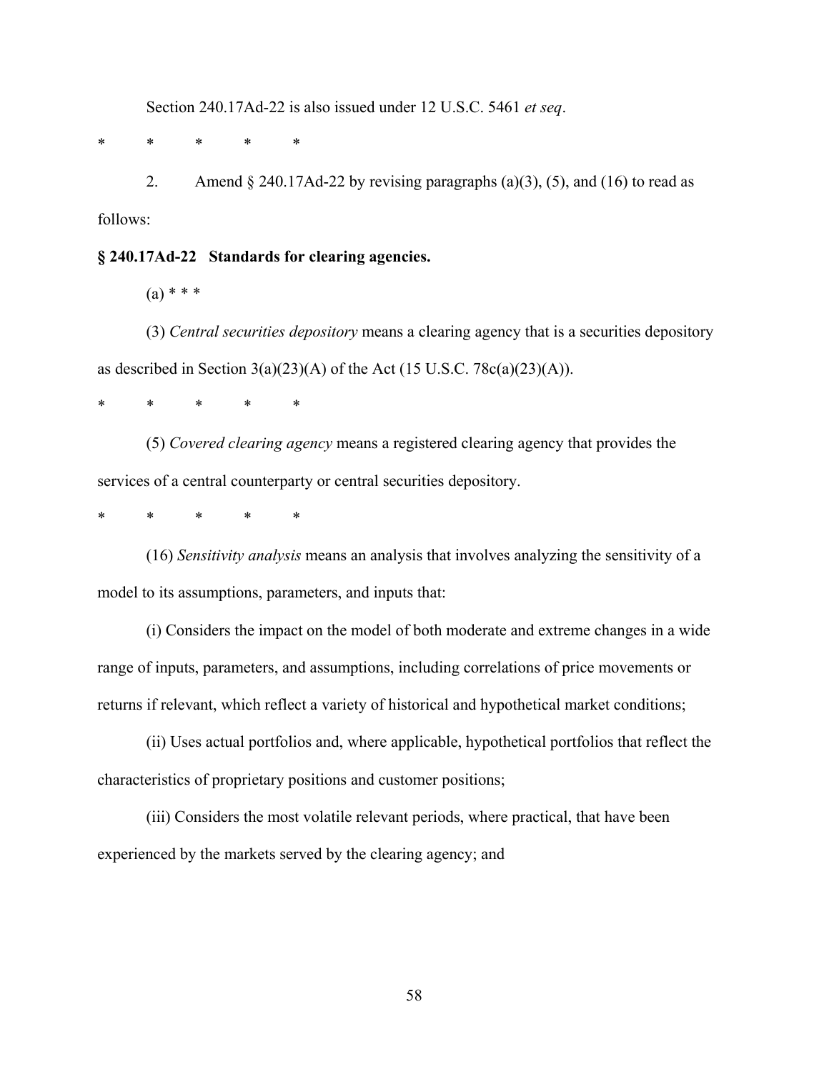Section 240.17Ad-22 is also issued under 12 U.S.C. 5461 *et seq*.

\*     \*     \*     \*     \*

2. Amend § 240.17Ad-22 by revising paragraphs (a)(3), (5), and (16) to read as follows:

**§ 240.17Ad-22 Standards for clearing agencies.**

(a) \* \* \*

(3) *Central securities depository* means a clearing agency that is a securities depository as described in Section 3(a)(23)(A) of the Act (15 U.S.C. 78c(a)(23)(A)).

\*     \*     \*     \*     \*

(5) *Covered clearing agency* means a registered clearing agency that provides the services of a central counterparty or central securities depository.

\*     \*     \*     \*     \*

(16) *Sensitivity analysis* means an analysis that involves analyzing the sensitivity of a model to its assumptions, parameters, and inputs that:

(i) Considers the impact on the model of both moderate and extreme changes in a wide range of inputs, parameters, and assumptions, including correlations of price movements or returns if relevant, which reflect a variety of historical and hypothetical market conditions;

(ii) Uses actual portfolios and, where applicable, hypothetical portfolios that reflect the characteristics of proprietary positions and customer positions;

(iii) Considers the most volatile relevant periods, where practical, that have been experienced by the markets served by the clearing agency; and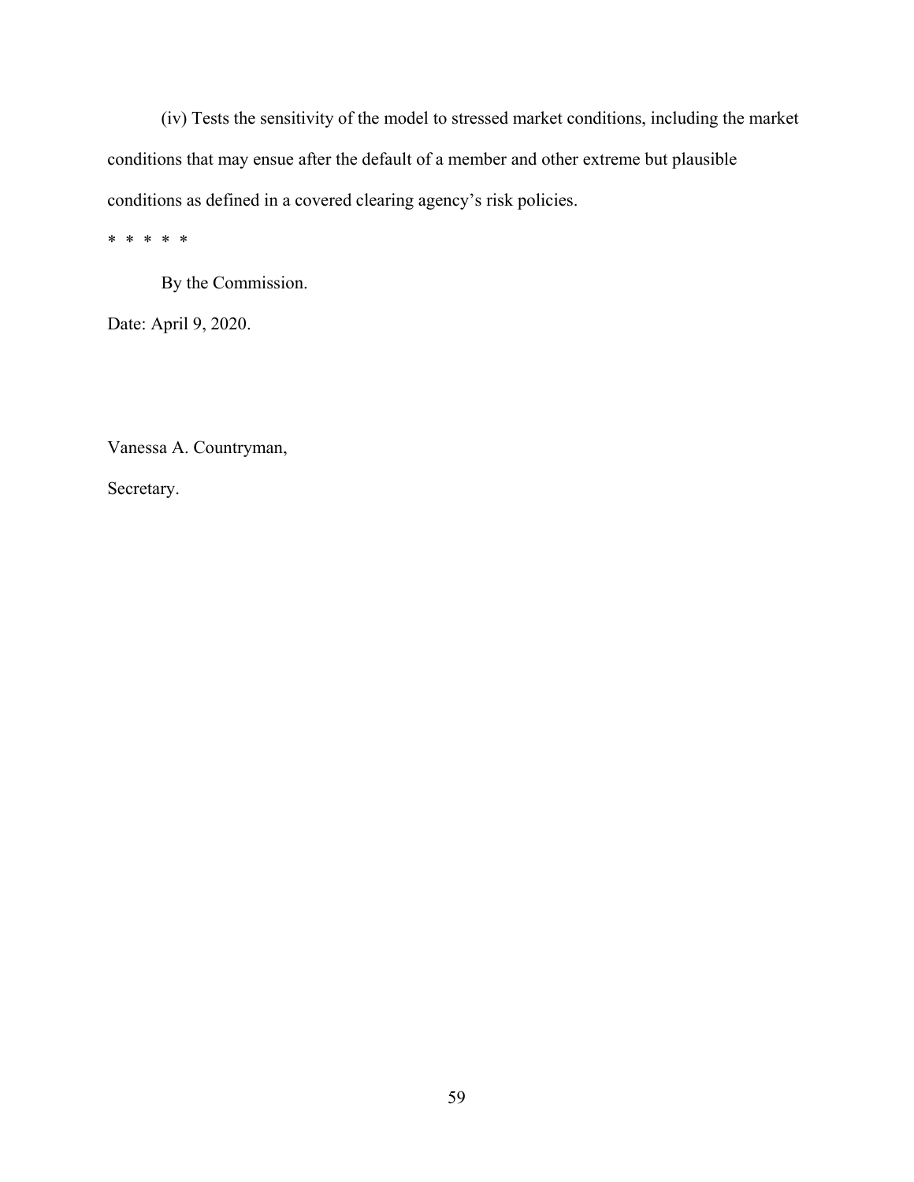(iv) Tests the sensitivity of the model to stressed market conditions, including the market conditions that may ensue after the default of a member and other extreme but plausible conditions as defined in a covered clearing agency's risk policies.

* * * * *

By the Commission.

Date: April 9, 2020.

Vanessa A. Countryman,

Secretary.